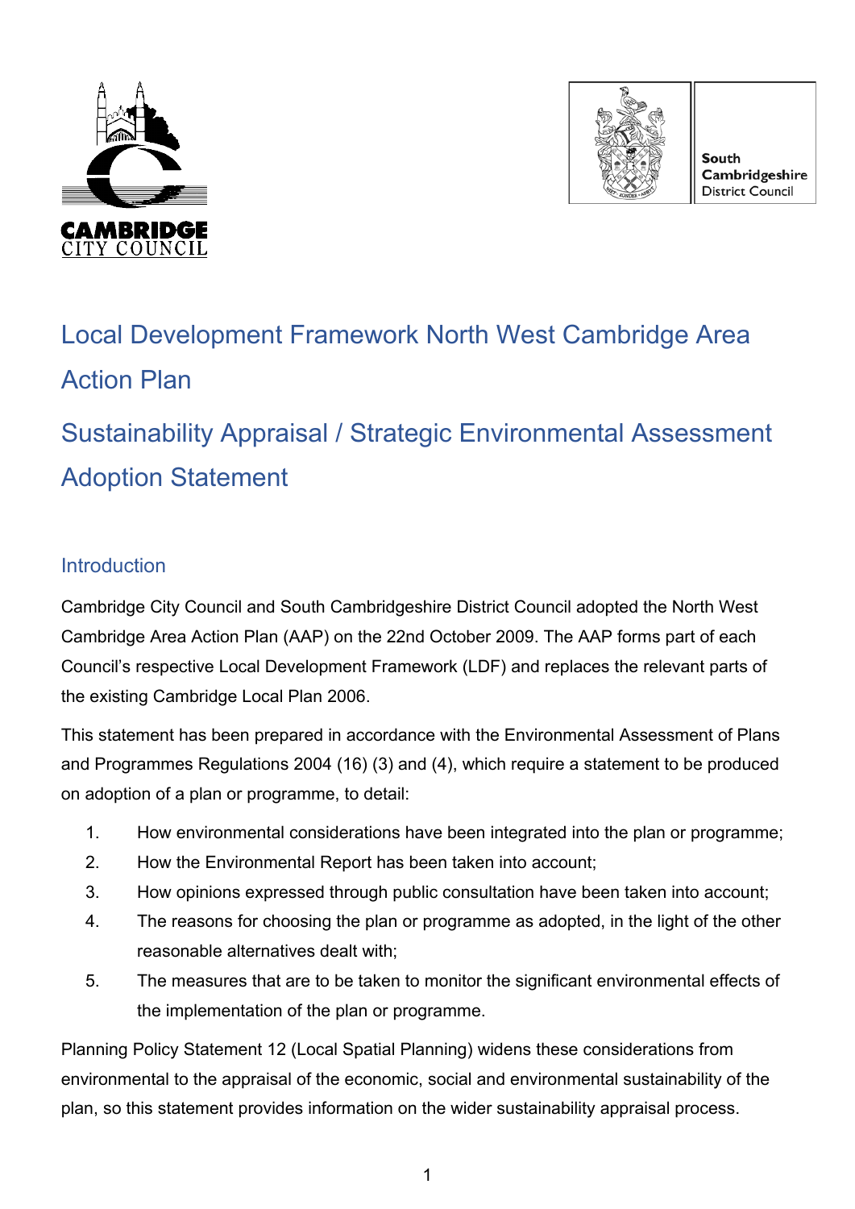# Local Development Framework North West Cambridge Area Action Plan

# Sustainability Appraisal / Strategic Environmental Assessment Adoption Statement

## Introduction

Cambridge City Council and South Cambridgeshire District Council adopted the North West Cambridge Area Action Plan (AAP) on the 22nd October 2009. The AAP forms part of each Council's respective Local Development Framework (LDF) and replaces the relevant parts of the existing Cambridge Local Plan 2006.

This statement has been prepared in accordance with the Environmental Assessment of Plans and Programmes Regulations 2004 (16) (3) and (4), which require a statement to be produced on adoption of a plan or programme, to detail:

1. How environmental considerations have been integrated into the plan or programme;
2. How the Environmental Report has been taken into account;
3. How opinions expressed through public consultation have been taken into account;
4. The reasons for choosing the plan or programme as adopted, in the light of the other reasonable alternatives dealt with;
5. The measures that are to be taken to monitor the significant environmental effects of the implementation of the plan or programme.

Planning Policy Statement 12 (Local Spatial Planning) widens these considerations from environmental to the appraisal of the economic, social and environmental sustainability of the plan, so this statement provides information on the wider sustainability appraisal process.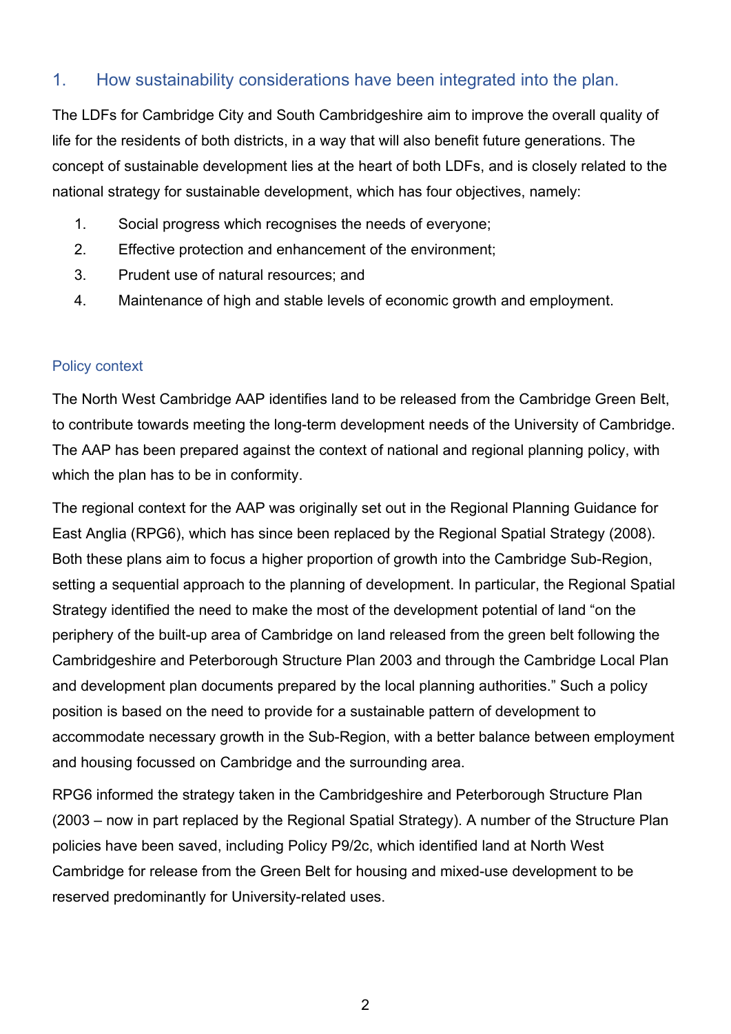## 1. How sustainability considerations have been integrated into the plan.

The LDFs for Cambridge City and South Cambridgeshire aim to improve the overall quality of life for the residents of both districts, in a way that will also benefit future generations. The concept of sustainable development lies at the heart of both LDFs, and is closely related to the national strategy for sustainable development, which has four objectives, namely:

1. Social progress which recognises the needs of everyone;
2. Effective protection and enhancement of the environment;
3. Prudent use of natural resources; and
4. Maintenance of high and stable levels of economic growth and employment.

### Policy context

The North West Cambridge AAP identifies land to be released from the Cambridge Green Belt, to contribute towards meeting the long-term development needs of the University of Cambridge. The AAP has been prepared against the context of national and regional planning policy, with which the plan has to be in conformity.

The regional context for the AAP was originally set out in the Regional Planning Guidance for East Anglia (RPG6), which has since been replaced by the Regional Spatial Strategy (2008). Both these plans aim to focus a higher proportion of growth into the Cambridge Sub-Region, setting a sequential approach to the planning of development. In particular, the Regional Spatial Strategy identified the need to make the most of the development potential of land "on the periphery of the built-up area of Cambridge on land released from the green belt following the Cambridgeshire and Peterborough Structure Plan 2003 and through the Cambridge Local Plan and development plan documents prepared by the local planning authorities." Such a policy position is based on the need to provide for a sustainable pattern of development to accommodate necessary growth in the Sub-Region, with a better balance between employment and housing focussed on Cambridge and the surrounding area.

RPG6 informed the strategy taken in the Cambridgeshire and Peterborough Structure Plan (2003 – now in part replaced by the Regional Spatial Strategy). A number of the Structure Plan policies have been saved, including Policy P9/2c, which identified land at North West Cambridge for release from the Green Belt for housing and mixed-use development to be reserved predominantly for University-related uses.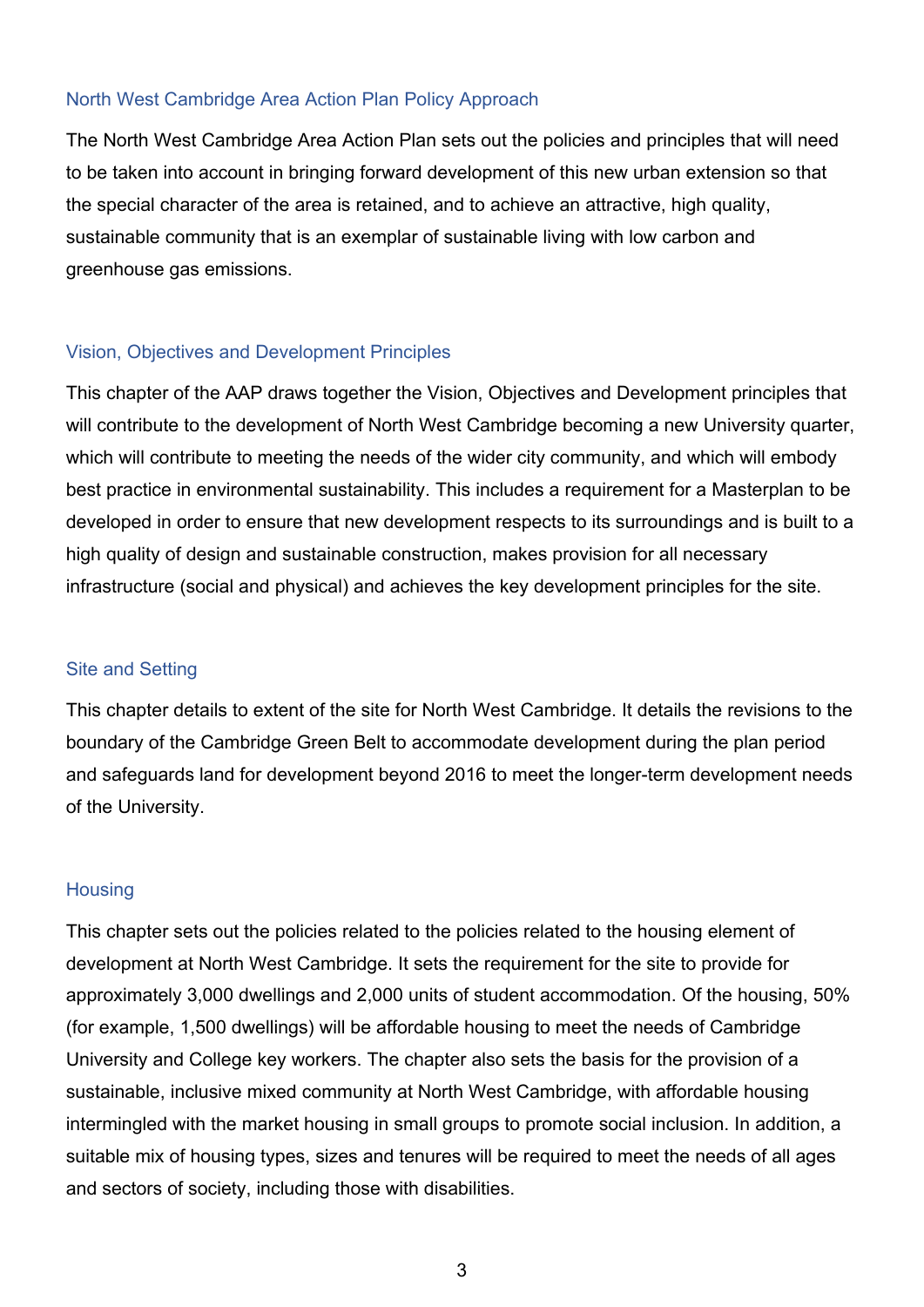## North West Cambridge Area Action Plan Policy Approach

The North West Cambridge Area Action Plan sets out the policies and principles that will need to be taken into account in bringing forward development of this new urban extension so that the special character of the area is retained, and to achieve an attractive, high quality, sustainable community that is an exemplar of sustainable living with low carbon and greenhouse gas emissions.

## Vision, Objectives and Development Principles

This chapter of the AAP draws together the Vision, Objectives and Development principles that will contribute to the development of North West Cambridge becoming a new University quarter, which will contribute to meeting the needs of the wider city community, and which will embody best practice in environmental sustainability. This includes a requirement for a Masterplan to be developed in order to ensure that new development respects to its surroundings and is built to a high quality of design and sustainable construction, makes provision for all necessary infrastructure (social and physical) and achieves the key development principles for the site.

## Site and Setting

This chapter details to extent of the site for North West Cambridge. It details the revisions to the boundary of the Cambridge Green Belt to accommodate development during the plan period and safeguards land for development beyond 2016 to meet the longer-term development needs of the University.

## Housing

This chapter sets out the policies related to the policies related to the housing element of development at North West Cambridge. It sets the requirement for the site to provide for approximately 3,000 dwellings and 2,000 units of student accommodation. Of the housing, 50% (for example, 1,500 dwellings) will be affordable housing to meet the needs of Cambridge University and College key workers. The chapter also sets the basis for the provision of a sustainable, inclusive mixed community at North West Cambridge, with affordable housing intermingled with the market housing in small groups to promote social inclusion. In addition, a suitable mix of housing types, sizes and tenures will be required to meet the needs of all ages and sectors of society, including those with disabilities.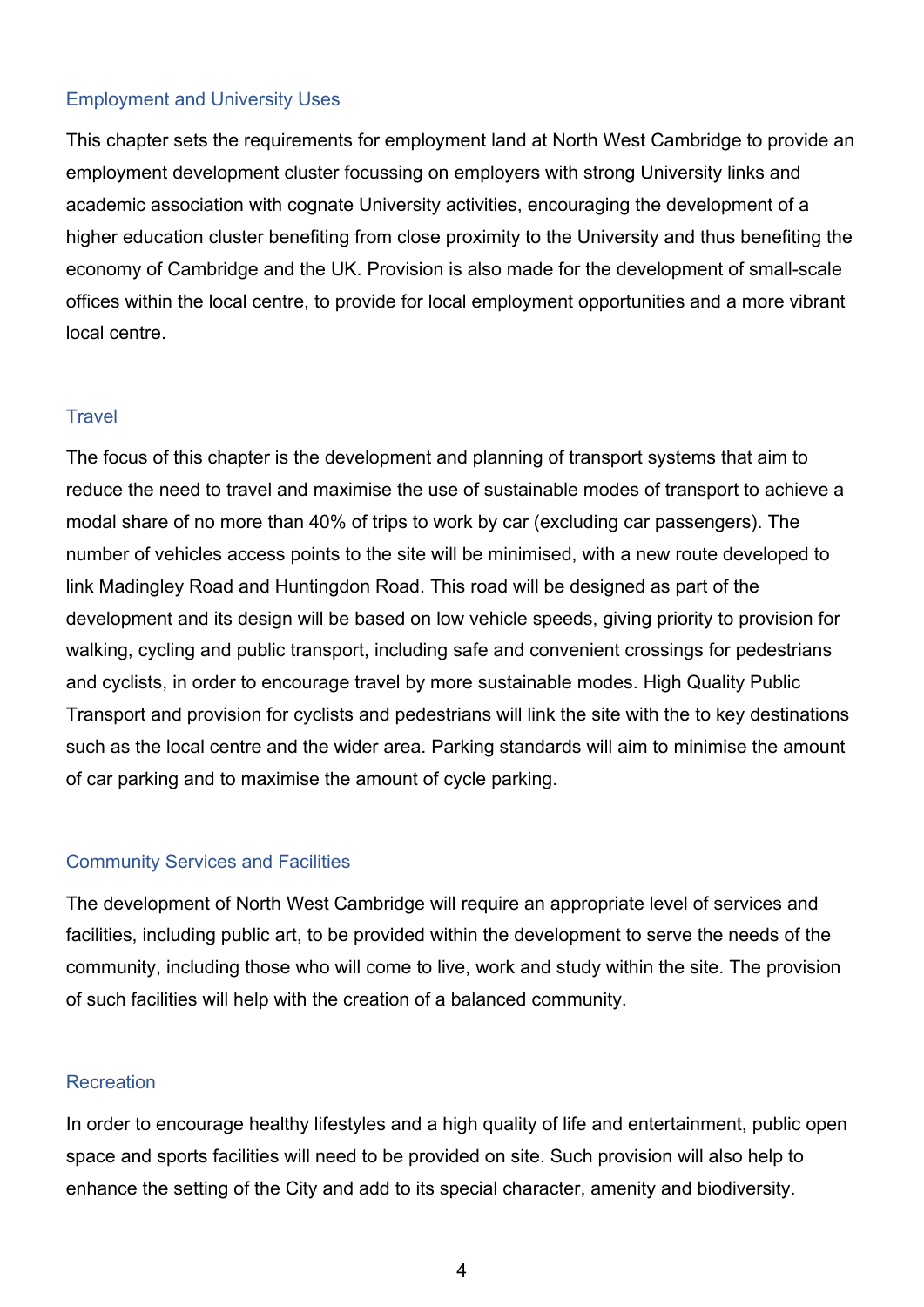## Employment and University Uses

This chapter sets the requirements for employment land at North West Cambridge to provide an employment development cluster focussing on employers with strong University links and academic association with cognate University activities, encouraging the development of a higher education cluster benefiting from close proximity to the University and thus benefiting the economy of Cambridge and the UK. Provision is also made for the development of small-scale offices within the local centre, to provide for local employment opportunities and a more vibrant local centre.

## Travel

The focus of this chapter is the development and planning of transport systems that aim to reduce the need to travel and maximise the use of sustainable modes of transport to achieve a modal share of no more than 40% of trips to work by car (excluding car passengers). The number of vehicles access points to the site will be minimised, with a new route developed to link Madingley Road and Huntingdon Road. This road will be designed as part of the development and its design will be based on low vehicle speeds, giving priority to provision for walking, cycling and public transport, including safe and convenient crossings for pedestrians and cyclists, in order to encourage travel by more sustainable modes. High Quality Public Transport and provision for cyclists and pedestrians will link the site with the to key destinations such as the local centre and the wider area. Parking standards will aim to minimise the amount of car parking and to maximise the amount of cycle parking.

## Community Services and Facilities

The development of North West Cambridge will require an appropriate level of services and facilities, including public art, to be provided within the development to serve the needs of the community, including those who will come to live, work and study within the site. The provision of such facilities will help with the creation of a balanced community.

## Recreation

In order to encourage healthy lifestyles and a high quality of life and entertainment, public open space and sports facilities will need to be provided on site. Such provision will also help to enhance the setting of the City and add to its special character, amenity and biodiversity.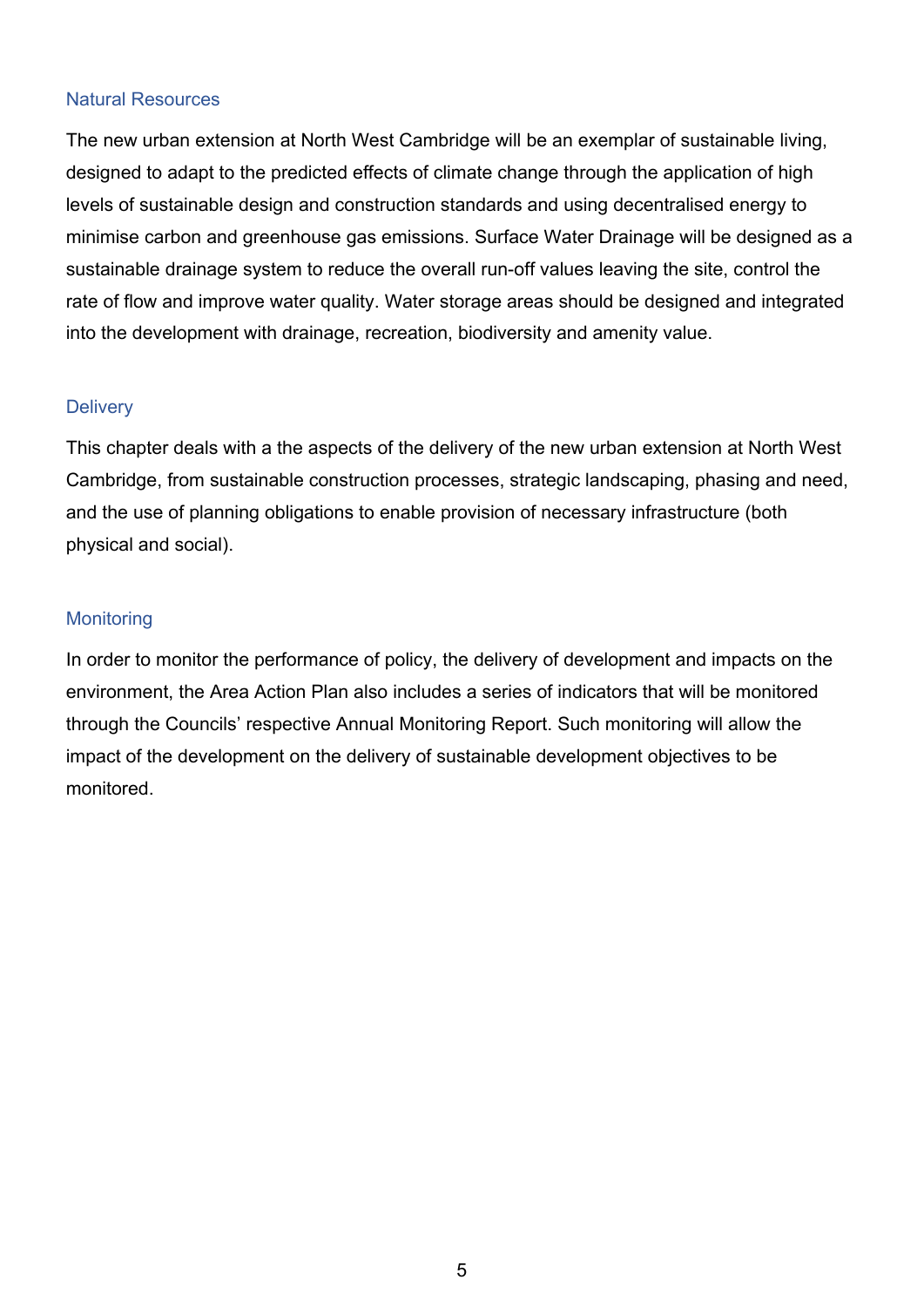## Natural Resources

The new urban extension at North West Cambridge will be an exemplar of sustainable living, designed to adapt to the predicted effects of climate change through the application of high levels of sustainable design and construction standards and using decentralised energy to minimise carbon and greenhouse gas emissions. Surface Water Drainage will be designed as a sustainable drainage system to reduce the overall run-off values leaving the site, control the rate of flow and improve water quality. Water storage areas should be designed and integrated into the development with drainage, recreation, biodiversity and amenity value.

## Delivery

This chapter deals with a the aspects of the delivery of the new urban extension at North West Cambridge, from sustainable construction processes, strategic landscaping, phasing and need, and the use of planning obligations to enable provision of necessary infrastructure (both physical and social).

## Monitoring

In order to monitor the performance of policy, the delivery of development and impacts on the environment, the Area Action Plan also includes a series of indicators that will be monitored through the Councils' respective Annual Monitoring Report. Such monitoring will allow the impact of the development on the delivery of sustainable development objectives to be monitored.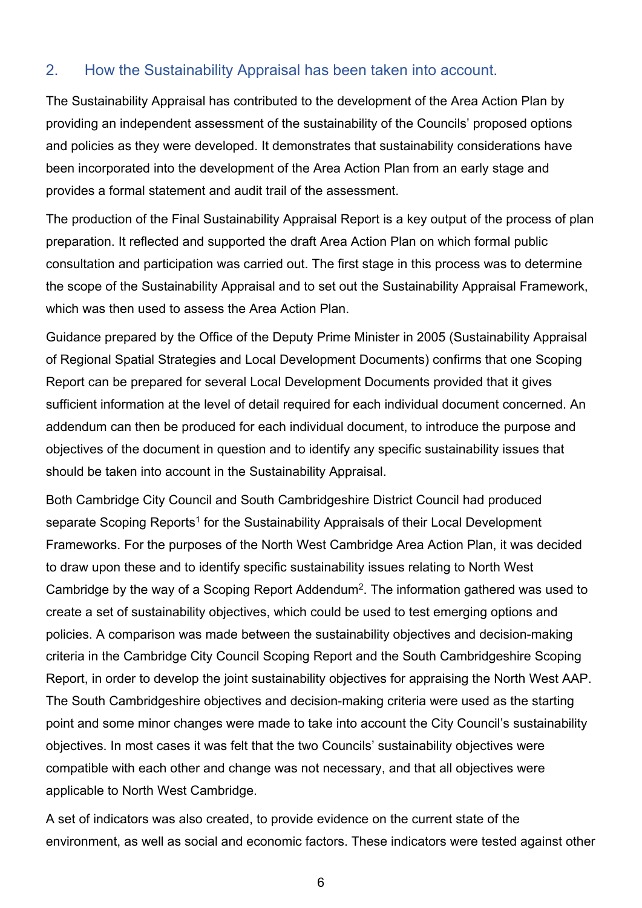## 2. How the Sustainability Appraisal has been taken into account.

The Sustainability Appraisal has contributed to the development of the Area Action Plan by providing an independent assessment of the sustainability of the Councils' proposed options and policies as they were developed. It demonstrates that sustainability considerations have been incorporated into the development of the Area Action Plan from an early stage and provides a formal statement and audit trail of the assessment.

The production of the Final Sustainability Appraisal Report is a key output of the process of plan preparation. It reflected and supported the draft Area Action Plan on which formal public consultation and participation was carried out. The first stage in this process was to determine the scope of the Sustainability Appraisal and to set out the Sustainability Appraisal Framework, which was then used to assess the Area Action Plan.

Guidance prepared by the Office of the Deputy Prime Minister in 2005 (Sustainability Appraisal of Regional Spatial Strategies and Local Development Documents) confirms that one Scoping Report can be prepared for several Local Development Documents provided that it gives sufficient information at the level of detail required for each individual document concerned. An addendum can then be produced for each individual document, to introduce the purpose and objectives of the document in question and to identify any specific sustainability issues that should be taken into account in the Sustainability Appraisal.

Both Cambridge City Council and South Cambridgeshire District Council had produced separate Scoping Reports[1] for the Sustainability Appraisals of their Local Development Frameworks. For the purposes of the North West Cambridge Area Action Plan, it was decided to draw upon these and to identify specific sustainability issues relating to North West Cambridge by the way of a Scoping Report Addendum[2]. The information gathered was used to create a set of sustainability objectives, which could be used to test emerging options and policies. A comparison was made between the sustainability objectives and decision-making criteria in the Cambridge City Council Scoping Report and the South Cambridgeshire Scoping Report, in order to develop the joint sustainability objectives for appraising the North West AAP. The South Cambridgeshire objectives and decision-making criteria were used as the starting point and some minor changes were made to take into account the City Council's sustainability objectives. In most cases it was felt that the two Councils' sustainability objectives were compatible with each other and change was not necessary, and that all objectives were applicable to North West Cambridge.

A set of indicators was also created, to provide evidence on the current state of the environment, as well as social and economic factors. These indicators were tested against other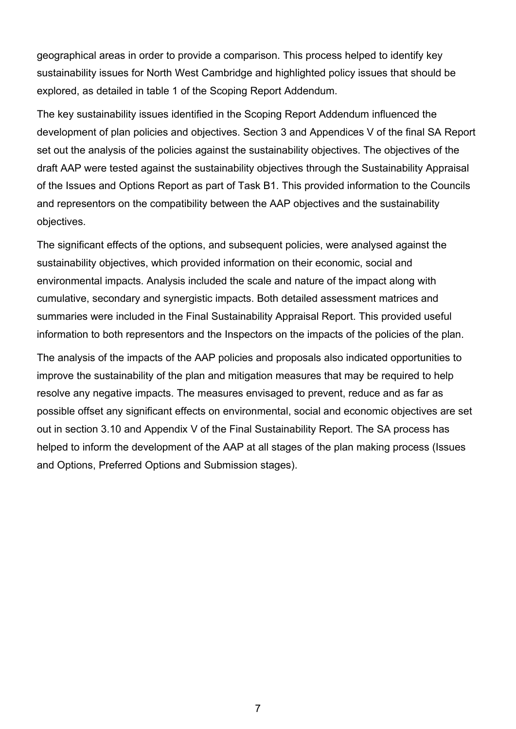geographical areas in order to provide a comparison. This process helped to identify key sustainability issues for North West Cambridge and highlighted policy issues that should be explored, as detailed in table 1 of the Scoping Report Addendum.

The key sustainability issues identified in the Scoping Report Addendum influenced the development of plan policies and objectives. Section 3 and Appendices V of the final SA Report set out the analysis of the policies against the sustainability objectives. The objectives of the draft AAP were tested against the sustainability objectives through the Sustainability Appraisal of the Issues and Options Report as part of Task B1. This provided information to the Councils and representors on the compatibility between the AAP objectives and the sustainability objectives.

The significant effects of the options, and subsequent policies, were analysed against the sustainability objectives, which provided information on their economic, social and environmental impacts. Analysis included the scale and nature of the impact along with cumulative, secondary and synergistic impacts. Both detailed assessment matrices and summaries were included in the Final Sustainability Appraisal Report. This provided useful information to both representors and the Inspectors on the impacts of the policies of the plan.

The analysis of the impacts of the AAP policies and proposals also indicated opportunities to improve the sustainability of the plan and mitigation measures that may be required to help resolve any negative impacts. The measures envisaged to prevent, reduce and as far as possible offset any significant effects on environmental, social and economic objectives are set out in section 3.10 and Appendix V of the Final Sustainability Report. The SA process has helped to inform the development of the AAP at all stages of the plan making process (Issues and Options, Preferred Options and Submission stages).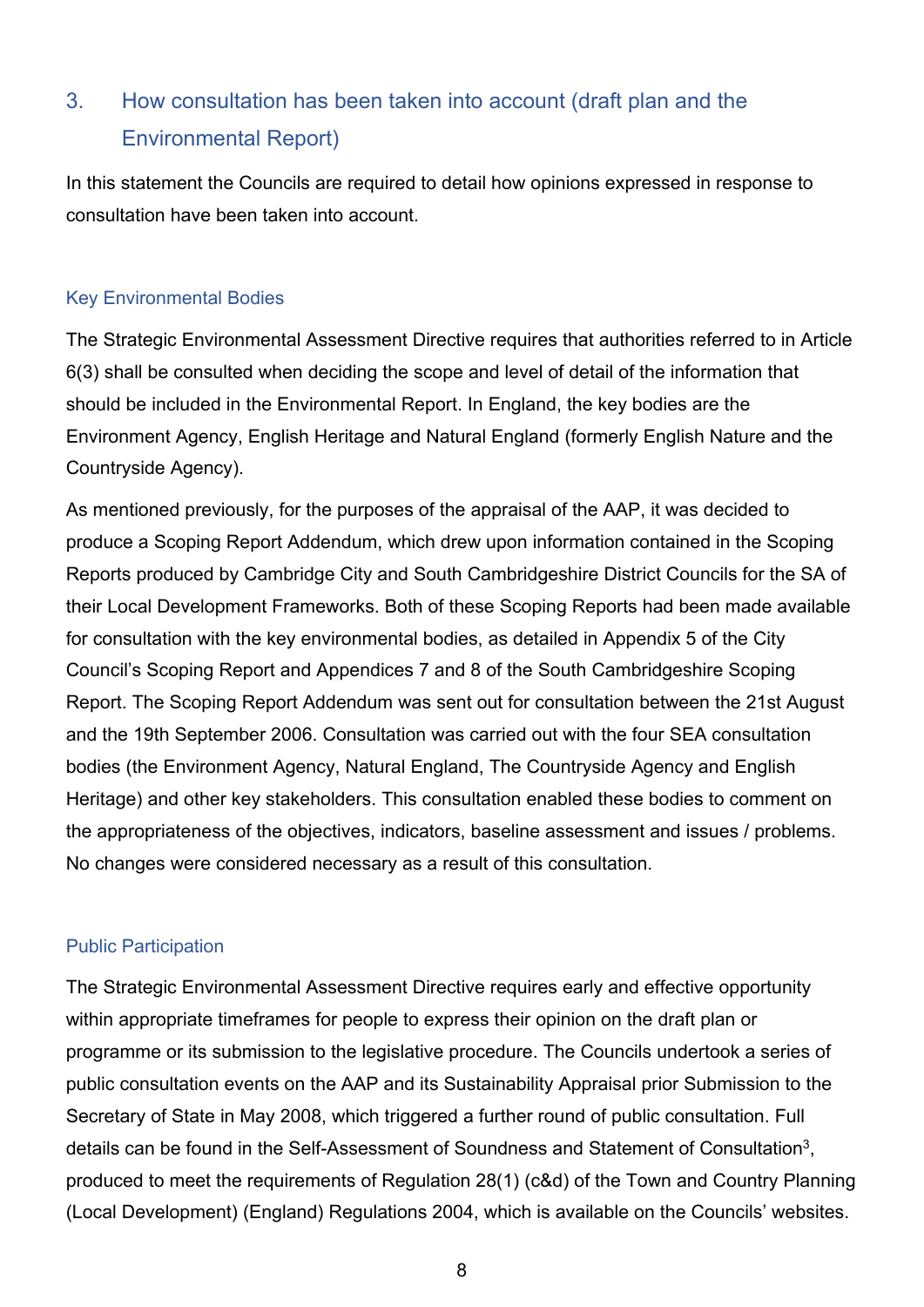## 3. How consultation has been taken into account (draft plan and the Environmental Report)

In this statement the Councils are required to detail how opinions expressed in response to consultation have been taken into account.

### Key Environmental Bodies

The Strategic Environmental Assessment Directive requires that authorities referred to in Article 6(3) shall be consulted when deciding the scope and level of detail of the information that should be included in the Environmental Report. In England, the key bodies are the Environment Agency, English Heritage and Natural England (formerly English Nature and the Countryside Agency).

As mentioned previously, for the purposes of the appraisal of the AAP, it was decided to produce a Scoping Report Addendum, which drew upon information contained in the Scoping Reports produced by Cambridge City and South Cambridgeshire District Councils for the SA of their Local Development Frameworks. Both of these Scoping Reports had been made available for consultation with the key environmental bodies, as detailed in Appendix 5 of the City Council's Scoping Report and Appendices 7 and 8 of the South Cambridgeshire Scoping Report. The Scoping Report Addendum was sent out for consultation between the 21st August and the 19th September 2006. Consultation was carried out with the four SEA consultation bodies (the Environment Agency, Natural England, The Countryside Agency and English Heritage) and other key stakeholders. This consultation enabled these bodies to comment on the appropriateness of the objectives, indicators, baseline assessment and issues / problems. No changes were considered necessary as a result of this consultation.

### Public Participation

The Strategic Environmental Assessment Directive requires early and effective opportunity within appropriate timeframes for people to express their opinion on the draft plan or programme or its submission to the legislative procedure. The Councils undertook a series of public consultation events on the AAP and its Sustainability Appraisal prior Submission to the Secretary of State in May 2008, which triggered a further round of public consultation. Full details can be found in the Self-Assessment of Soundness and Statement of Consultation[3], produced to meet the requirements of Regulation 28(1) (c&d) of the Town and Country Planning (Local Development) (England) Regulations 2004, which is available on the Councils' websites.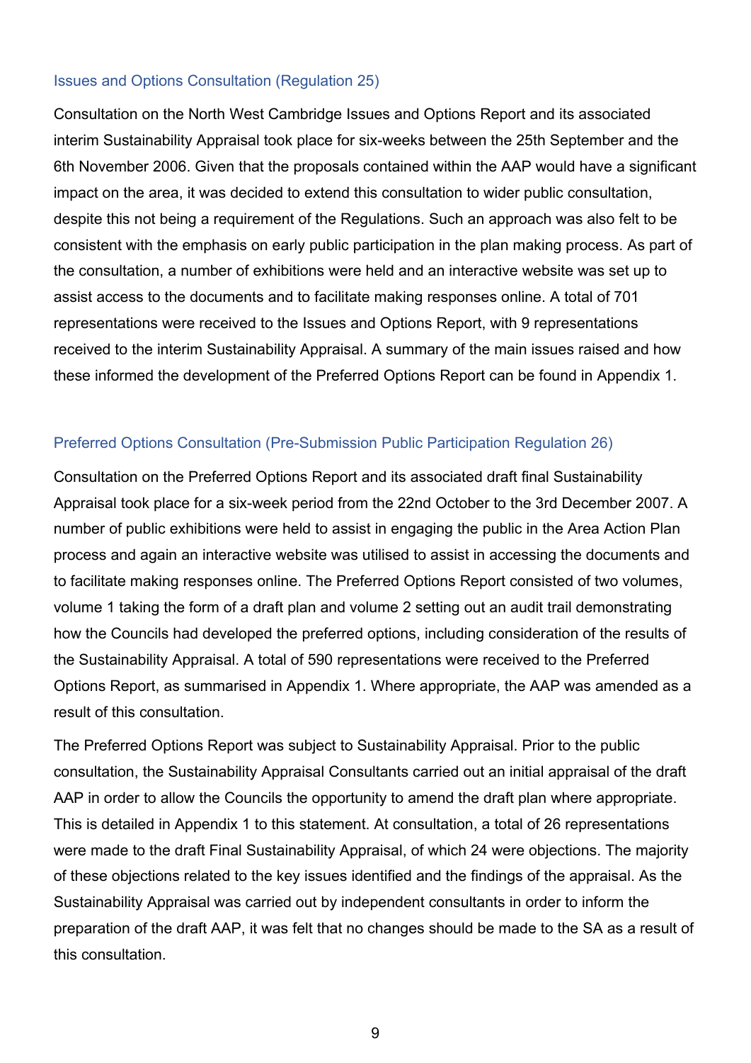### Issues and Options Consultation (Regulation 25)

Consultation on the North West Cambridge Issues and Options Report and its associated interim Sustainability Appraisal took place for six-weeks between the 25th September and the 6th November 2006. Given that the proposals contained within the AAP would have a significant impact on the area, it was decided to extend this consultation to wider public consultation, despite this not being a requirement of the Regulations. Such an approach was also felt to be consistent with the emphasis on early public participation in the plan making process. As part of the consultation, a number of exhibitions were held and an interactive website was set up to assist access to the documents and to facilitate making responses online. A total of 701 representations were received to the Issues and Options Report, with 9 representations received to the interim Sustainability Appraisal. A summary of the main issues raised and how these informed the development of the Preferred Options Report can be found in Appendix 1.

### Preferred Options Consultation (Pre-Submission Public Participation Regulation 26)

Consultation on the Preferred Options Report and its associated draft final Sustainability Appraisal took place for a six-week period from the 22nd October to the 3rd December 2007. A number of public exhibitions were held to assist in engaging the public in the Area Action Plan process and again an interactive website was utilised to assist in accessing the documents and to facilitate making responses online. The Preferred Options Report consisted of two volumes, volume 1 taking the form of a draft plan and volume 2 setting out an audit trail demonstrating how the Councils had developed the preferred options, including consideration of the results of the Sustainability Appraisal. A total of 590 representations were received to the Preferred Options Report, as summarised in Appendix 1. Where appropriate, the AAP was amended as a result of this consultation.

The Preferred Options Report was subject to Sustainability Appraisal. Prior to the public consultation, the Sustainability Appraisal Consultants carried out an initial appraisal of the draft AAP in order to allow the Councils the opportunity to amend the draft plan where appropriate. This is detailed in Appendix 1 to this statement. At consultation, a total of 26 representations were made to the draft Final Sustainability Appraisal, of which 24 were objections. The majority of these objections related to the key issues identified and the findings of the appraisal. As the Sustainability Appraisal was carried out by independent consultants in order to inform the preparation of the draft AAP, it was felt that no changes should be made to the SA as a result of this consultation.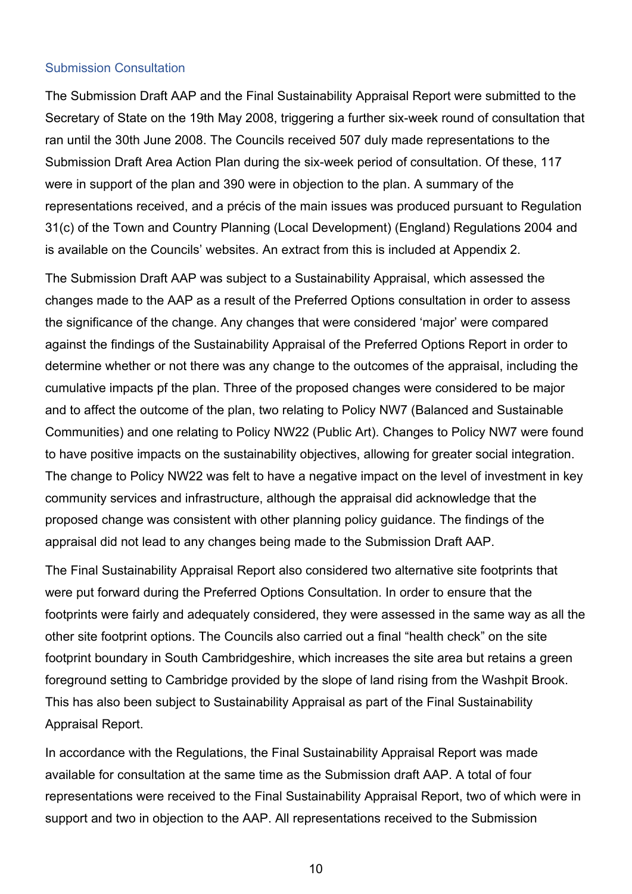### Submission Consultation

The Submission Draft AAP and the Final Sustainability Appraisal Report were submitted to the Secretary of State on the 19th May 2008, triggering a further six-week round of consultation that ran until the 30th June 2008. The Councils received 507 duly made representations to the Submission Draft Area Action Plan during the six-week period of consultation. Of these, 117 were in support of the plan and 390 were in objection to the plan. A summary of the representations received, and a précis of the main issues was produced pursuant to Regulation 31(c) of the Town and Country Planning (Local Development) (England) Regulations 2004 and is available on the Councils' websites. An extract from this is included at Appendix 2.

The Submission Draft AAP was subject to a Sustainability Appraisal, which assessed the changes made to the AAP as a result of the Preferred Options consultation in order to assess the significance of the change. Any changes that were considered 'major' were compared against the findings of the Sustainability Appraisal of the Preferred Options Report in order to determine whether or not there was any change to the outcomes of the appraisal, including the cumulative impacts pf the plan. Three of the proposed changes were considered to be major and to affect the outcome of the plan, two relating to Policy NW7 (Balanced and Sustainable Communities) and one relating to Policy NW22 (Public Art). Changes to Policy NW7 were found to have positive impacts on the sustainability objectives, allowing for greater social integration. The change to Policy NW22 was felt to have a negative impact on the level of investment in key community services and infrastructure, although the appraisal did acknowledge that the proposed change was consistent with other planning policy guidance. The findings of the appraisal did not lead to any changes being made to the Submission Draft AAP.

The Final Sustainability Appraisal Report also considered two alternative site footprints that were put forward during the Preferred Options Consultation. In order to ensure that the footprints were fairly and adequately considered, they were assessed in the same way as all the other site footprint options. The Councils also carried out a final "health check" on the site footprint boundary in South Cambridgeshire, which increases the site area but retains a green foreground setting to Cambridge provided by the slope of land rising from the Washpit Brook. This has also been subject to Sustainability Appraisal as part of the Final Sustainability Appraisal Report.

In accordance with the Regulations, the Final Sustainability Appraisal Report was made available for consultation at the same time as the Submission draft AAP. A total of four representations were received to the Final Sustainability Appraisal Report, two of which were in support and two in objection to the AAP. All representations received to the Submission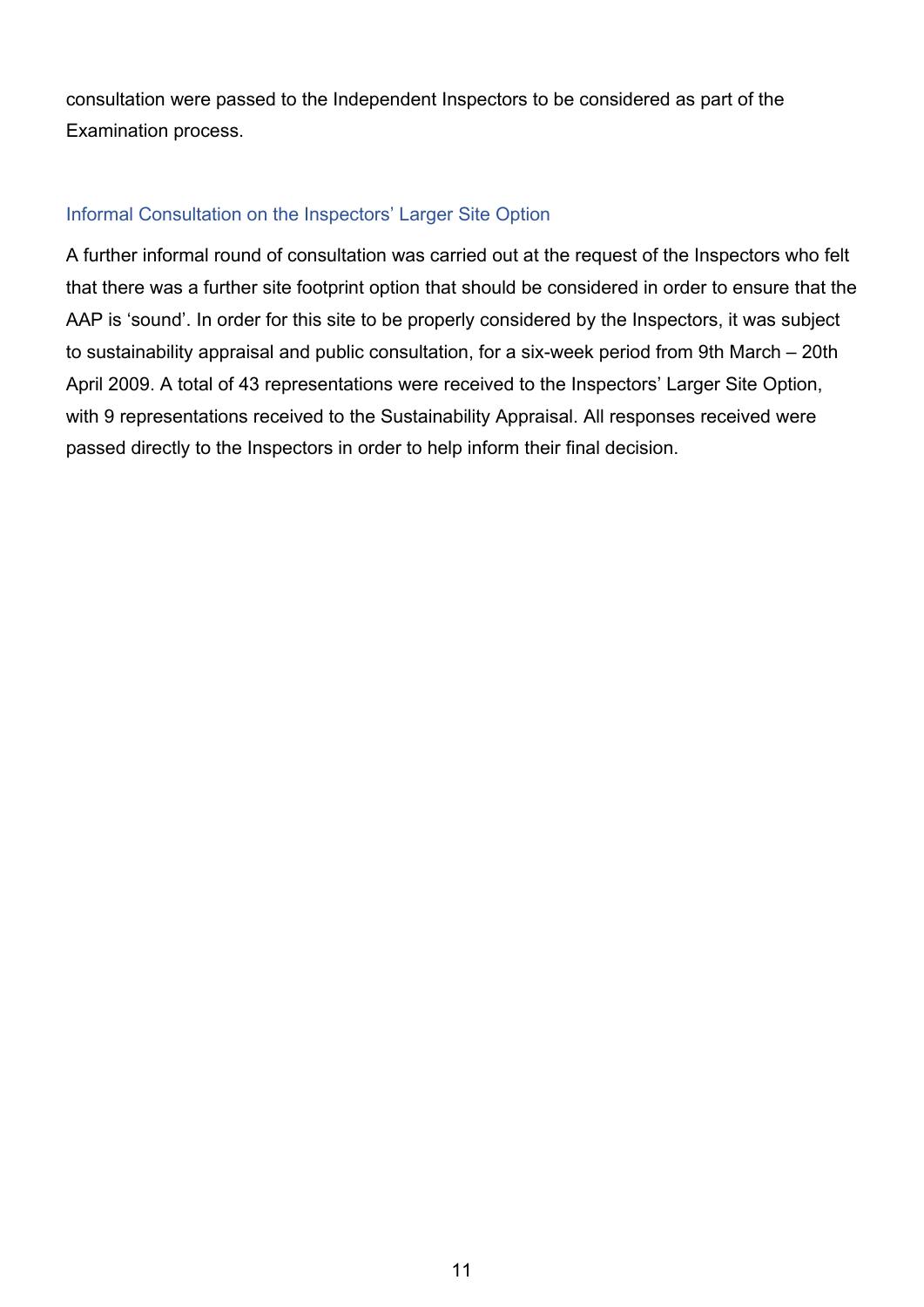consultation were passed to the Independent Inspectors to be considered as part of the Examination process.

### Informal Consultation on the Inspectors' Larger Site Option

A further informal round of consultation was carried out at the request of the Inspectors who felt that there was a further site footprint option that should be considered in order to ensure that the AAP is 'sound'. In order for this site to be properly considered by the Inspectors, it was subject to sustainability appraisal and public consultation, for a six-week period from 9th March – 20th April 2009. A total of 43 representations were received to the Inspectors' Larger Site Option, with 9 representations received to the Sustainability Appraisal. All responses received were passed directly to the Inspectors in order to help inform their final decision.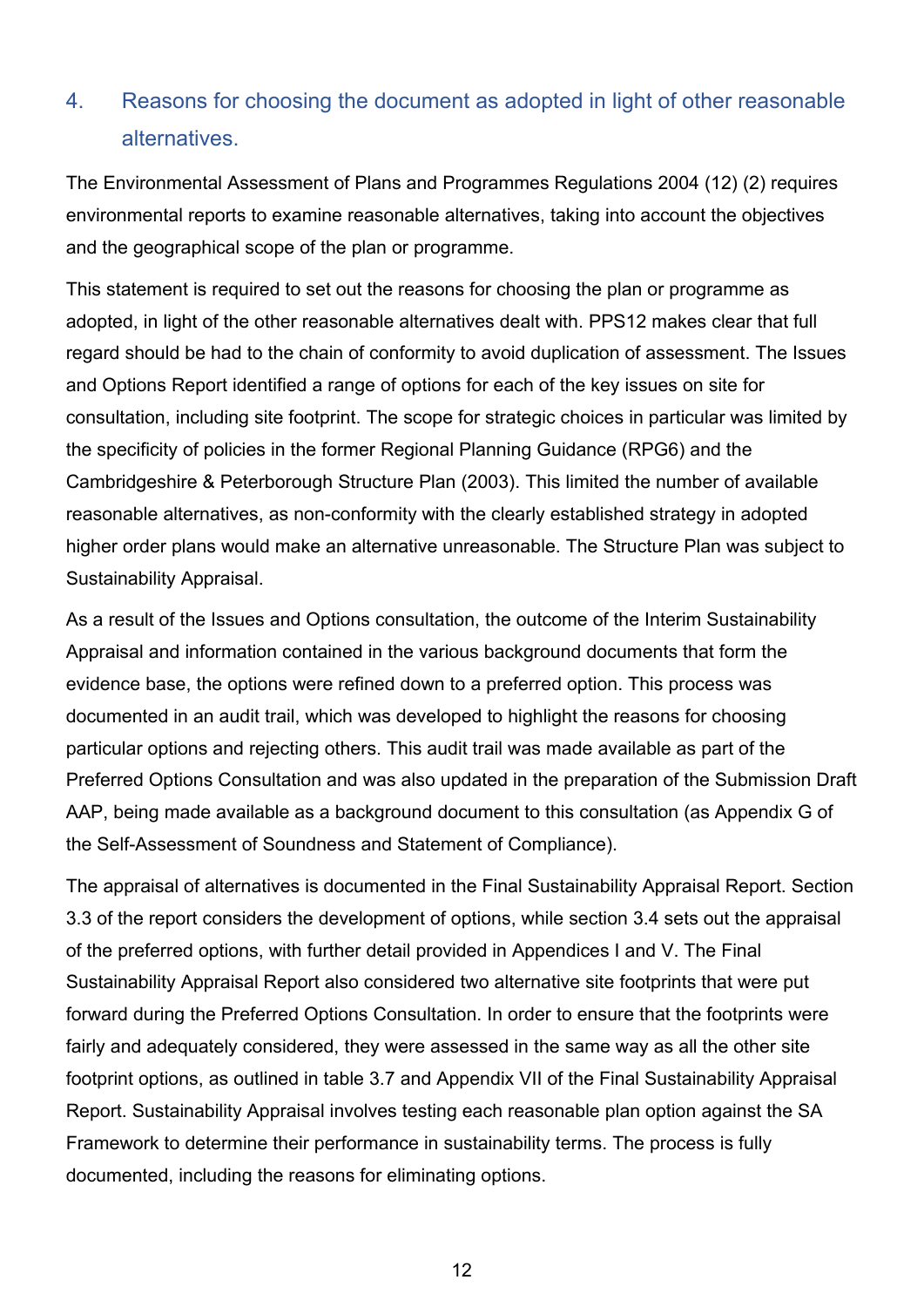## 4. Reasons for choosing the document as adopted in light of other reasonable alternatives.

The Environmental Assessment of Plans and Programmes Regulations 2004 (12) (2) requires environmental reports to examine reasonable alternatives, taking into account the objectives and the geographical scope of the plan or programme.

This statement is required to set out the reasons for choosing the plan or programme as adopted, in light of the other reasonable alternatives dealt with. PPS12 makes clear that full regard should be had to the chain of conformity to avoid duplication of assessment. The Issues and Options Report identified a range of options for each of the key issues on site for consultation, including site footprint. The scope for strategic choices in particular was limited by the specificity of policies in the former Regional Planning Guidance (RPG6) and the Cambridgeshire & Peterborough Structure Plan (2003). This limited the number of available reasonable alternatives, as non-conformity with the clearly established strategy in adopted higher order plans would make an alternative unreasonable. The Structure Plan was subject to Sustainability Appraisal.

As a result of the Issues and Options consultation, the outcome of the Interim Sustainability Appraisal and information contained in the various background documents that form the evidence base, the options were refined down to a preferred option. This process was documented in an audit trail, which was developed to highlight the reasons for choosing particular options and rejecting others. This audit trail was made available as part of the Preferred Options Consultation and was also updated in the preparation of the Submission Draft AAP, being made available as a background document to this consultation (as Appendix G of the Self-Assessment of Soundness and Statement of Compliance).

The appraisal of alternatives is documented in the Final Sustainability Appraisal Report. Section 3.3 of the report considers the development of options, while section 3.4 sets out the appraisal of the preferred options, with further detail provided in Appendices I and V. The Final Sustainability Appraisal Report also considered two alternative site footprints that were put forward during the Preferred Options Consultation. In order to ensure that the footprints were fairly and adequately considered, they were assessed in the same way as all the other site footprint options, as outlined in table 3.7 and Appendix VII of the Final Sustainability Appraisal Report. Sustainability Appraisal involves testing each reasonable plan option against the SA Framework to determine their performance in sustainability terms. The process is fully documented, including the reasons for eliminating options.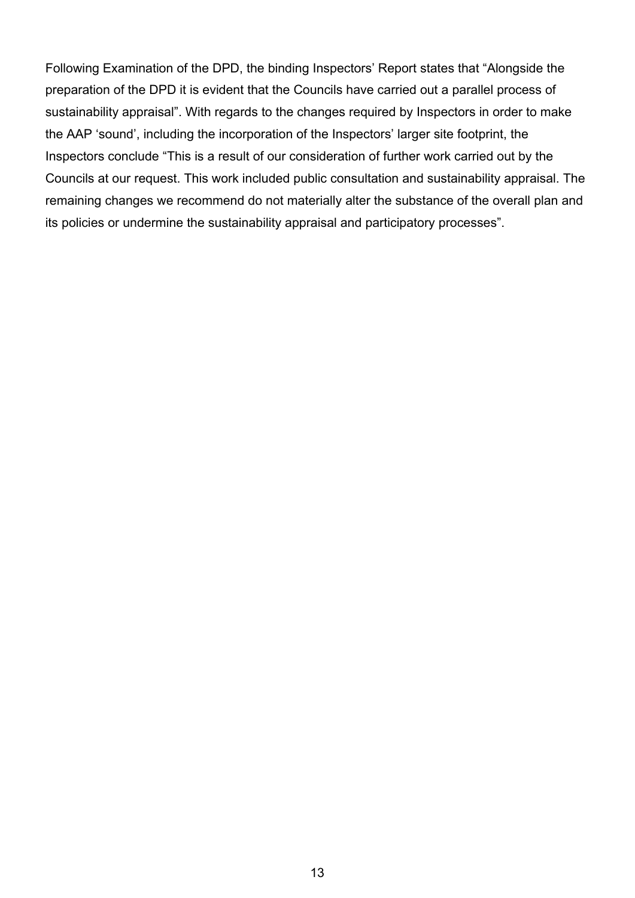Following Examination of the DPD, the binding Inspectors' Report states that "Alongside the preparation of the DPD it is evident that the Councils have carried out a parallel process of sustainability appraisal". With regards to the changes required by Inspectors in order to make the AAP 'sound', including the incorporation of the Inspectors' larger site footprint, the Inspectors conclude "This is a result of our consideration of further work carried out by the Councils at our request. This work included public consultation and sustainability appraisal. The remaining changes we recommend do not materially alter the substance of the overall plan and its policies or undermine the sustainability appraisal and participatory processes".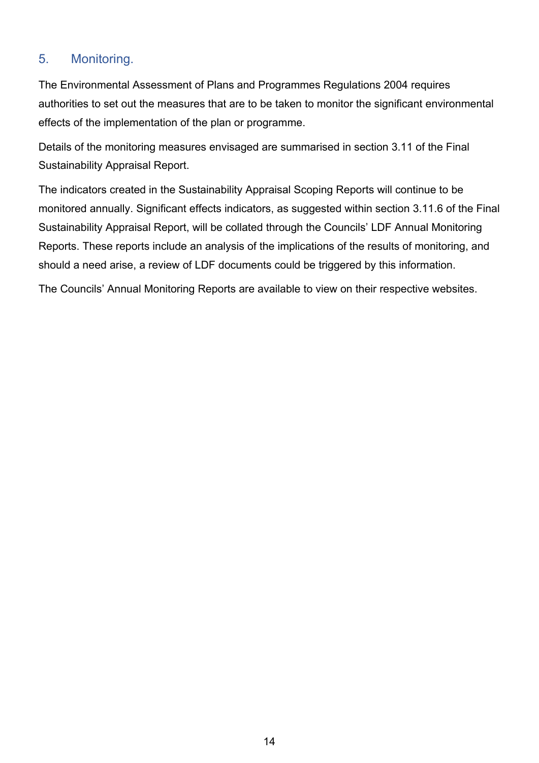## 5. Monitoring.

The Environmental Assessment of Plans and Programmes Regulations 2004 requires authorities to set out the measures that are to be taken to monitor the significant environmental effects of the implementation of the plan or programme.

Details of the monitoring measures envisaged are summarised in section 3.11 of the Final Sustainability Appraisal Report.

The indicators created in the Sustainability Appraisal Scoping Reports will continue to be monitored annually. Significant effects indicators, as suggested within section 3.11.6 of the Final Sustainability Appraisal Report, will be collated through the Councils' LDF Annual Monitoring Reports. These reports include an analysis of the implications of the results of monitoring, and should a need arise, a review of LDF documents could be triggered by this information.

The Councils' Annual Monitoring Reports are available to view on their respective websites.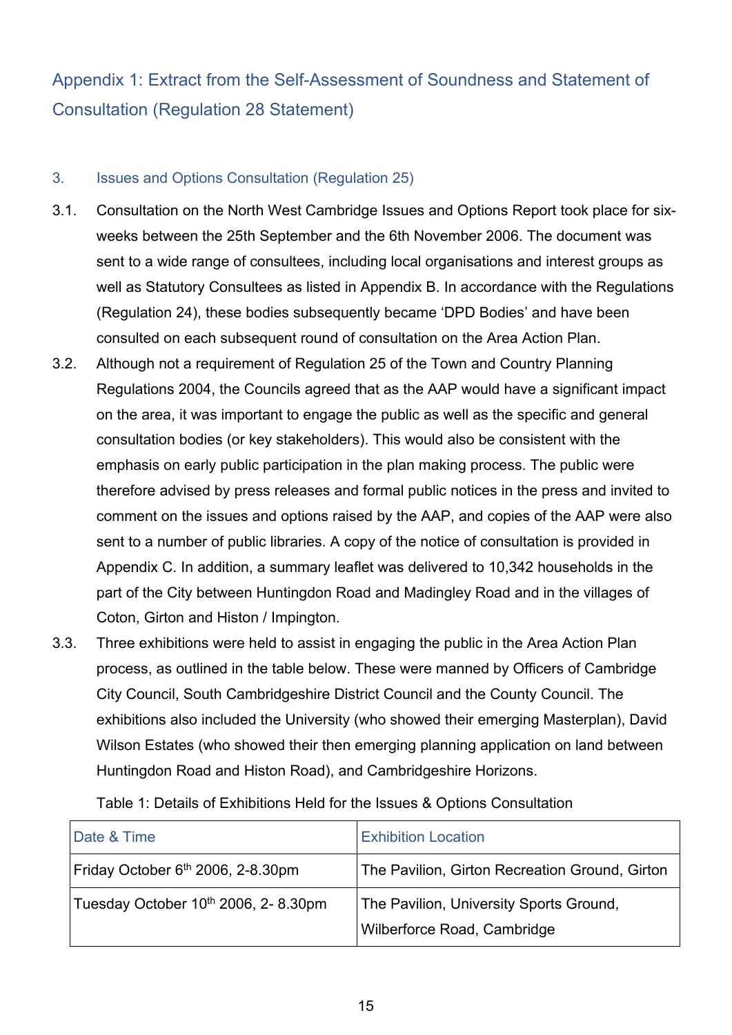## Appendix 1: Extract from the Self-Assessment of Soundness and Statement of Consultation (Regulation 28 Statement)

### 3. Issues and Options Consultation (Regulation 25)

3.1. Consultation on the North West Cambridge Issues and Options Report took place for six-weeks between the 25th September and the 6th November 2006. The document was sent to a wide range of consultees, including local organisations and interest groups as well as Statutory Consultees as listed in Appendix B. In accordance with the Regulations (Regulation 24), these bodies subsequently became 'DPD Bodies' and have been consulted on each subsequent round of consultation on the Area Action Plan.

3.2. Although not a requirement of Regulation 25 of the Town and Country Planning Regulations 2004, the Councils agreed that as the AAP would have a significant impact on the area, it was important to engage the public as well as the specific and general consultation bodies (or key stakeholders). This would also be consistent with the emphasis on early public participation in the plan making process. The public were therefore advised by press releases and formal public notices in the press and invited to comment on the issues and options raised by the AAP, and copies of the AAP were also sent to a number of public libraries. A copy of the notice of consultation is provided in Appendix C. In addition, a summary leaflet was delivered to 10,342 households in the part of the City between Huntingdon Road and Madingley Road and in the villages of Coton, Girton and Histon / Impington.

3.3. Three exhibitions were held to assist in engaging the public in the Area Action Plan process, as outlined in the table below. These were manned by Officers of Cambridge City Council, South Cambridgeshire District Council and the County Council. The exhibitions also included the University (who showed their emerging Masterplan), David Wilson Estates (who showed their then emerging planning application on land between Huntingdon Road and Histon Road), and Cambridgeshire Horizons.

Table 1: Details of Exhibitions Held for the Issues & Options Consultation

| Date & Time | Exhibition Location |
|---|---|
| Friday October 6th 2006, 2-8.30pm | The Pavilion, Girton Recreation Ground, Girton |
| Tuesday October 10th 2006, 2- 8.30pm | The Pavilion, University Sports Ground, Wilberforce Road, Cambridge |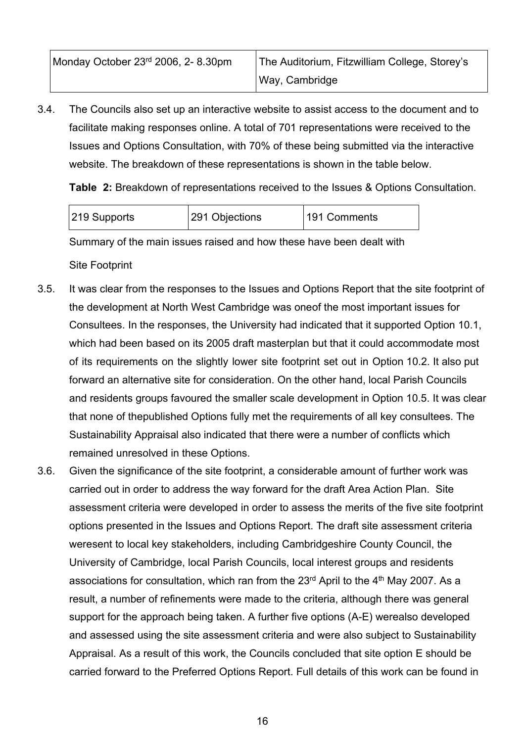| Monday October 23rd 2006, 2- 8.30pm | The Auditorium, Fitzwilliam College, Storey's Way, Cambridge |
|---|---|

3.4. The Councils also set up an interactive website to assist access to the document and to facilitate making responses online. A total of 701 representations were received to the Issues and Options Consultation, with 70% of these being submitted via the interactive website. The breakdown of these representations is shown in the table below.

**Table 2:** Breakdown of representations received to the Issues & Options Consultation.

| 219 Supports | 291 Objections | 191 Comments |
|---|---|---|

Summary of the main issues raised and how these have been dealt with

Site Footprint

3.5. It was clear from the responses to the Issues and Options Report that the site footprint of the development at North West Cambridge was oneof the most important issues for Consultees. In the responses, the University had indicated that it supported Option 10.1, which had been based on its 2005 draft masterplan but that it could accommodate most of its requirements on the slightly lower site footprint set out in Option 10.2. It also put forward an alternative site for consideration. On the other hand, local Parish Councils and residents groups favoured the smaller scale development in Option 10.5. It was clear that none of thepublished Options fully met the requirements of all key consultees. The Sustainability Appraisal also indicated that there were a number of conflicts which remained unresolved in these Options.

3.6. Given the significance of the site footprint, a considerable amount of further work was carried out in order to address the way forward for the draft Area Action Plan. Site assessment criteria were developed in order to assess the merits of the five site footprint options presented in the Issues and Options Report. The draft site assessment criteria weresent to local key stakeholders, including Cambridgeshire County Council, the University of Cambridge, local Parish Councils, local interest groups and residents associations for consultation, which ran from the 23rd April to the 4th May 2007. As a result, a number of refinements were made to the criteria, although there was general support for the approach being taken. A further five options (A-E) werealso developed and assessed using the site assessment criteria and were also subject to Sustainability Appraisal. As a result of this work, the Councils concluded that site option E should be carried forward to the Preferred Options Report. Full details of this work can be found in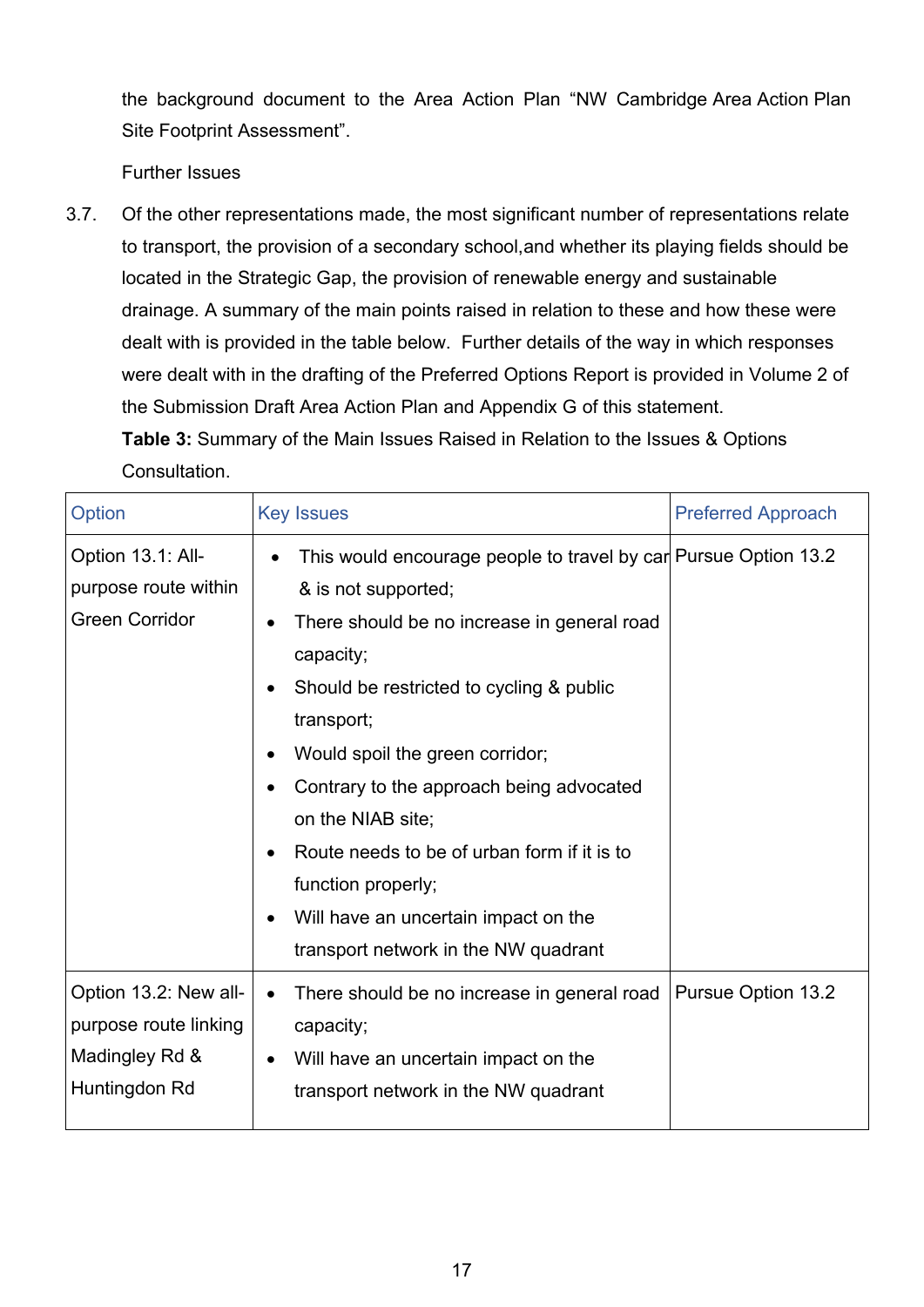the background document to the Area Action Plan "NW Cambridge Area Action Plan Site Footprint Assessment".

Further Issues

3.7. Of the other representations made, the most significant number of representations relate to transport, the provision of a secondary school,and whether its playing fields should be located in the Strategic Gap, the provision of renewable energy and sustainable drainage. A summary of the main points raised in relation to these and how these were dealt with is provided in the table below. Further details of the way in which responses were dealt with in the drafting of the Preferred Options Report is provided in Volume 2 of the Submission Draft Area Action Plan and Appendix G of this statement.

**Table 3:** Summary of the Main Issues Raised in Relation to the Issues & Options Consultation.

| Option | Key Issues | Preferred Approach |
|---|---|---|
| Option 13.1: All-purpose route within Green Corridor | • This would encourage people to travel by car & is not supported;<br>• There should be no increase in general road capacity;<br>• Should be restricted to cycling & public transport;<br>• Would spoil the green corridor;<br>• Contrary to the approach being advocated on the NIAB site;<br>• Route needs to be of urban form if it is to function properly;<br>• Will have an uncertain impact on the transport network in the NW quadrant | Pursue Option 13.2 |
| Option 13.2: New all-purpose route linking Madingley Rd & Huntingdon Rd | • There should be no increase in general road capacity;<br>• Will have an uncertain impact on the transport network in the NW quadrant | Pursue Option 13.2 |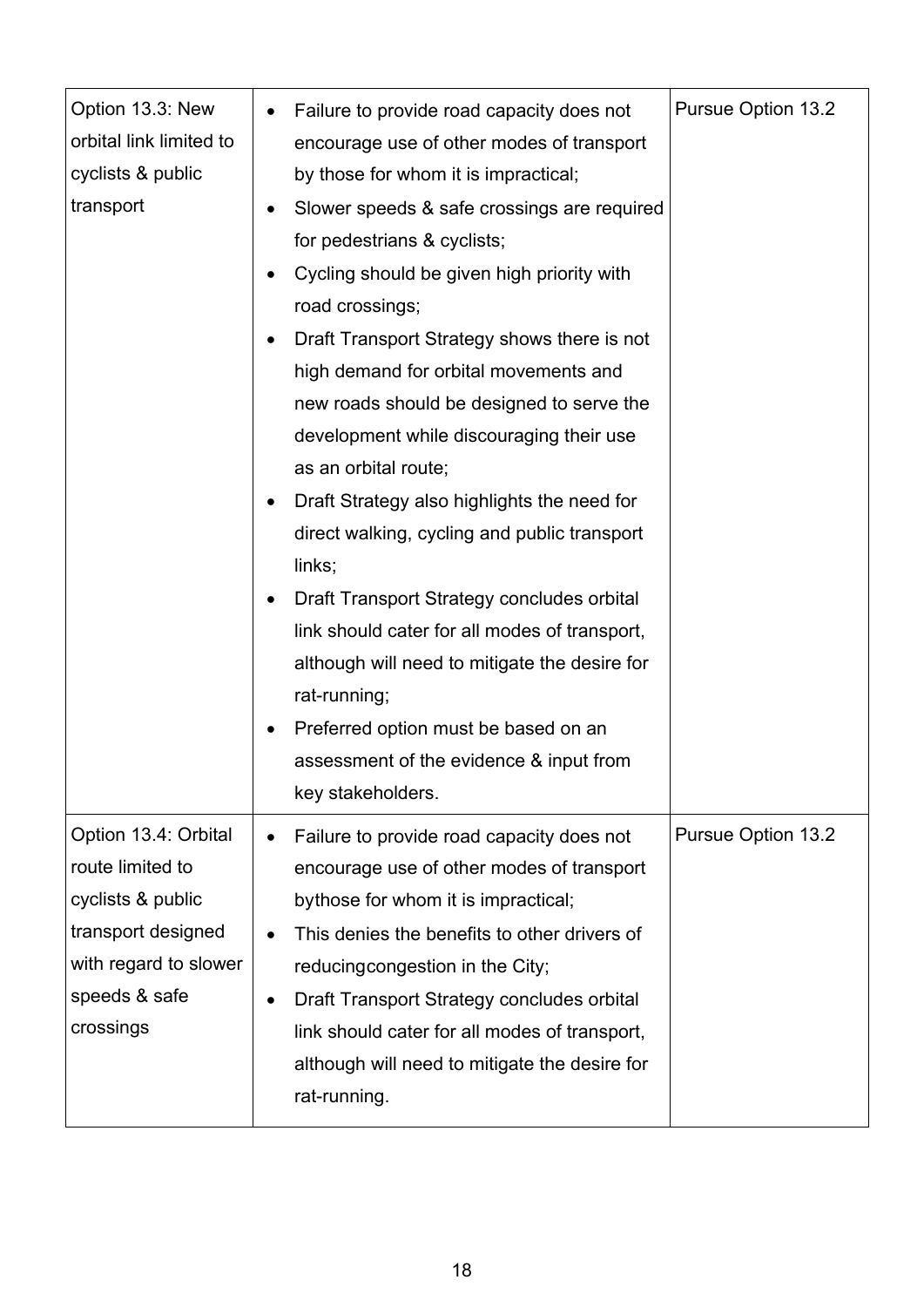| | | |
|---|---|---|
| Option 13.3: New orbital link limited to cyclists & public transport | • Failure to provide road capacity does not encourage use of other modes of transport by those for whom it is impractical;<br>• Slower speeds & safe crossings are required for pedestrians & cyclists;<br>• Cycling should be given high priority with road crossings;<br>• Draft Transport Strategy shows there is not high demand for orbital movements and new roads should be designed to serve the development while discouraging their use as an orbital route;<br>• Draft Strategy also highlights the need for direct walking, cycling and public transport links;<br>• Draft Transport Strategy concludes orbital link should cater for all modes of transport, although will need to mitigate the desire for rat-running;<br>• Preferred option must be based on an assessment of the evidence & input from key stakeholders. | Pursue Option 13.2 |
| Option 13.4: Orbital route limited to cyclists & public transport designed with regard to slower speeds & safe crossings | • Failure to provide road capacity does not encourage use of other modes of transport bythose for whom it is impractical;<br>• This denies the benefits to other drivers of reducingcongestion in the City;<br>• Draft Transport Strategy concludes orbital link should cater for all modes of transport, although will need to mitigate the desire for rat-running. | Pursue Option 13.2 |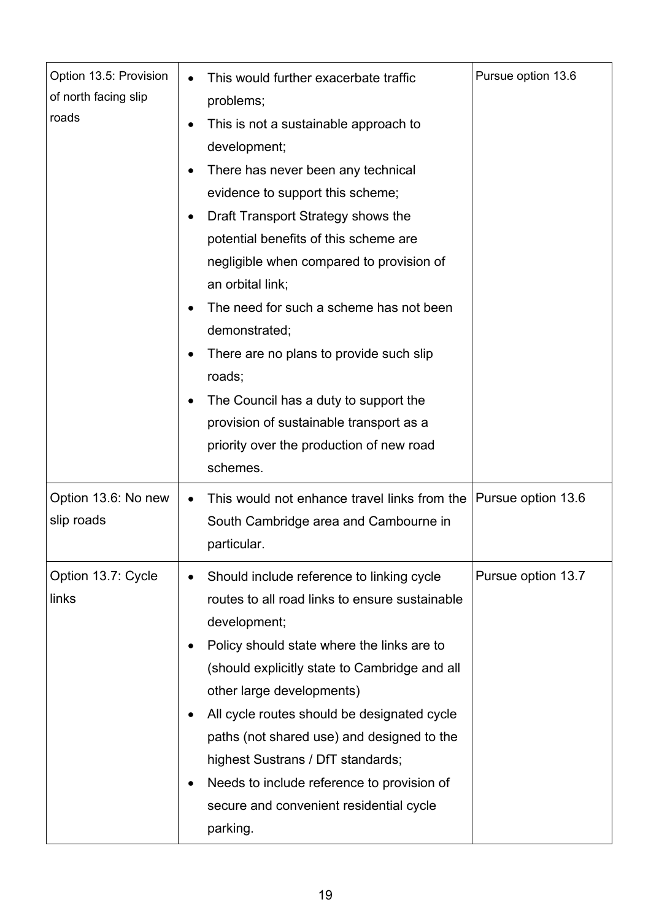| | | |
|---|---|---|
| Option 13.5: Provision of north facing slip roads | • This would further exacerbate traffic problems;<br>• This is not a sustainable approach to development;<br>• There has never been any technical evidence to support this scheme;<br>• Draft Transport Strategy shows the potential benefits of this scheme are negligible when compared to provision of an orbital link;<br>• The need for such a scheme has not been demonstrated;<br>• There are no plans to provide such slip roads;<br>• The Council has a duty to support the provision of sustainable transport as a priority over the production of new road schemes. | Pursue option 13.6 |
| Option 13.6: No new slip roads | • This would not enhance travel links from the South Cambridge area and Cambourne in particular. | Pursue option 13.6 |
| Option 13.7: Cycle links | • Should include reference to linking cycle routes to all road links to ensure sustainable development;<br>• Policy should state where the links are to (should explicitly state to Cambridge and all other large developments)<br>• All cycle routes should be designated cycle paths (not shared use) and designed to the highest Sustrans / DfT standards;<br>• Needs to include reference to provision of secure and convenient residential cycle parking. | Pursue option 13.7 |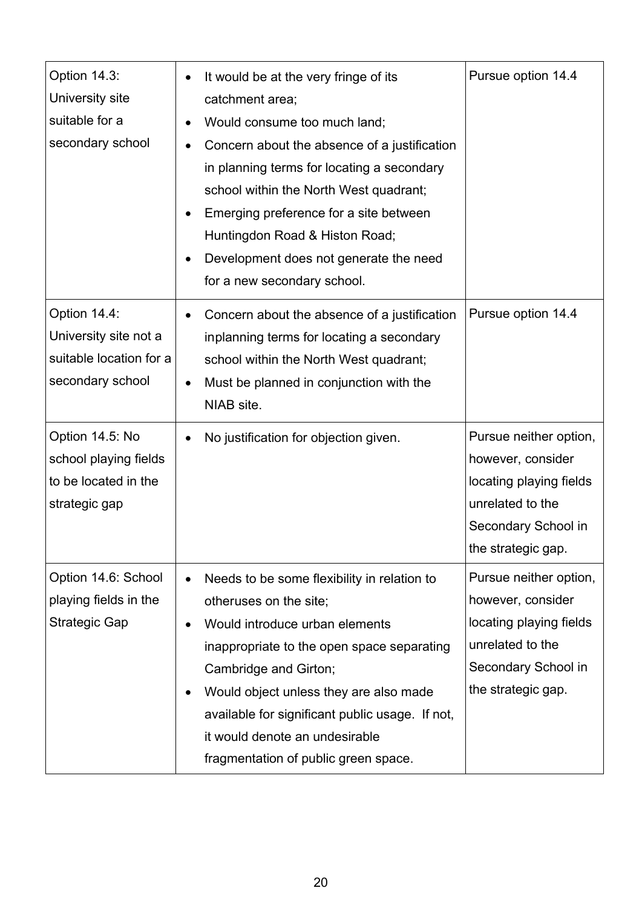| | | |
|---|---|---|
| Option 14.3: University site suitable for a secondary school | • It would be at the very fringe of its catchment area;<br>• Would consume too much land;<br>• Concern about the absence of a justification in planning terms for locating a secondary school within the North West quadrant;<br>• Emerging preference for a site between Huntingdon Road & Histon Road;<br>• Development does not generate the need for a new secondary school. | Pursue option 14.4 |
| Option 14.4: University site not a suitable location for a secondary school | • Concern about the absence of a justification inplanning terms for locating a secondary school within the North West quadrant;<br>• Must be planned in conjunction with the NIAB site. | Pursue option 14.4 |
| Option 14.5: No school playing fields to be located in the strategic gap | • No justification for objection given. | Pursue neither option, however, consider locating playing fields unrelated to the Secondary School in the strategic gap. |
| Option 14.6: School playing fields in the Strategic Gap | • Needs to be some flexibility in relation to otheruses on the site;<br>• Would introduce urban elements inappropriate to the open space separating Cambridge and Girton;<br>• Would object unless they are also made available for significant public usage. If not, it would denote an undesirable fragmentation of public green space. | Pursue neither option, however, consider locating playing fields unrelated to the Secondary School in the strategic gap. |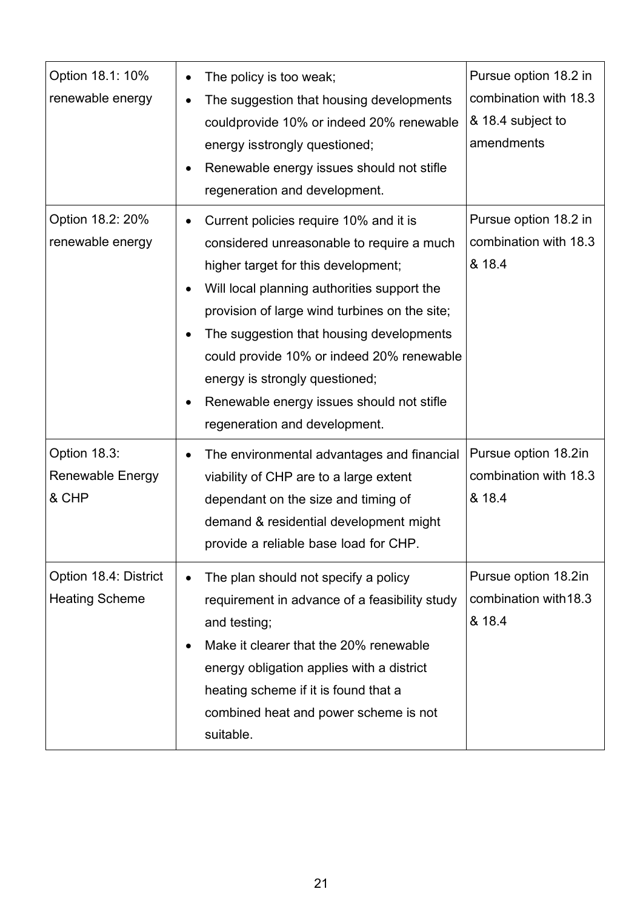| | | |
|---|---|---|
| Option 18.1: 10% renewable energy | • The policy is too weak;<br>• The suggestion that housing developments couldprovide 10% or indeed 20% renewable energy isstrongly questioned;<br>• Renewable energy issues should not stifle regeneration and development. | Pursue option 18.2 in combination with 18.3 & 18.4 subject to amendments |
| Option 18.2: 20% renewable energy | • Current policies require 10% and it is considered unreasonable to require a much higher target for this development;<br>• Will local planning authorities support the provision of large wind turbines on the site;<br>• The suggestion that housing developments could provide 10% or indeed 20% renewable energy is strongly questioned;<br>• Renewable energy issues should not stifle regeneration and development. | Pursue option 18.2 in combination with 18.3 & 18.4 |
| Option 18.3: Renewable Energy & CHP | • The environmental advantages and financial viability of CHP are to a large extent dependant on the size and timing of demand & residential development might provide a reliable base load for CHP. | Pursue option 18.2in combination with 18.3 & 18.4 |
| Option 18.4: District Heating Scheme | • The plan should not specify a policy requirement in advance of a feasibility study and testing;<br>• Make it clearer that the 20% renewable energy obligation applies with a district heating scheme if it is found that a combined heat and power scheme is not suitable. | Pursue option 18.2in combination with18.3 & 18.4 |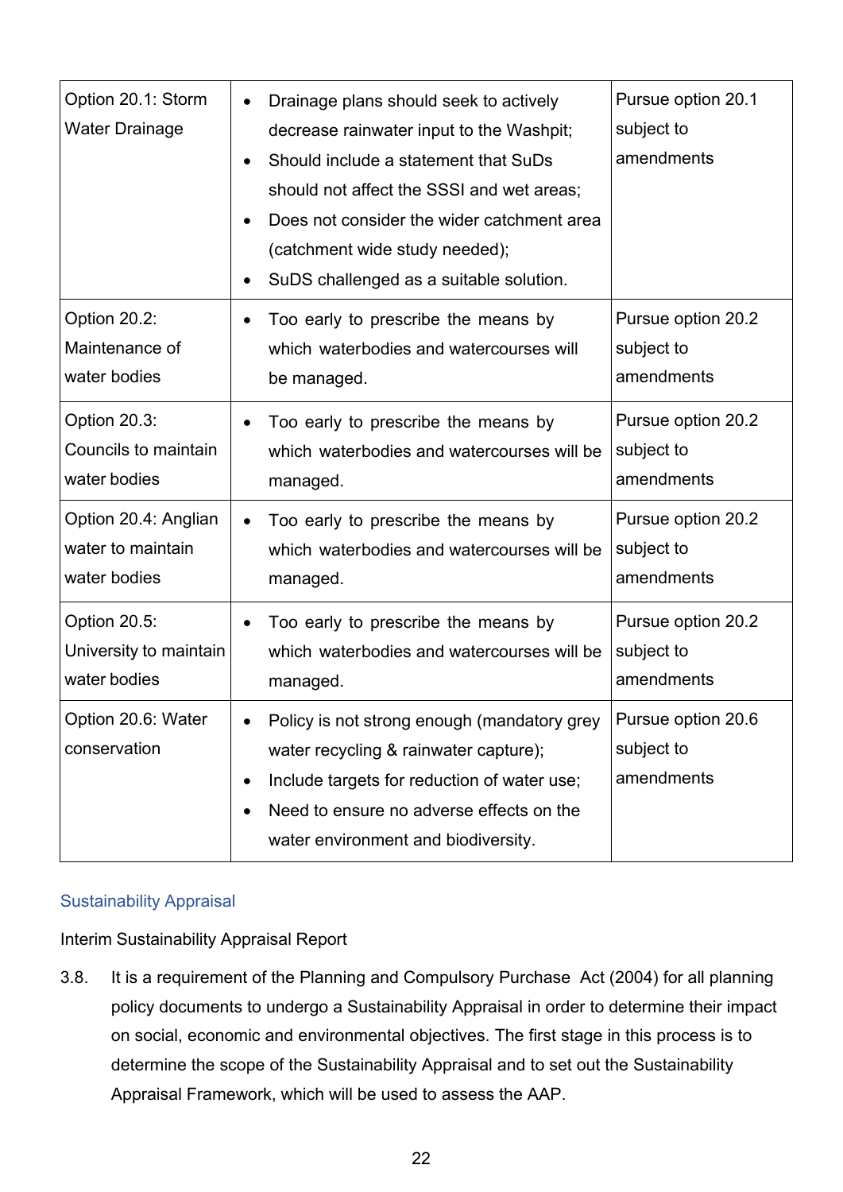| | | |
|---|---|---|
| Option 20.1: Storm Water Drainage | • Drainage plans should seek to actively decrease rainwater input to the Washpit; • Should include a statement that SuDs should not affect the SSSI and wet areas; • Does not consider the wider catchment area (catchment wide study needed); • SuDS challenged as a suitable solution. | Pursue option 20.1 subject to amendments |
| Option 20.2: Maintenance of water bodies | • Too early to prescribe the means by which waterbodies and watercourses will be managed. | Pursue option 20.2 subject to amendments |
| Option 20.3: Councils to maintain water bodies | • Too early to prescribe the means by which waterbodies and watercourses will be managed. | Pursue option 20.2 subject to amendments |
| Option 20.4: Anglian water to maintain water bodies | • Too early to prescribe the means by which waterbodies and watercourses will be managed. | Pursue option 20.2 subject to amendments |
| Option 20.5: University to maintain water bodies | • Too early to prescribe the means by which waterbodies and watercourses will be managed. | Pursue option 20.2 subject to amendments |
| Option 20.6: Water conservation | • Policy is not strong enough (mandatory grey water recycling & rainwater capture); • Include targets for reduction of water use; • Need to ensure no adverse effects on the water environment and biodiversity. | Pursue option 20.6 subject to amendments |

### Sustainability Appraisal

Interim Sustainability Appraisal Report

3.8. It is a requirement of the Planning and Compulsory Purchase Act (2004) for all planning policy documents to undergo a Sustainability Appraisal in order to determine their impact on social, economic and environmental objectives. The first stage in this process is to determine the scope of the Sustainability Appraisal and to set out the Sustainability Appraisal Framework, which will be used to assess the AAP.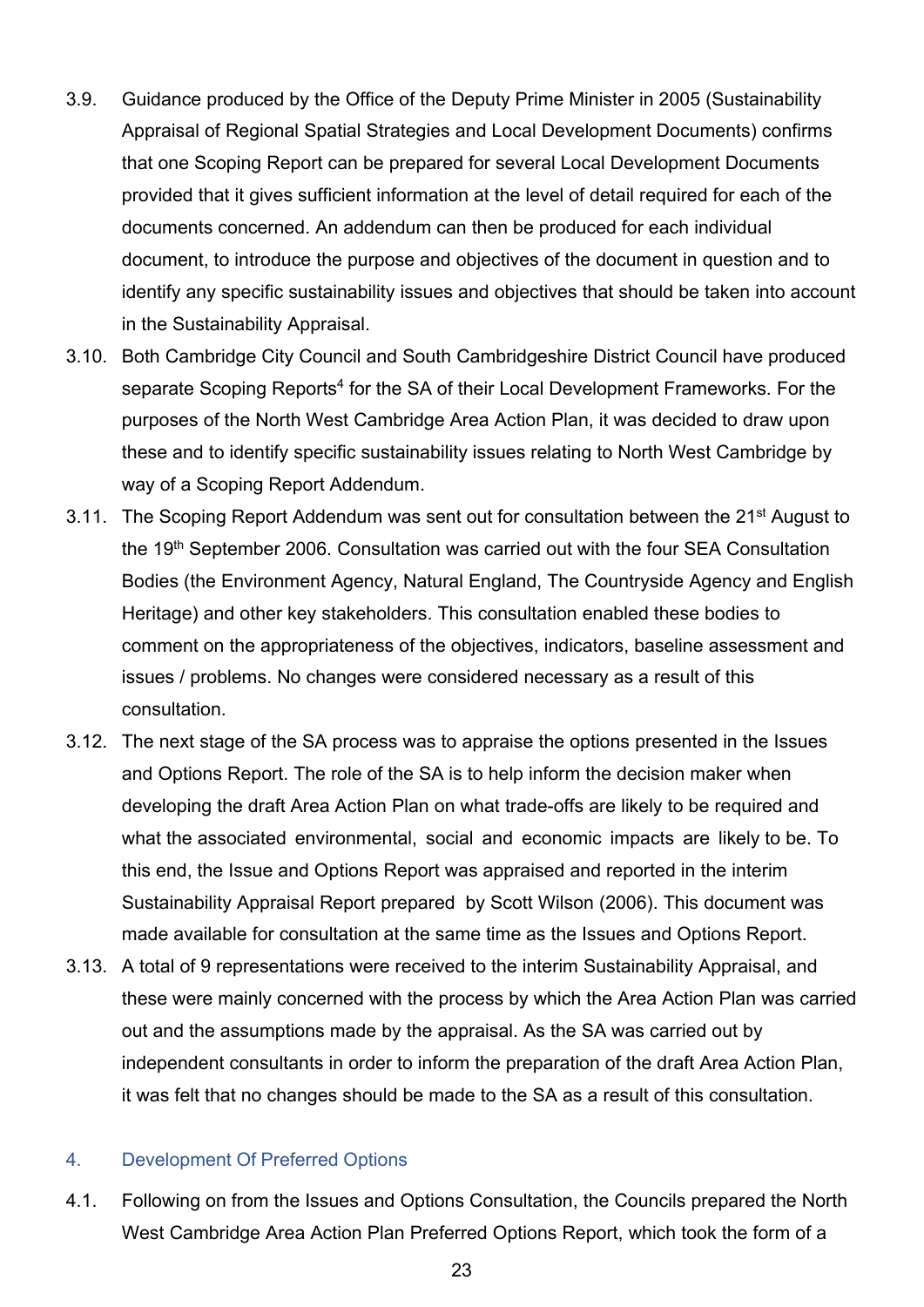3.9. Guidance produced by the Office of the Deputy Prime Minister in 2005 (Sustainability Appraisal of Regional Spatial Strategies and Local Development Documents) confirms that one Scoping Report can be prepared for several Local Development Documents provided that it gives sufficient information at the level of detail required for each of the documents concerned. An addendum can then be produced for each individual document, to introduce the purpose and objectives of the document in question and to identify any specific sustainability issues and objectives that should be taken into account in the Sustainability Appraisal.

3.10. Both Cambridge City Council and South Cambridgeshire District Council have produced separate Scoping Reports[4] for the SA of their Local Development Frameworks. For the purposes of the North West Cambridge Area Action Plan, it was decided to draw upon these and to identify specific sustainability issues relating to North West Cambridge by way of a Scoping Report Addendum.

3.11. The Scoping Report Addendum was sent out for consultation between the 21st August to the 19th September 2006. Consultation was carried out with the four SEA Consultation Bodies (the Environment Agency, Natural England, The Countryside Agency and English Heritage) and other key stakeholders. This consultation enabled these bodies to comment on the appropriateness of the objectives, indicators, baseline assessment and issues / problems. No changes were considered necessary as a result of this consultation.

3.12. The next stage of the SA process was to appraise the options presented in the Issues and Options Report. The role of the SA is to help inform the decision maker when developing the draft Area Action Plan on what trade-offs are likely to be required and what the associated environmental, social and economic impacts are likely to be. To this end, the Issue and Options Report was appraised and reported in the interim Sustainability Appraisal Report prepared by Scott Wilson (2006). This document was made available for consultation at the same time as the Issues and Options Report.

3.13. A total of 9 representations were received to the interim Sustainability Appraisal, and these were mainly concerned with the process by which the Area Action Plan was carried out and the assumptions made by the appraisal. As the SA was carried out by independent consultants in order to inform the preparation of the draft Area Action Plan, it was felt that no changes should be made to the SA as a result of this consultation.

## 4. Development Of Preferred Options

4.1. Following on from the Issues and Options Consultation, the Councils prepared the North West Cambridge Area Action Plan Preferred Options Report, which took the form of a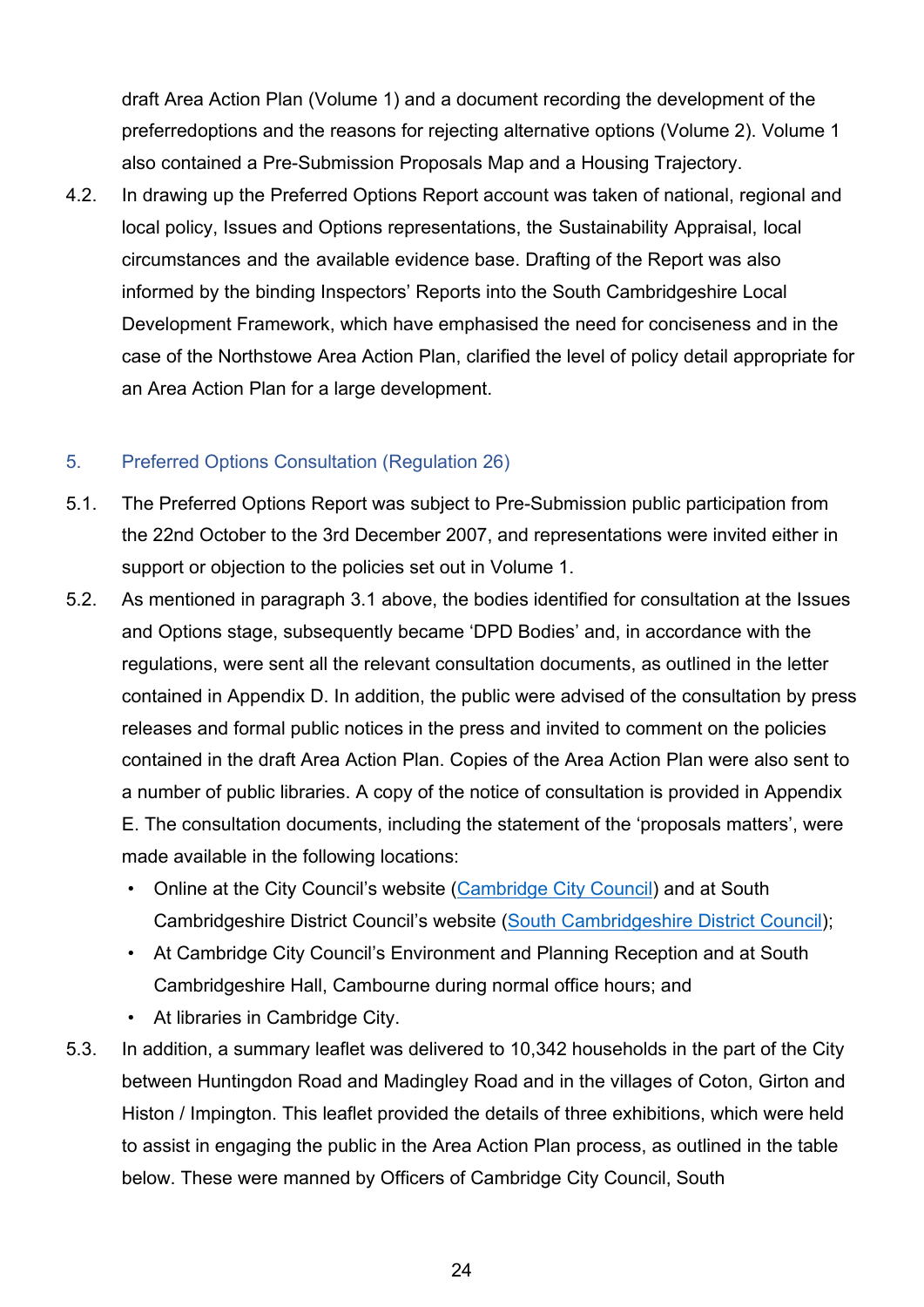draft Area Action Plan (Volume 1) and a document recording the development of the preferredoptions and the reasons for rejecting alternative options (Volume 2). Volume 1 also contained a Pre-Submission Proposals Map and a Housing Trajectory.

4.2. In drawing up the Preferred Options Report account was taken of national, regional and local policy, Issues and Options representations, the Sustainability Appraisal, local circumstances and the available evidence base. Drafting of the Report was also informed by the binding Inspectors' Reports into the South Cambridgeshire Local Development Framework, which have emphasised the need for conciseness and in the case of the Northstowe Area Action Plan, clarified the level of policy detail appropriate for an Area Action Plan for a large development.

## 5. Preferred Options Consultation (Regulation 26)

5.1. The Preferred Options Report was subject to Pre-Submission public participation from the 22nd October to the 3rd December 2007, and representations were invited either in support or objection to the policies set out in Volume 1.

5.2. As mentioned in paragraph 3.1 above, the bodies identified for consultation at the Issues and Options stage, subsequently became 'DPD Bodies' and, in accordance with the regulations, were sent all the relevant consultation documents, as outlined in the letter contained in Appendix D. In addition, the public were advised of the consultation by press releases and formal public notices in the press and invited to comment on the policies contained in the draft Area Action Plan. Copies of the Area Action Plan were also sent to a number of public libraries. A copy of the notice of consultation is provided in Appendix E. The consultation documents, including the statement of the 'proposals matters', were made available in the following locations:

- Online at the City Council's website (Cambridge City Council) and at South Cambridgeshire District Council's website (South Cambridgeshire District Council);
- At Cambridge City Council's Environment and Planning Reception and at South Cambridgeshire Hall, Cambourne during normal office hours; and
- At libraries in Cambridge City.

5.3. In addition, a summary leaflet was delivered to 10,342 households in the part of the City between Huntingdon Road and Madingley Road and in the villages of Coton, Girton and Histon / Impington. This leaflet provided the details of three exhibitions, which were held to assist in engaging the public in the Area Action Plan process, as outlined in the table below. These were manned by Officers of Cambridge City Council, South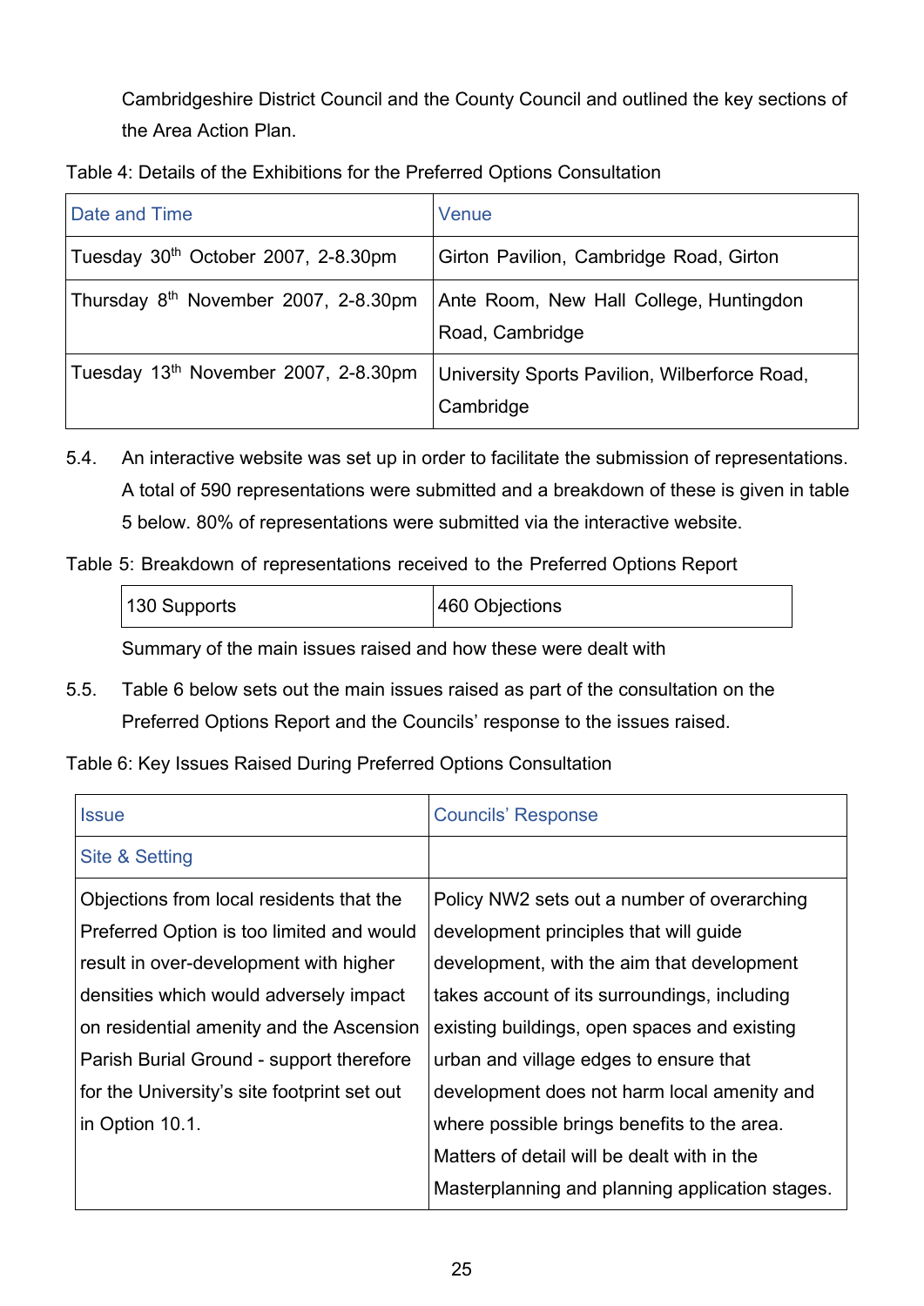Cambridgeshire District Council and the County Council and outlined the key sections of the Area Action Plan.

Table 4: Details of the Exhibitions for the Preferred Options Consultation

| Date and Time | Venue |
|---|---|
| Tuesday 30th October 2007, 2-8.30pm | Girton Pavilion, Cambridge Road, Girton |
| Thursday 8th November 2007, 2-8.30pm | Ante Room, New Hall College, Huntingdon Road, Cambridge |
| Tuesday 13th November 2007, 2-8.30pm | University Sports Pavilion, Wilberforce Road, Cambridge |

5.4. An interactive website was set up in order to facilitate the submission of representations. A total of 590 representations were submitted and a breakdown of these is given in table 5 below. 80% of representations were submitted via the interactive website.

Table 5: Breakdown of representations received to the Preferred Options Report

| 130 Supports | 460 Objections |
|---|---|

Summary of the main issues raised and how these were dealt with

5.5. Table 6 below sets out the main issues raised as part of the consultation on the Preferred Options Report and the Councils' response to the issues raised.

Table 6: Key Issues Raised During Preferred Options Consultation

| Issue | Councils' Response |
|---|---|
| Site & Setting | |
| Objections from local residents that the Preferred Option is too limited and would result in over-development with higher densities which would adversely impact on residential amenity and the Ascension Parish Burial Ground - support therefore for the University's site footprint set out in Option 10.1. | Policy NW2 sets out a number of overarching development principles that will guide development, with the aim that development takes account of its surroundings, including existing buildings, open spaces and existing urban and village edges to ensure that development does not harm local amenity and where possible brings benefits to the area. Matters of detail will be dealt with in the Masterplanning and planning application stages. |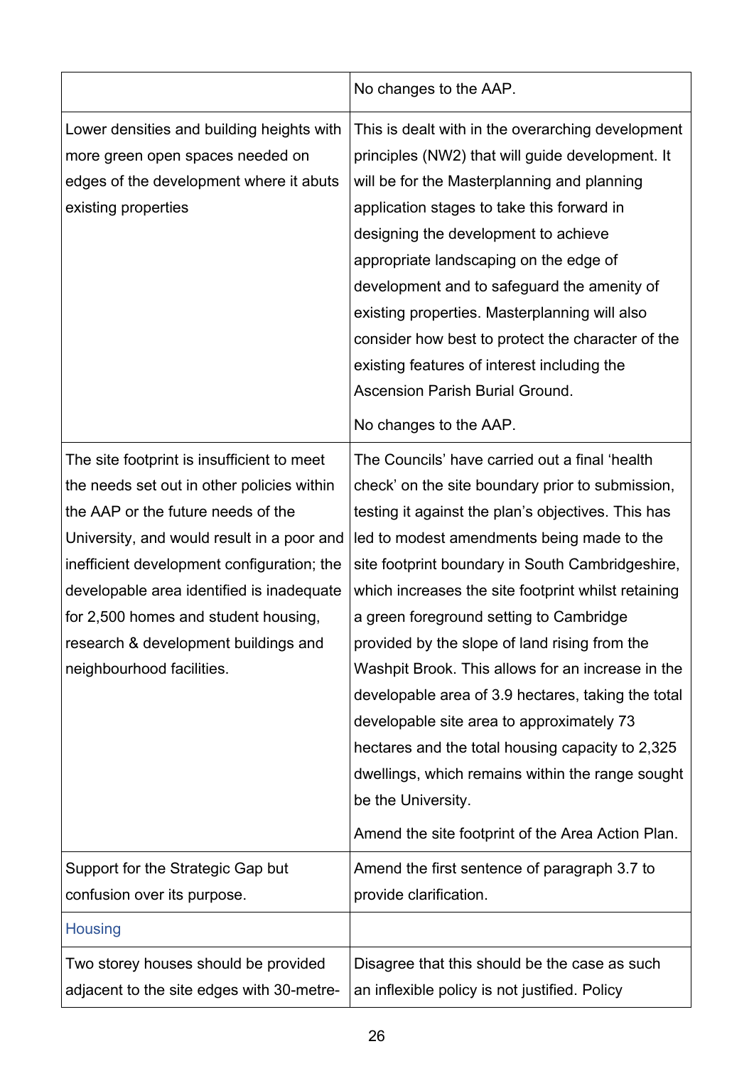| | |
|---|---|
| | No changes to the AAP. |
| Lower densities and building heights with more green open spaces needed on edges of the development where it abuts existing properties | This is dealt with in the overarching development principles (NW2) that will guide development. It will be for the Masterplanning and planning application stages to take this forward in designing the development to achieve appropriate landscaping on the edge of development and to safeguard the amenity of existing properties. Masterplanning will also consider how best to protect the character of the existing features of interest including the Ascension Parish Burial Ground.<br><br>No changes to the AAP. |
| The site footprint is insufficient to meet the needs set out in other policies within the AAP or the future needs of the University, and would result in a poor and inefficient development configuration; the developable area identified is inadequate for 2,500 homes and student housing, research & development buildings and neighbourhood facilities. | The Councils' have carried out a final 'health check' on the site boundary prior to submission, testing it against the plan's objectives. This has led to modest amendments being made to the site footprint boundary in South Cambridgeshire, which increases the site footprint whilst retaining a green foreground setting to Cambridge provided by the slope of land rising from the Washpit Brook. This allows for an increase in the developable area of 3.9 hectares, taking the total developable site area to approximately 73 hectares and the total housing capacity to 2,325 dwellings, which remains within the range sought be the University.<br><br>Amend the site footprint of the Area Action Plan. |
| Support for the Strategic Gap but confusion over its purpose. | Amend the first sentence of paragraph 3.7 to provide clarification. |
| Housing | |
| Two storey houses should be provided adjacent to the site edges with 30-metre- | Disagree that this should be the case as such an inflexible policy is not justified. Policy |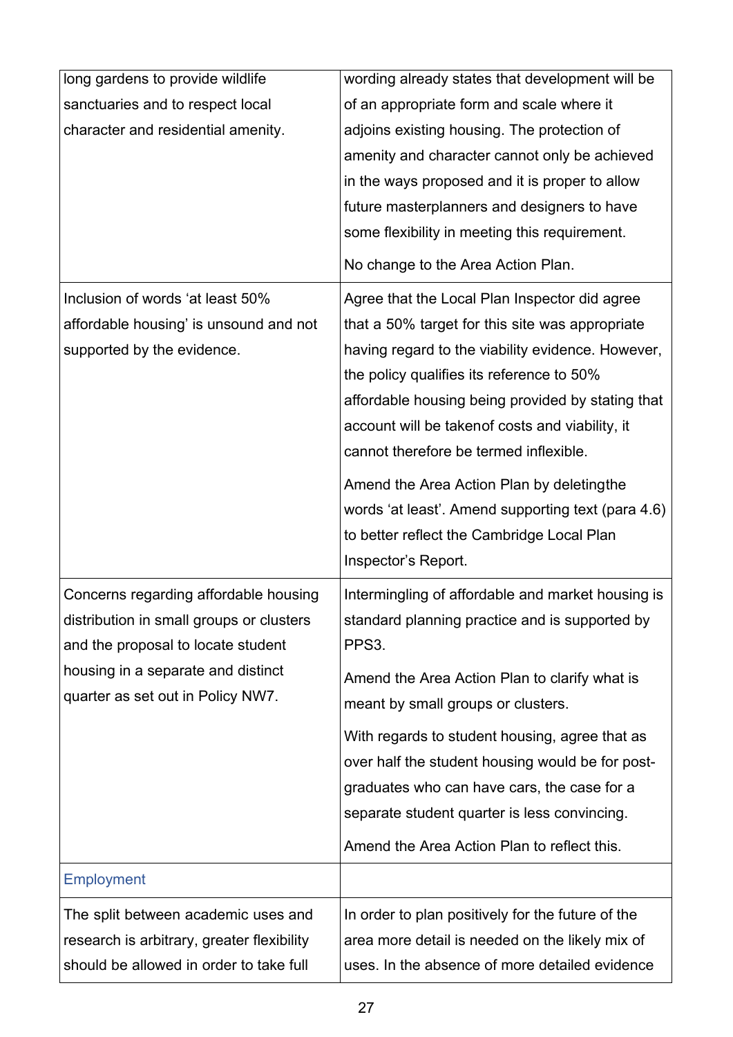| | |
|---|---|
| long gardens to provide wildlife sanctuaries and to respect local character and residential amenity. | wording already states that development will be of an appropriate form and scale where it adjoins existing housing. The protection of amenity and character cannot only be achieved in the ways proposed and it is proper to allow future masterplanners and designers to have some flexibility in meeting this requirement.<br><br>No change to the Area Action Plan. |
| Inclusion of words 'at least 50% affordable housing' is unsound and not supported by the evidence. | Agree that the Local Plan Inspector did agree that a 50% target for this site was appropriate having regard to the viability evidence. However, the policy qualifies its reference to 50% affordable housing being provided by stating that account will be takenof costs and viability, it cannot therefore be termed inflexible.<br><br>Amend the Area Action Plan by deletingthe words 'at least'. Amend supporting text (para 4.6) to better reflect the Cambridge Local Plan Inspector's Report. |
| Concerns regarding affordable housing distribution in small groups or clusters and the proposal to locate student housing in a separate and distinct quarter as set out in Policy NW7. | Intermingling of affordable and market housing is standard planning practice and is supported by PPS3.<br><br>Amend the Area Action Plan to clarify what is meant by small groups or clusters.<br><br>With regards to student housing, agree that as over half the student housing would be for post-graduates who can have cars, the case for a separate student quarter is less convincing.<br><br>Amend the Area Action Plan to reflect this. |
| Employment | |
| The split between academic uses and research is arbitrary, greater flexibility should be allowed in order to take full | In order to plan positively for the future of the area more detail is needed on the likely mix of uses. In the absence of more detailed evidence |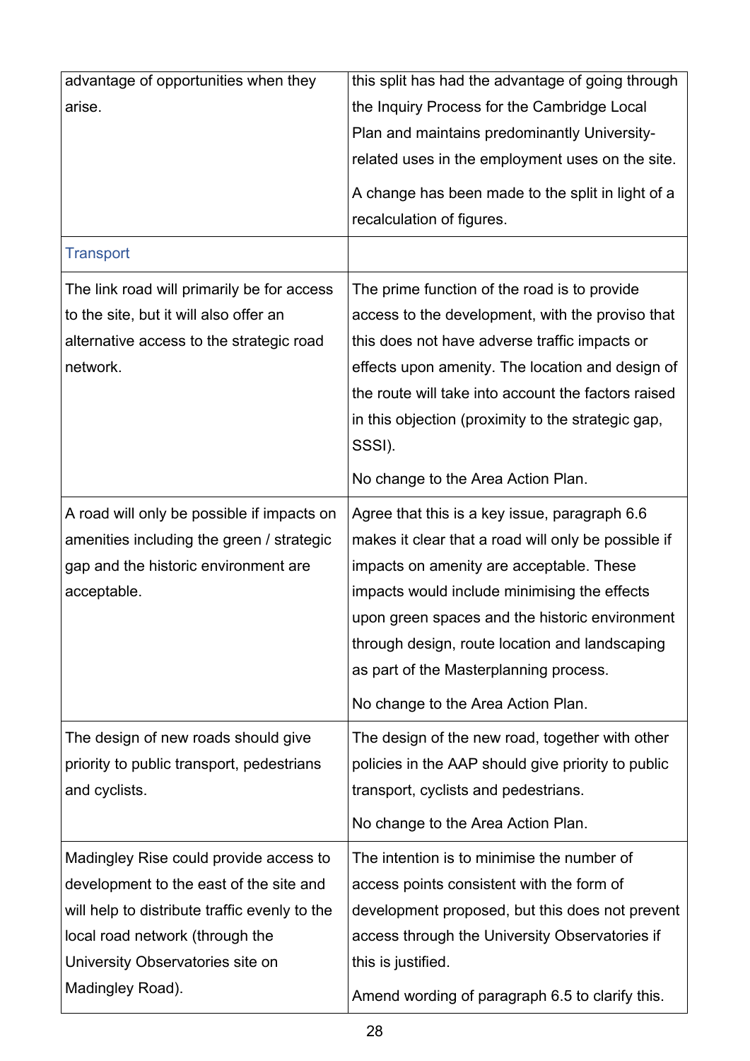| | |
|---|---|
| advantage of opportunities when they arise. | this split has had the advantage of going through the Inquiry Process for the Cambridge Local Plan and maintains predominantly University-related uses in the employment uses on the site.<br><br>A change has been made to the split in light of a recalculation of figures. |
| Transport | |
| The link road will primarily be for access to the site, but it will also offer an alternative access to the strategic road network. | The prime function of the road is to provide access to the development, with the proviso that this does not have adverse traffic impacts or effects upon amenity. The location and design of the route will take into account the factors raised in this objection (proximity to the strategic gap, SSSI).<br><br>No change to the Area Action Plan. |
| A road will only be possible if impacts on amenities including the green / strategic gap and the historic environment are acceptable. | Agree that this is a key issue, paragraph 6.6 makes it clear that a road will only be possible if impacts on amenity are acceptable. These impacts would include minimising the effects upon green spaces and the historic environment through design, route location and landscaping as part of the Masterplanning process.<br><br>No change to the Area Action Plan. |
| The design of new roads should give priority to public transport, pedestrians and cyclists. | The design of the new road, together with other policies in the AAP should give priority to public transport, cyclists and pedestrians.<br><br>No change to the Area Action Plan. |
| Madingley Rise could provide access to development to the east of the site and will help to distribute traffic evenly to the local road network (through the University Observatories site on Madingley Road). | The intention is to minimise the number of access points consistent with the form of development proposed, but this does not prevent access through the University Observatories if this is justified.<br><br>Amend wording of paragraph 6.5 to clarify this. |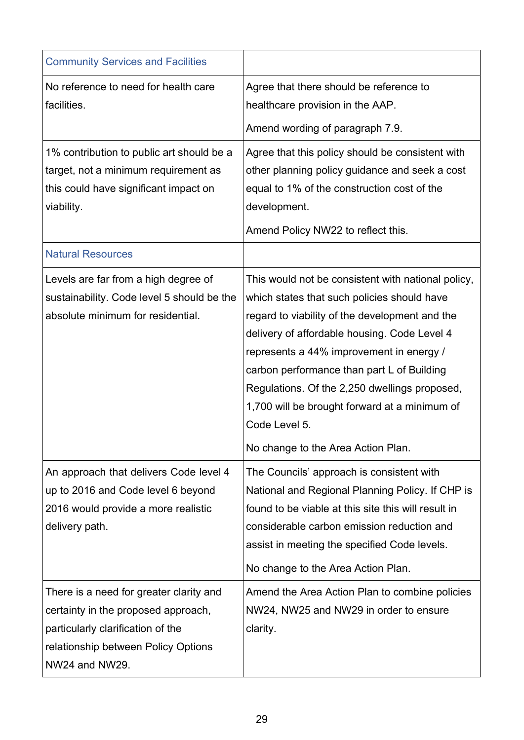| Community Services and Facilities | |
|---|---|
| No reference to need for health care facilities. | Agree that there should be reference to healthcare provision in the AAP.<br><br>Amend wording of paragraph 7.9. |
| 1% contribution to public art should be a target, not a minimum requirement as this could have significant impact on viability. | Agree that this policy should be consistent with other planning policy guidance and seek a cost equal to 1% of the construction cost of the development.<br><br>Amend Policy NW22 to reflect this. |
| Natural Resources | |
| Levels are far from a high degree of sustainability. Code level 5 should be the absolute minimum for residential. | This would not be consistent with national policy, which states that such policies should have regard to viability of the development and the delivery of affordable housing. Code Level 4 represents a 44% improvement in energy / carbon performance than part L of Building Regulations. Of the 2,250 dwellings proposed, 1,700 will be brought forward at a minimum of Code Level 5.<br><br>No change to the Area Action Plan. |
| An approach that delivers Code level 4 up to 2016 and Code level 6 beyond 2016 would provide a more realistic delivery path. | The Councils' approach is consistent with National and Regional Planning Policy. If CHP is found to be viable at this site this will result in considerable carbon emission reduction and assist in meeting the specified Code levels.<br><br>No change to the Area Action Plan. |
| There is a need for greater clarity and certainty in the proposed approach, particularly clarification of the relationship between Policy Options NW24 and NW29. | Amend the Area Action Plan to combine policies NW24, NW25 and NW29 in order to ensure clarity. |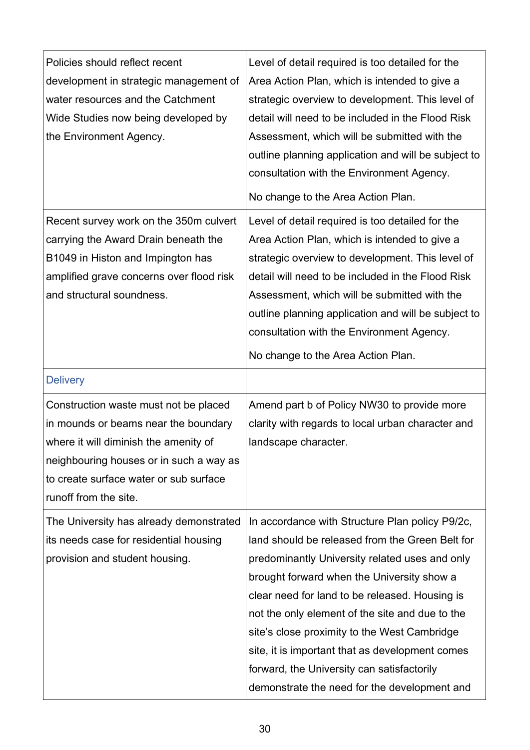| | |
|---|---|
| Policies should reflect recent development in strategic management of water resources and the Catchment Wide Studies now being developed by the Environment Agency. | Level of detail required is too detailed for the Area Action Plan, which is intended to give a strategic overview to development. This level of detail will need to be included in the Flood Risk Assessment, which will be submitted with the outline planning application and will be subject to consultation with the Environment Agency.<br><br>No change to the Area Action Plan. |
| Recent survey work on the 350m culvert carrying the Award Drain beneath the B1049 in Histon and Impington has amplified grave concerns over flood risk and structural soundness. | Level of detail required is too detailed for the Area Action Plan, which is intended to give a strategic overview to development. This level of detail will need to be included in the Flood Risk Assessment, which will be submitted with the outline planning application and will be subject to consultation with the Environment Agency.<br><br>No change to the Area Action Plan. |
| Delivery | |
| Construction waste must not be placed in mounds or beams near the boundary where it will diminish the amenity of neighbouring houses or in such a way as to create surface water or sub surface runoff from the site. | Amend part b of Policy NW30 to provide more clarity with regards to local urban character and landscape character. |
| The University has already demonstrated its needs case for residential housing provision and student housing. | In accordance with Structure Plan policy P9/2c, land should be released from the Green Belt for predominantly University related uses and only brought forward when the University show a clear need for land to be released. Housing is not the only element of the site and due to the site's close proximity to the West Cambridge site, it is important that as development comes forward, the University can satisfactorily demonstrate the need for the development and |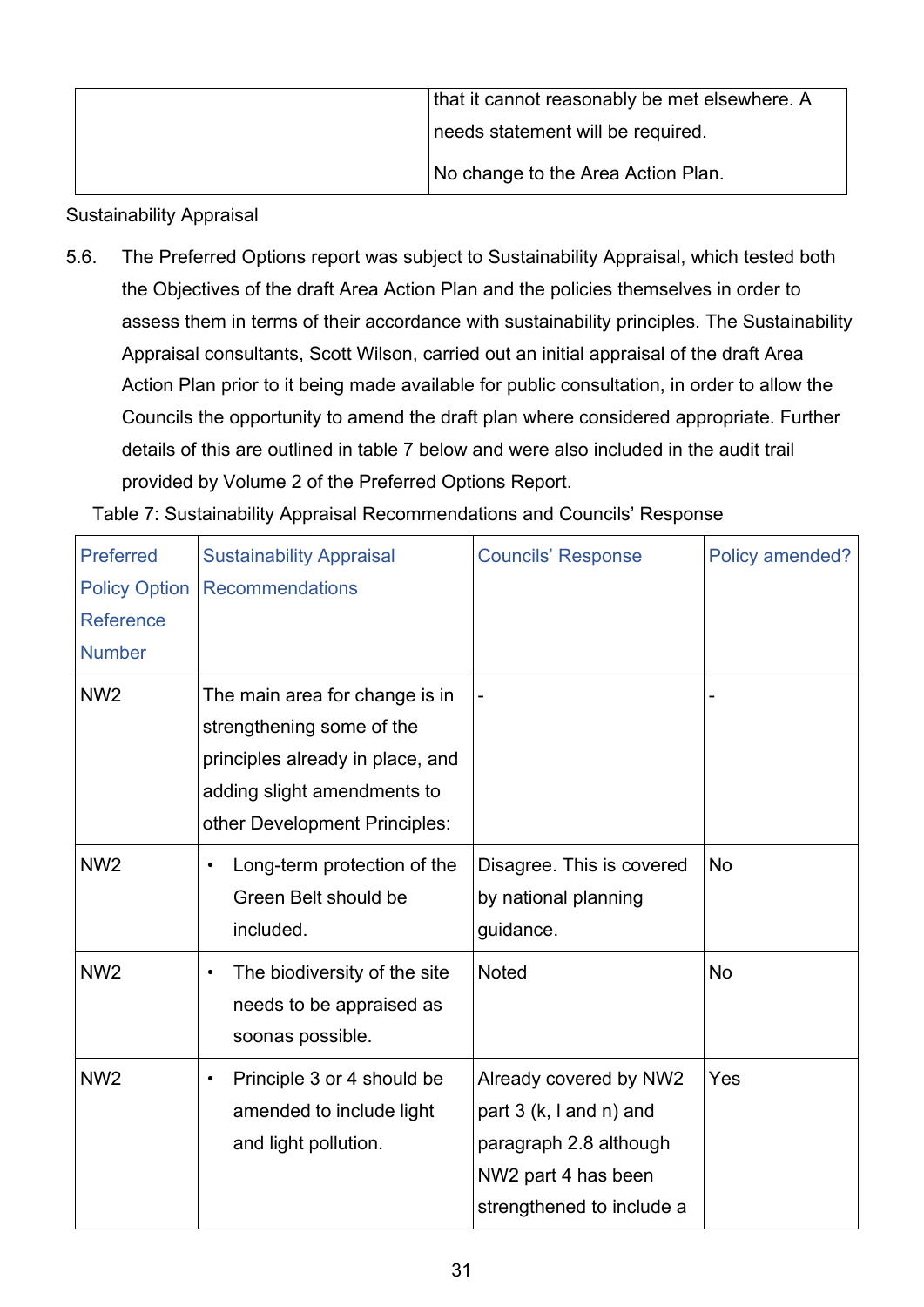| | that it cannot reasonably be met elsewhere. A needs statement will be required.<br><br>No change to the Area Action Plan. |
|---|---|

Sustainability Appraisal

5.6. The Preferred Options report was subject to Sustainability Appraisal, which tested both the Objectives of the draft Area Action Plan and the policies themselves in order to assess them in terms of their accordance with sustainability principles. The Sustainability Appraisal consultants, Scott Wilson, carried out an initial appraisal of the draft Area Action Plan prior to it being made available for public consultation, in order to allow the Councils the opportunity to amend the draft plan where considered appropriate. Further details of this are outlined in table 7 below and were also included in the audit trail provided by Volume 2 of the Preferred Options Report.

Table 7: Sustainability Appraisal Recommendations and Councils' Response

| Preferred Policy Option Reference Number | Sustainability Appraisal Recommendations | Councils' Response | Policy amended? |
|---|---|---|---|
| NW2 | The main area for change is in strengthening some of the principles already in place, and adding slight amendments to other Development Principles: | - | - |
| NW2 | • Long-term protection of the Green Belt should be included. | Disagree. This is covered by national planning guidance. | No |
| NW2 | • The biodiversity of the site needs to be appraised as soonas possible. | Noted | No |
| NW2 | • Principle 3 or 4 should be amended to include light and light pollution. | Already covered by NW2 part 3 (k, l and n) and paragraph 2.8 although NW2 part 4 has been strengthened to include a | Yes |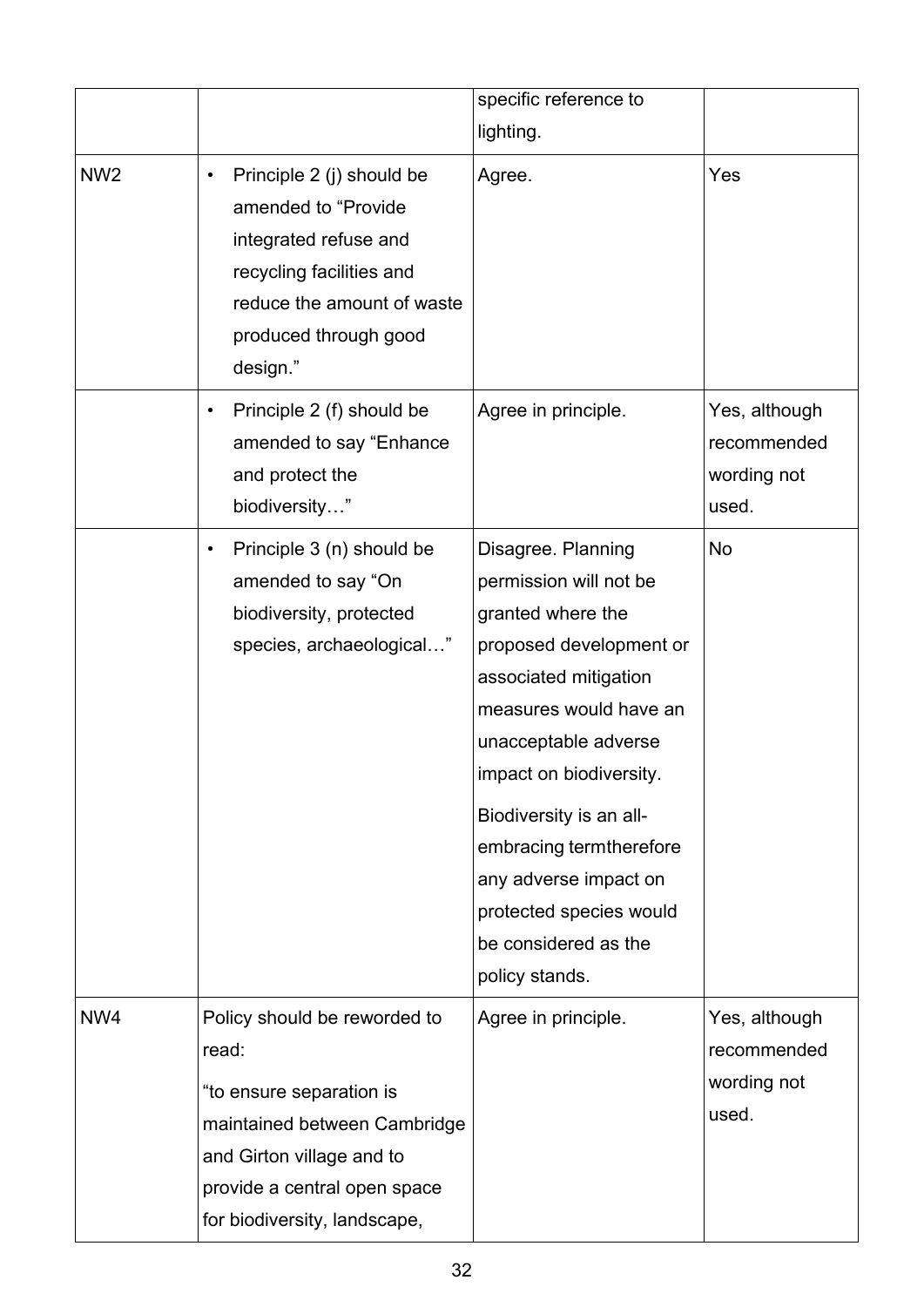| | | | |
|---|---|---|---|
| | | specific reference to lighting. | |
| NW2 | • Principle 2 (j) should be amended to "Provide integrated refuse and recycling facilities and reduce the amount of waste produced through good design." | Agree. | Yes |
| | • Principle 2 (f) should be amended to say "Enhance and protect the biodiversity…" | Agree in principle. | Yes, although recommended wording not used. |
| | • Principle 3 (n) should be amended to say "On biodiversity, protected species, archaeological…" | Disagree. Planning permission will not be granted where the proposed development or associated mitigation measures would have an unacceptable adverse impact on biodiversity.<br><br>Biodiversity is an all-embracing termtherefore any adverse impact on protected species would be considered as the policy stands. | No |
| NW4 | Policy should be reworded to read:<br><br>"to ensure separation is maintained between Cambridge and Girton village and to provide a central open space for biodiversity, landscape, | Agree in principle. | Yes, although recommended wording not used. |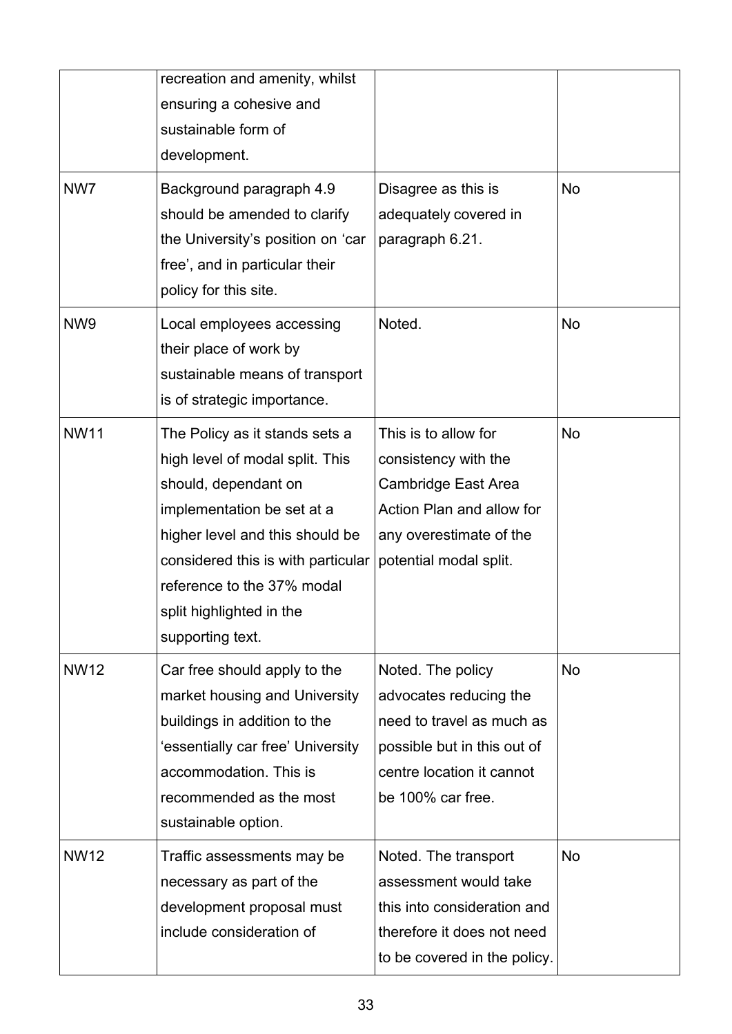| | | | |
|---|---|---|---|
| | recreation and amenity, whilst ensuring a cohesive and sustainable form of development. | | |
| NW7 | Background paragraph 4.9 should be amended to clarify the University's position on 'car free', and in particular their policy for this site. | Disagree as this is adequately covered in paragraph 6.21. | No |
| NW9 | Local employees accessing their place of work by sustainable means of transport is of strategic importance. | Noted. | No |
| NW11 | The Policy as it stands sets a high level of modal split. This should, dependant on implementation be set at a higher level and this should be considered this is with particular reference to the 37% modal split highlighted in the supporting text. | This is to allow for consistency with the Cambridge East Area Action Plan and allow for any overestimate of the potential modal split. | No |
| NW12 | Car free should apply to the market housing and University buildings in addition to the 'essentially car free' University accommodation. This is recommended as the most sustainable option. | Noted. The policy advocates reducing the need to travel as much as possible but in this out of centre location it cannot be 100% car free. | No |
| NW12 | Traffic assessments may be necessary as part of the development proposal must include consideration of | Noted. The transport assessment would take this into consideration and therefore it does not need to be covered in the policy. | No |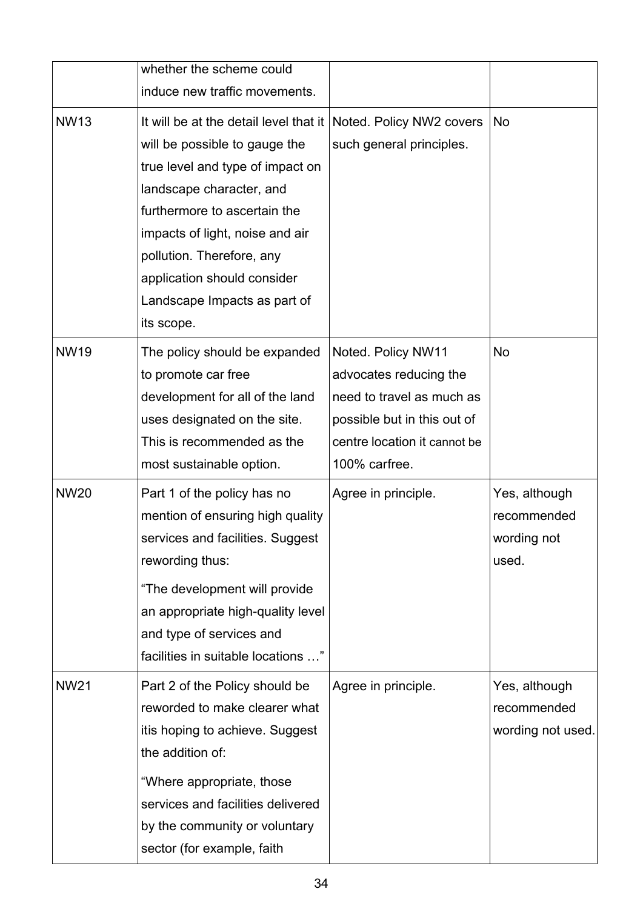|  |  |  |  |
|---|---|---|---|
|  | whether the scheme could induce new traffic movements. |  |  |
| NW13 | It will be at the detail level that it will be possible to gauge the true level and type of impact on landscape character, and furthermore to ascertain the impacts of light, noise and air pollution. Therefore, any application should consider Landscape Impacts as part of its scope. | Noted. Policy NW2 covers such general principles. | No |
| NW19 | The policy should be expanded to promote car free development for all of the land uses designated on the site. This is recommended as the most sustainable option. | Noted. Policy NW11 advocates reducing the need to travel as much as possible but in this out of centre location it cannot be 100% carfree. | No |
| NW20 | Part 1 of the policy has no mention of ensuring high quality services and facilities. Suggest rewording thus:<br><br>"The development will provide an appropriate high-quality level and type of services and facilities in suitable locations …" | Agree in principle. | Yes, although recommended wording not used. |
| NW21 | Part 2 of the Policy should be reworded to make clearer what itis hoping to achieve. Suggest the addition of:<br><br>"Where appropriate, those services and facilities delivered by the community or voluntary sector (for example, faith | Agree in principle. | Yes, although recommended wording not used. |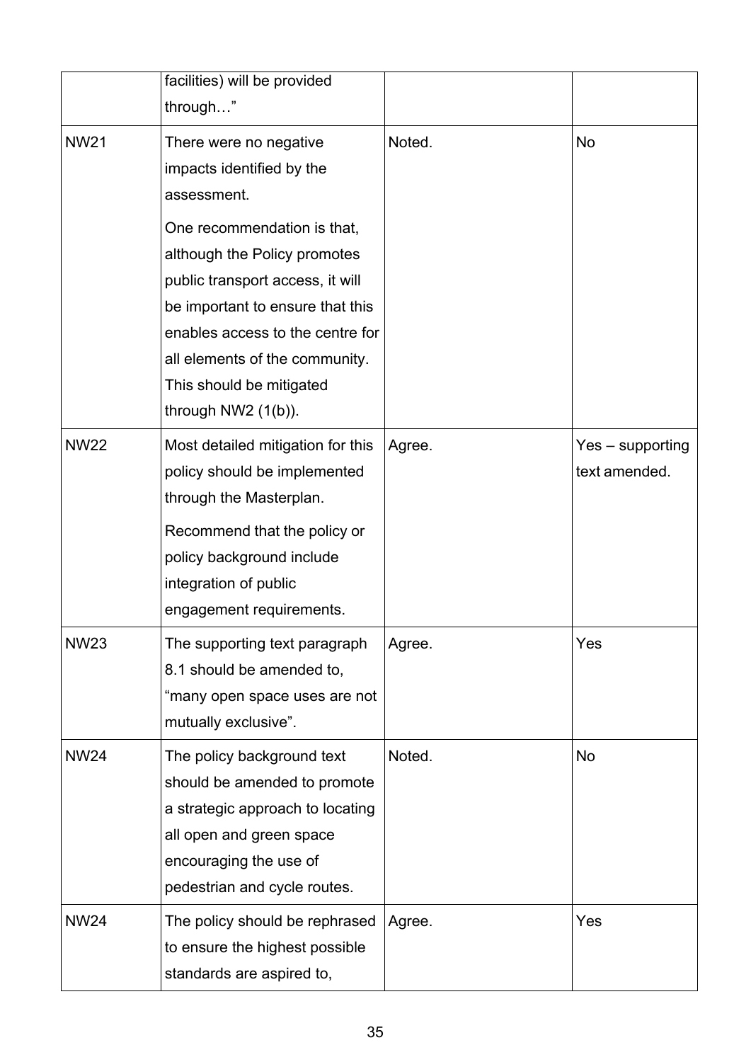|  |  |  |  |
|---|---|---|---|
|  | facilities) will be provided through…” |  |  |
| NW21 | There were no negative impacts identified by the assessment. One recommendation is that, although the Policy promotes public transport access, it will be important to ensure that this enables access to the centre for all elements of the community. This should be mitigated through NW2 (1(b)). | Noted. | No |
| NW22 | Most detailed mitigation for this policy should be implemented through the Masterplan. Recommend that the policy or policy background include integration of public engagement requirements. | Agree. | Yes – supporting text amended. |
| NW23 | The supporting text paragraph 8.1 should be amended to, “many open space uses are not mutually exclusive”. | Agree. | Yes |
| NW24 | The policy background text should be amended to promote a strategic approach to locating all open and green space encouraging the use of pedestrian and cycle routes. | Noted. | No |
| NW24 | The policy should be rephrased to ensure the highest possible standards are aspired to, | Agree. | Yes |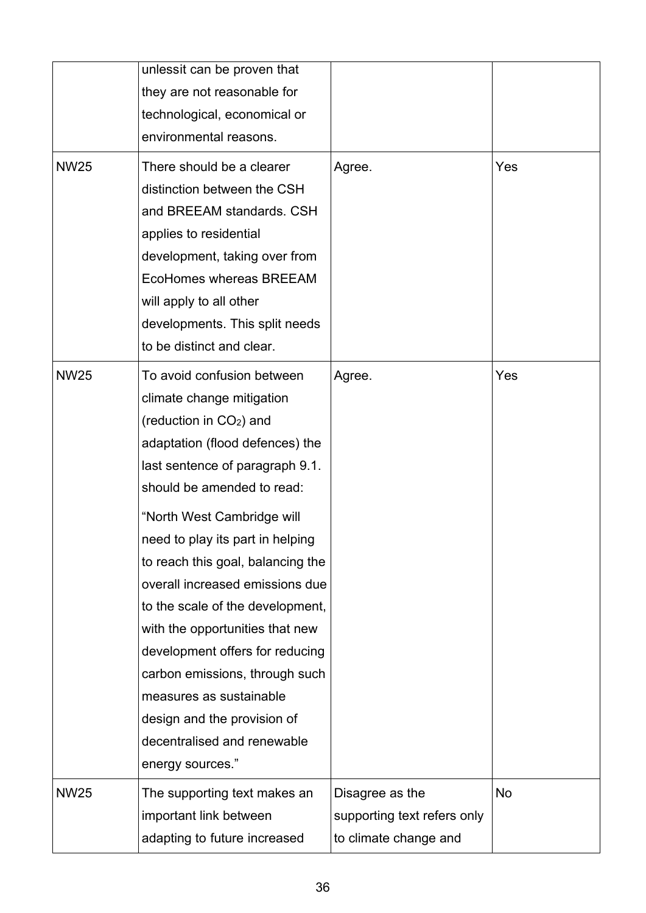| | | | |
|---|---|---|---|
| | unlessit can be proven that they are not reasonable for technological, economical or environmental reasons. | | |
| NW25 | There should be a clearer distinction between the CSH and BREEAM standards. CSH applies to residential development, taking over from EcoHomes whereas BREEAM will apply to all other developments. This split needs to be distinct and clear. | Agree. | Yes |
| NW25 | To avoid confusion between climate change mitigation (reduction in $CO_2$) and adaptation (flood defences) the last sentence of paragraph 9.1. should be amended to read:<br><br>"North West Cambridge will need to play its part in helping to reach this goal, balancing the overall increased emissions due to the scale of the development, with the opportunities that new development offers for reducing carbon emissions, through such measures as sustainable design and the provision of decentralised and renewable energy sources." | Agree. | Yes |
| NW25 | The supporting text makes an important link between adapting to future increased | Disagree as the supporting text refers only to climate change and | No |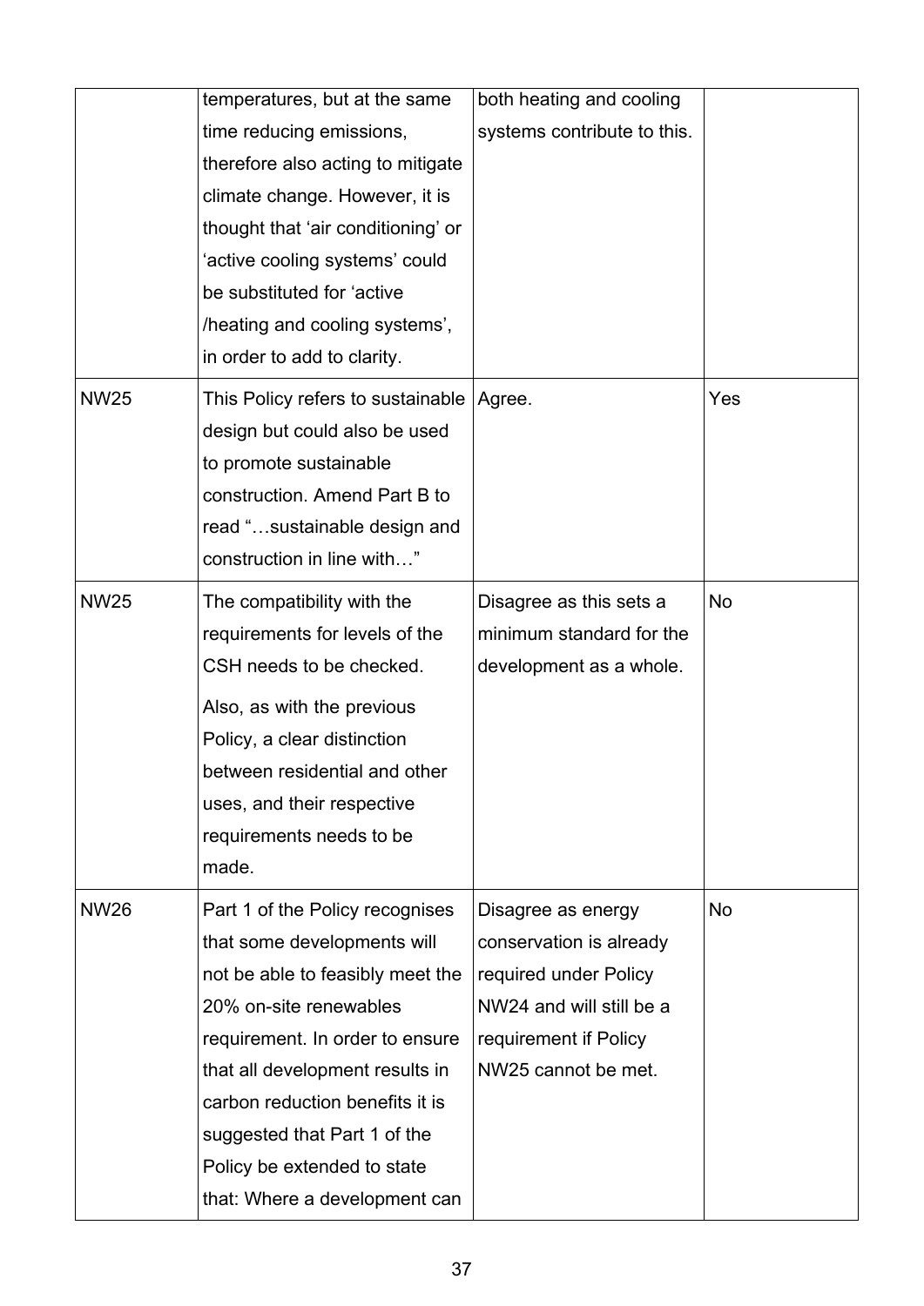| | | | |
|---|---|---|---|
| | temperatures, but at the same time reducing emissions, therefore also acting to mitigate climate change. However, it is thought that 'air conditioning' or 'active cooling systems' could be substituted for 'active /heating and cooling systems', in order to add to clarity. | both heating and cooling systems contribute to this. | |
| NW25 | This Policy refers to sustainable design but could also be used to promote sustainable construction. Amend Part B to read "…sustainable design and construction in line with…" | Agree. | Yes |
| NW25 | The compatibility with the requirements for levels of the CSH needs to be checked.<br><br>Also, as with the previous Policy, a clear distinction between residential and other uses, and their respective requirements needs to be made. | Disagree as this sets a minimum standard for the development as a whole. | No |
| NW26 | Part 1 of the Policy recognises that some developments will not be able to feasibly meet the 20% on-site renewables requirement. In order to ensure that all development results in carbon reduction benefits it is suggested that Part 1 of the Policy be extended to state that: Where a development can | Disagree as energy conservation is already required under Policy NW24 and will still be a requirement if Policy NW25 cannot be met. | No |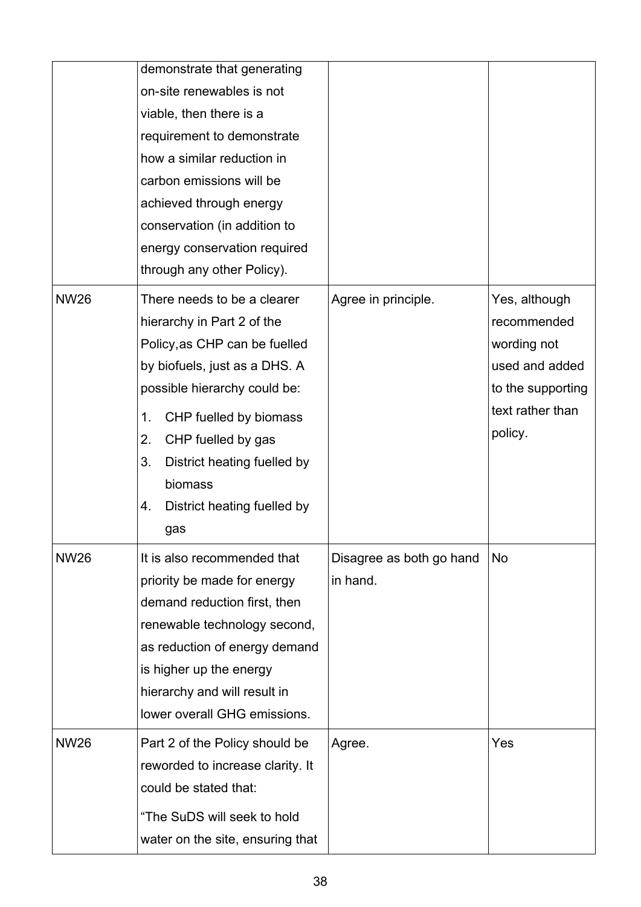| | | | |
|---|---|---|---|
| | demonstrate that generating on-site renewables is not viable, then there is a requirement to demonstrate how a similar reduction in carbon emissions will be achieved through energy conservation (in addition to energy conservation required through any other Policy). | | |
| NW26 | There needs to be a clearer hierarchy in Part 2 of the Policy,as CHP can be fuelled by biofuels, just as a DHS. A possible hierarchy could be: <br>1. CHP fuelled by biomass<br>2. CHP fuelled by gas<br>3. District heating fuelled by biomass<br>4. District heating fuelled by gas | Agree in principle. | Yes, although recommended wording not used and added to the supporting text rather than policy. |
| NW26 | It is also recommended that priority be made for energy demand reduction first, then renewable technology second, as reduction of energy demand is higher up the energy hierarchy and will result in lower overall GHG emissions. | Disagree as both go hand in hand. | No |
| NW26 | Part 2 of the Policy should be reworded to increase clarity. It could be stated that: <br>"The SuDS will seek to hold water on the site, ensuring that | Agree. | Yes |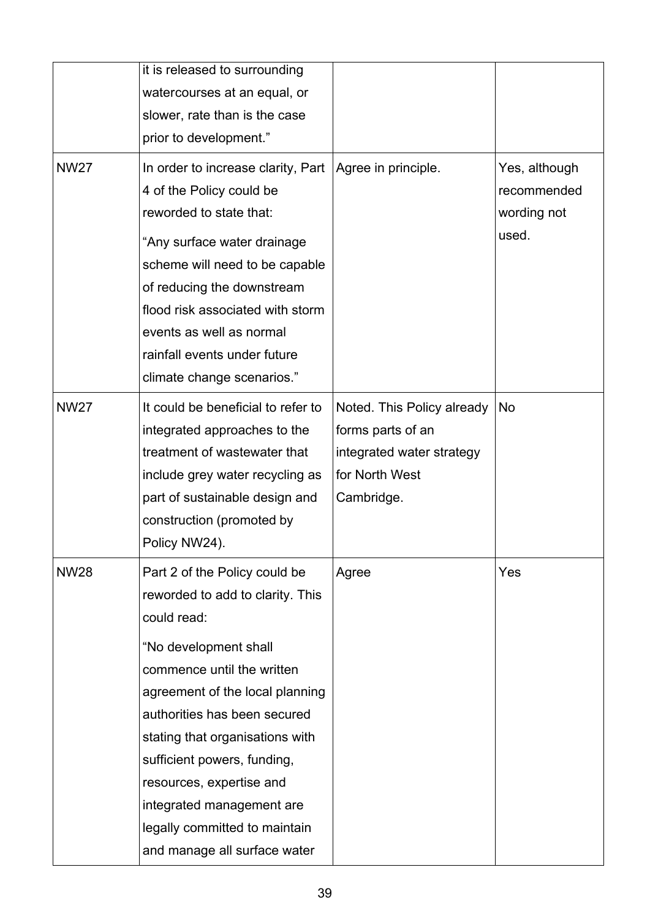| | | | |
|---|---|---|---|
| | it is released to surrounding watercourses at an equal, or slower, rate than is the case prior to development.” | | |
| NW27 | In order to increase clarity, Part 4 of the Policy could be reworded to state that:<br><br>“Any surface water drainage scheme will need to be capable of reducing the downstream flood risk associated with storm events as well as normal rainfall events under future climate change scenarios.” | Agree in principle. | Yes, although recommended wording not used. |
| NW27 | It could be beneficial to refer to integrated approaches to the treatment of wastewater that include grey water recycling as part of sustainable design and construction (promoted by Policy NW24). | Noted. This Policy already forms parts of an integrated water strategy for North West Cambridge. | No |
| NW28 | Part 2 of the Policy could be reworded to add to clarity. This could read:<br><br>“No development shall commence until the written agreement of the local planning authorities has been secured stating that organisations with sufficient powers, funding, resources, expertise and integrated management are legally committed to maintain and manage all surface water | Agree | Yes |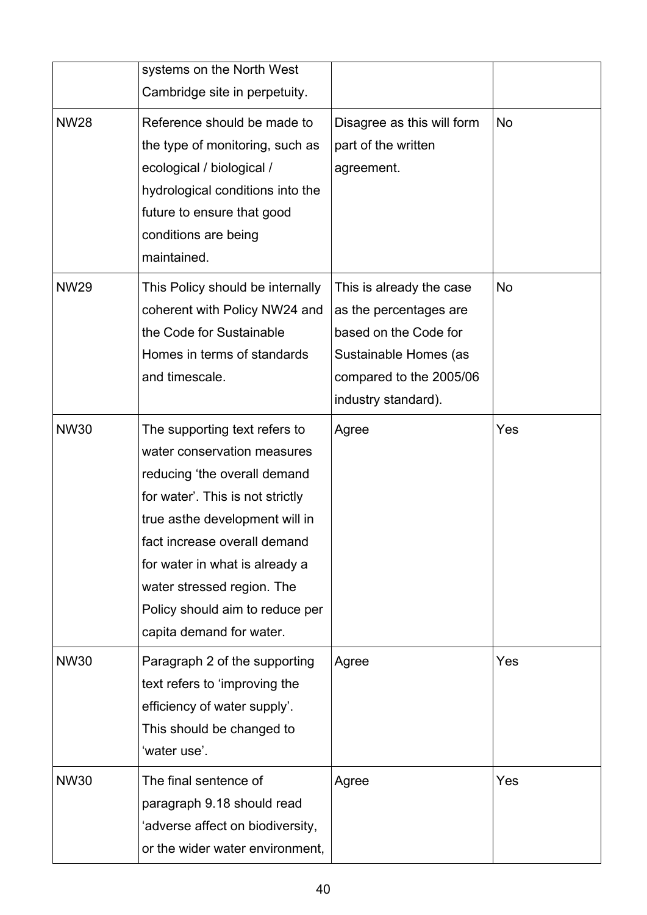| | | | |
|---|---|---|---|
| | systems on the North West Cambridge site in perpetuity. | | |
| NW28 | Reference should be made to the type of monitoring, such as ecological / biological / hydrological conditions into the future to ensure that good conditions are being maintained. | Disagree as this will form part of the written agreement. | No |
| NW29 | This Policy should be internally coherent with Policy NW24 and the Code for Sustainable Homes in terms of standards and timescale. | This is already the case as the percentages are based on the Code for Sustainable Homes (as compared to the 2005/06 industry standard). | No |
| NW30 | The supporting text refers to water conservation measures reducing 'the overall demand for water'. This is not strictly true asthe development will in fact increase overall demand for water in what is already a water stressed region. The Policy should aim to reduce per capita demand for water. | Agree | Yes |
| NW30 | Paragraph 2 of the supporting text refers to 'improving the efficiency of water supply'. This should be changed to 'water use'. | Agree | Yes |
| NW30 | The final sentence of paragraph 9.18 should read 'adverse affect on biodiversity, or the wider water environment, | Agree | Yes |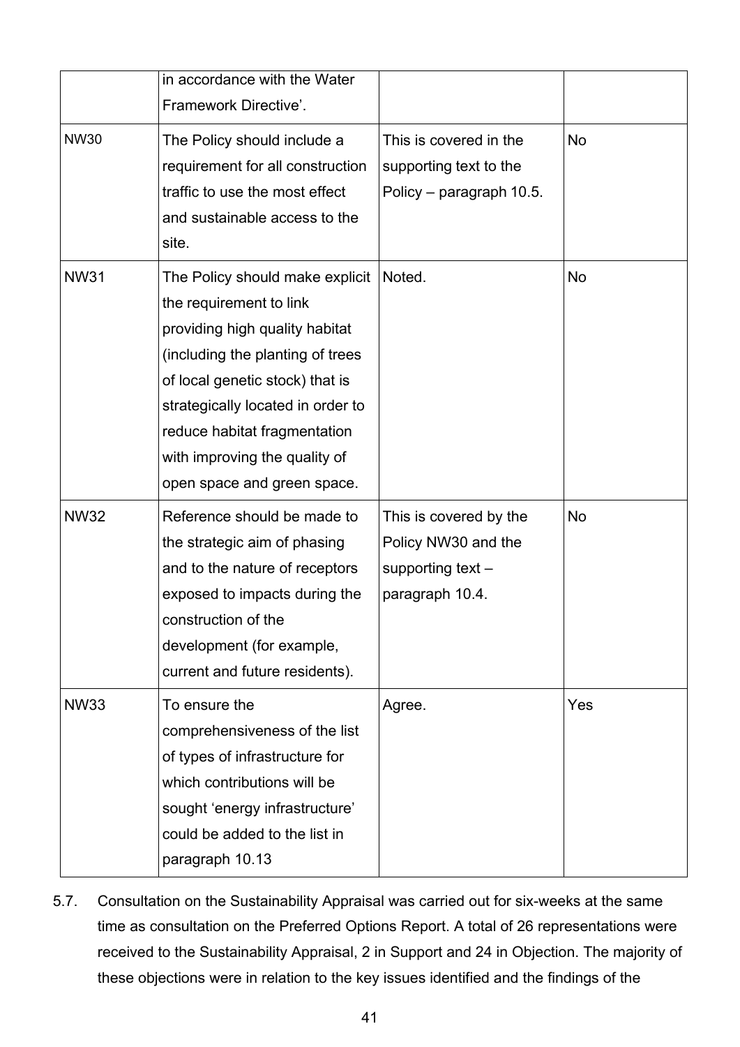| | | | |
|---|---|---|---|
| | in accordance with the Water Framework Directive'. | | |
| NW30 | The Policy should include a requirement for all construction traffic to use the most effect and sustainable access to the site. | This is covered in the supporting text to the Policy – paragraph 10.5. | No |
| NW31 | The Policy should make explicit the requirement to link providing high quality habitat (including the planting of trees of local genetic stock) that is strategically located in order to reduce habitat fragmentation with improving the quality of open space and green space. | Noted. | No |
| NW32 | Reference should be made to the strategic aim of phasing and to the nature of receptors exposed to impacts during the construction of the development (for example, current and future residents). | This is covered by the Policy NW30 and the supporting text – paragraph 10.4. | No |
| NW33 | To ensure the comprehensiveness of the list of types of infrastructure for which contributions will be sought 'energy infrastructure' could be added to the list in paragraph 10.13 | Agree. | Yes |

5.7. Consultation on the Sustainability Appraisal was carried out for six-weeks at the same time as consultation on the Preferred Options Report. A total of 26 representations were received to the Sustainability Appraisal, 2 in Support and 24 in Objection. The majority of these objections were in relation to the key issues identified and the findings of the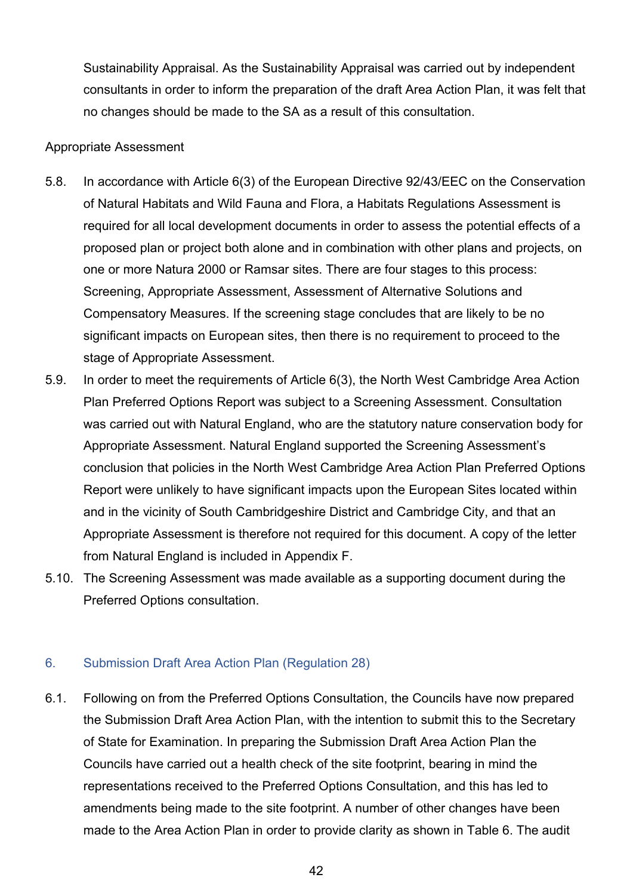Sustainability Appraisal. As the Sustainability Appraisal was carried out by independent consultants in order to inform the preparation of the draft Area Action Plan, it was felt that no changes should be made to the SA as a result of this consultation.

Appropriate Assessment

5.8. In accordance with Article 6(3) of the European Directive 92/43/EEC on the Conservation of Natural Habitats and Wild Fauna and Flora, a Habitats Regulations Assessment is required for all local development documents in order to assess the potential effects of a proposed plan or project both alone and in combination with other plans and projects, on one or more Natura 2000 or Ramsar sites. There are four stages to this process: Screening, Appropriate Assessment, Assessment of Alternative Solutions and Compensatory Measures. If the screening stage concludes that are likely to be no significant impacts on European sites, then there is no requirement to proceed to the stage of Appropriate Assessment.

5.9. In order to meet the requirements of Article 6(3), the North West Cambridge Area Action Plan Preferred Options Report was subject to a Screening Assessment. Consultation was carried out with Natural England, who are the statutory nature conservation body for Appropriate Assessment. Natural England supported the Screening Assessment's conclusion that policies in the North West Cambridge Area Action Plan Preferred Options Report were unlikely to have significant impacts upon the European Sites located within and in the vicinity of South Cambridgeshire District and Cambridge City, and that an Appropriate Assessment is therefore not required for this document. A copy of the letter from Natural England is included in Appendix F.

5.10. The Screening Assessment was made available as a supporting document during the Preferred Options consultation.

## 6. Submission Draft Area Action Plan (Regulation 28)

6.1. Following on from the Preferred Options Consultation, the Councils have now prepared the Submission Draft Area Action Plan, with the intention to submit this to the Secretary of State for Examination. In preparing the Submission Draft Area Action Plan the Councils have carried out a health check of the site footprint, bearing in mind the representations received to the Preferred Options Consultation, and this has led to amendments being made to the site footprint. A number of other changes have been made to the Area Action Plan in order to provide clarity as shown in Table 6. The audit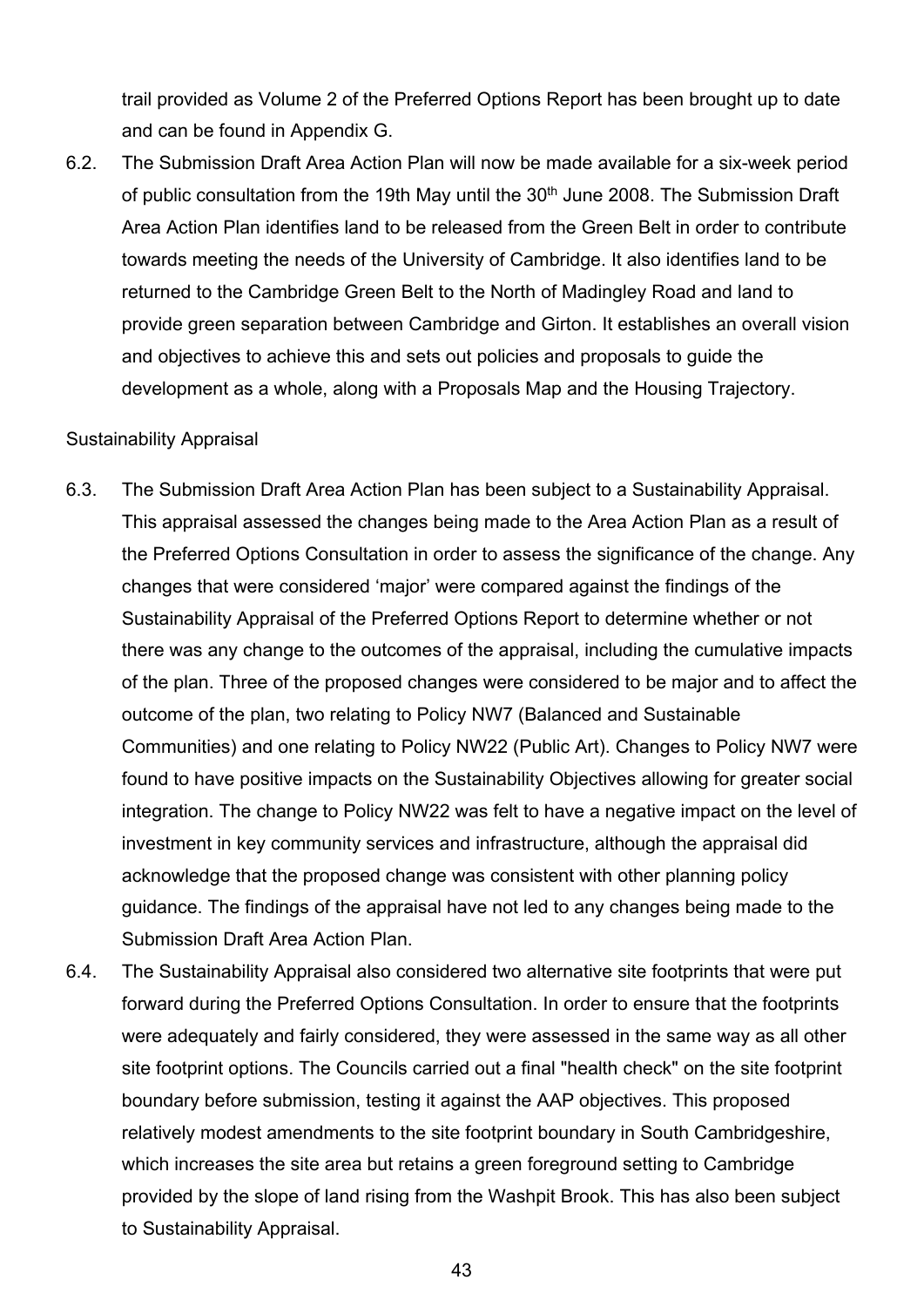trail provided as Volume 2 of the Preferred Options Report has been brought up to date and can be found in Appendix G.

6.2. The Submission Draft Area Action Plan will now be made available for a six-week period of public consultation from the 19th May until the 30th June 2008. The Submission Draft Area Action Plan identifies land to be released from the Green Belt in order to contribute towards meeting the needs of the University of Cambridge. It also identifies land to be returned to the Cambridge Green Belt to the North of Madingley Road and land to provide green separation between Cambridge and Girton. It establishes an overall vision and objectives to achieve this and sets out policies and proposals to guide the development as a whole, along with a Proposals Map and the Housing Trajectory.

Sustainability Appraisal

6.3. The Submission Draft Area Action Plan has been subject to a Sustainability Appraisal. This appraisal assessed the changes being made to the Area Action Plan as a result of the Preferred Options Consultation in order to assess the significance of the change. Any changes that were considered 'major' were compared against the findings of the Sustainability Appraisal of the Preferred Options Report to determine whether or not there was any change to the outcomes of the appraisal, including the cumulative impacts of the plan. Three of the proposed changes were considered to be major and to affect the outcome of the plan, two relating to Policy NW7 (Balanced and Sustainable Communities) and one relating to Policy NW22 (Public Art). Changes to Policy NW7 were found to have positive impacts on the Sustainability Objectives allowing for greater social integration. The change to Policy NW22 was felt to have a negative impact on the level of investment in key community services and infrastructure, although the appraisal did acknowledge that the proposed change was consistent with other planning policy guidance. The findings of the appraisal have not led to any changes being made to the Submission Draft Area Action Plan.

6.4. The Sustainability Appraisal also considered two alternative site footprints that were put forward during the Preferred Options Consultation. In order to ensure that the footprints were adequately and fairly considered, they were assessed in the same way as all other site footprint options. The Councils carried out a final "health check" on the site footprint boundary before submission, testing it against the AAP objectives. This proposed relatively modest amendments to the site footprint boundary in South Cambridgeshire, which increases the site area but retains a green foreground setting to Cambridge provided by the slope of land rising from the Washpit Brook. This has also been subject to Sustainability Appraisal.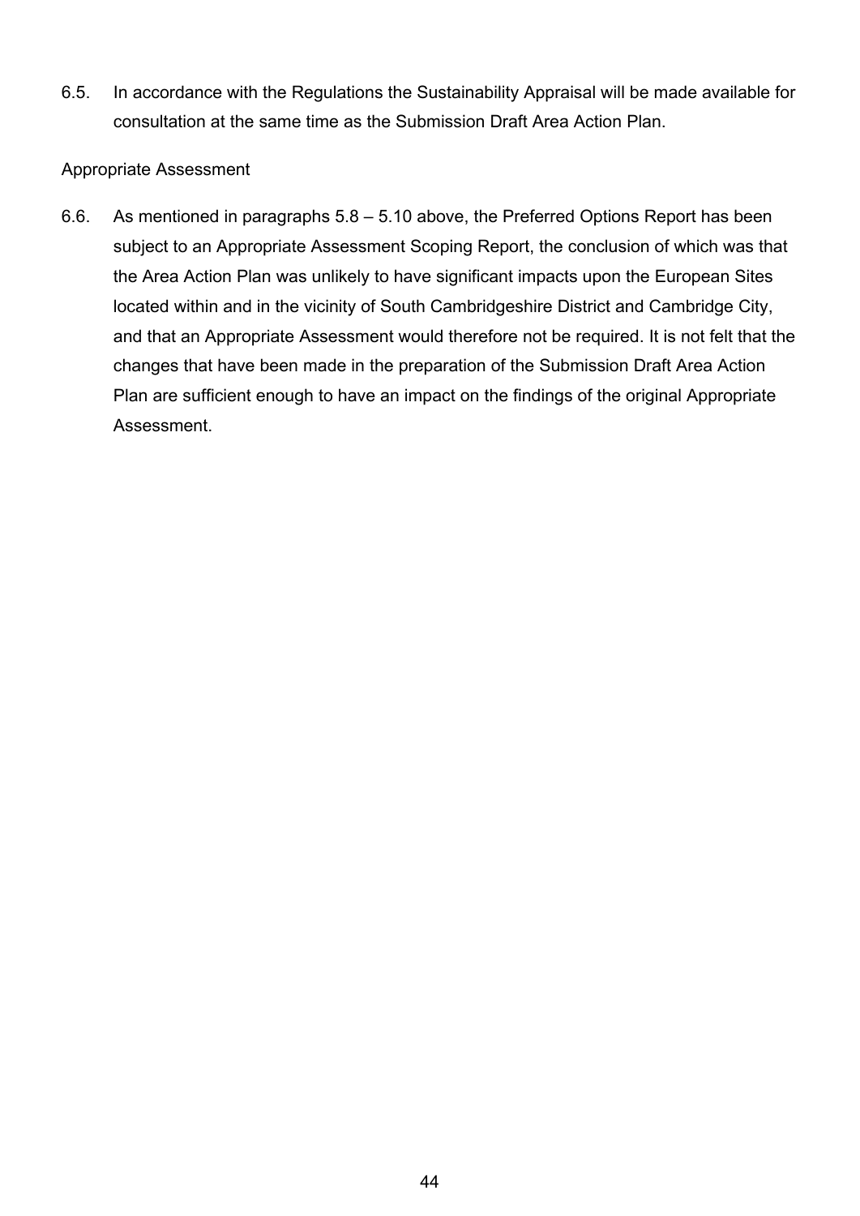6.5. In accordance with the Regulations the Sustainability Appraisal will be made available for consultation at the same time as the Submission Draft Area Action Plan.

Appropriate Assessment

6.6. As mentioned in paragraphs 5.8 – 5.10 above, the Preferred Options Report has been subject to an Appropriate Assessment Scoping Report, the conclusion of which was that the Area Action Plan was unlikely to have significant impacts upon the European Sites located within and in the vicinity of South Cambridgeshire District and Cambridge City, and that an Appropriate Assessment would therefore not be required. It is not felt that the changes that have been made in the preparation of the Submission Draft Area Action Plan are sufficient enough to have an impact on the findings of the original Appropriate Assessment.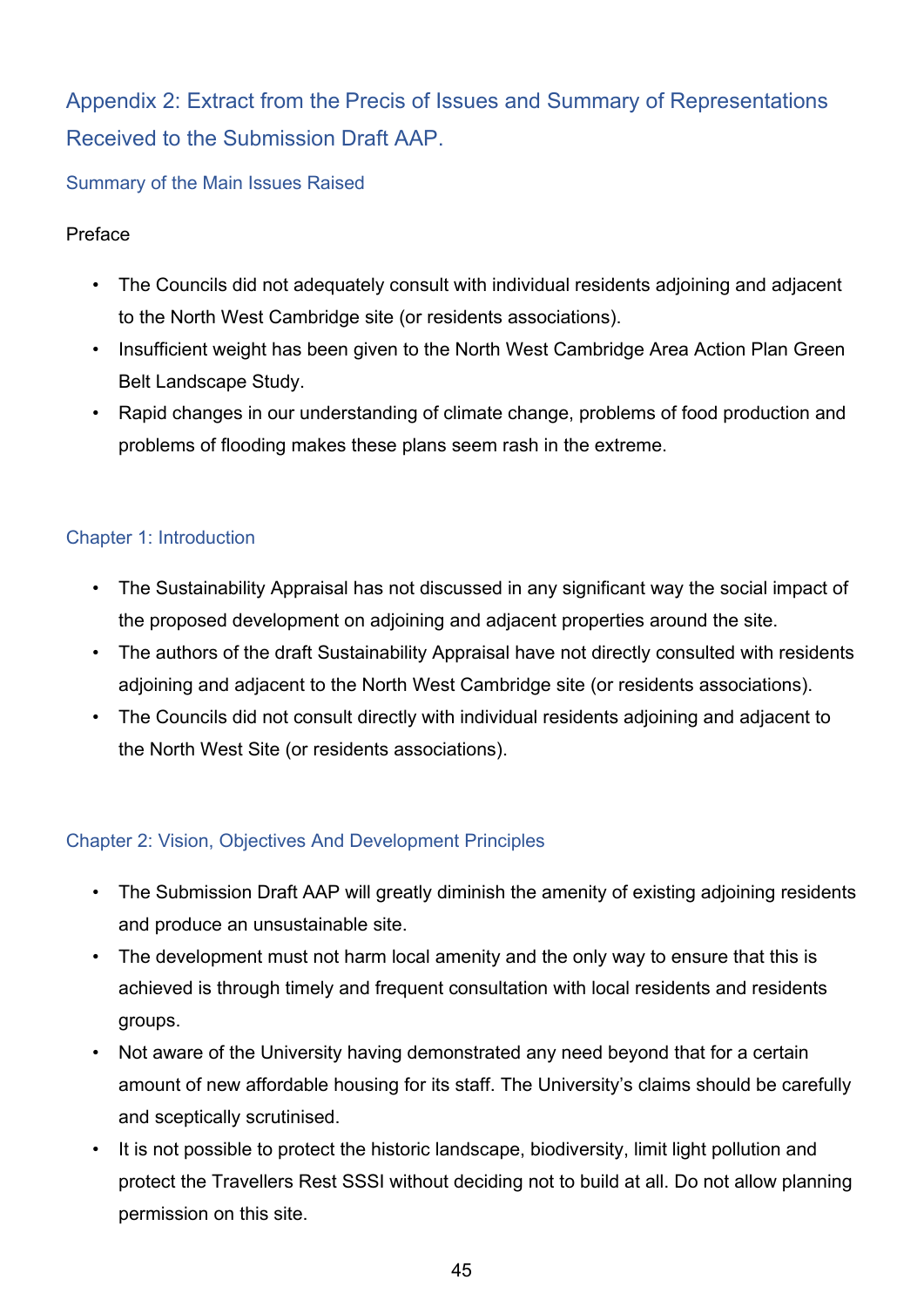# Appendix 2: Extract from the Precis of Issues and Summary of Representations Received to the Submission Draft AAP.

## Summary of the Main Issues Raised

Preface

- The Councils did not adequately consult with individual residents adjoining and adjacent to the North West Cambridge site (or residents associations).
- Insufficient weight has been given to the North West Cambridge Area Action Plan Green Belt Landscape Study.
- Rapid changes in our understanding of climate change, problems of food production and problems of flooding makes these plans seem rash in the extreme.

## Chapter 1: Introduction

- The Sustainability Appraisal has not discussed in any significant way the social impact of the proposed development on adjoining and adjacent properties around the site.
- The authors of the draft Sustainability Appraisal have not directly consulted with residents adjoining and adjacent to the North West Cambridge site (or residents associations).
- The Councils did not consult directly with individual residents adjoining and adjacent to the North West Site (or residents associations).

## Chapter 2: Vision, Objectives And Development Principles

- The Submission Draft AAP will greatly diminish the amenity of existing adjoining residents and produce an unsustainable site.
- The development must not harm local amenity and the only way to ensure that this is achieved is through timely and frequent consultation with local residents and residents groups.
- Not aware of the University having demonstrated any need beyond that for a certain amount of new affordable housing for its staff. The University's claims should be carefully and sceptically scrutinised.
- It is not possible to protect the historic landscape, biodiversity, limit light pollution and protect the Travellers Rest SSSI without deciding not to build at all. Do not allow planning permission on this site.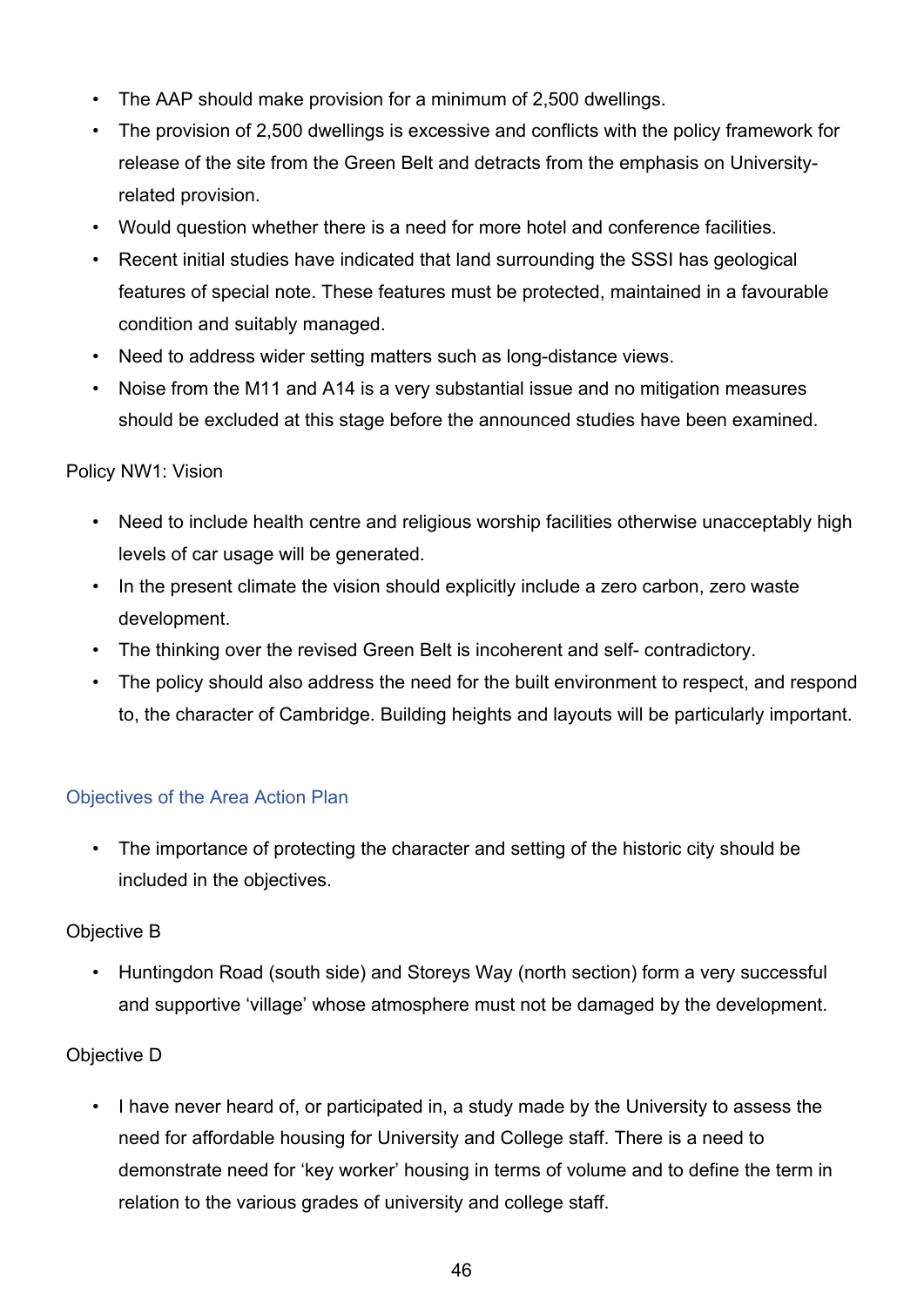- The AAP should make provision for a minimum of 2,500 dwellings.
- The provision of 2,500 dwellings is excessive and conflicts with the policy framework for release of the site from the Green Belt and detracts from the emphasis on University-related provision.
- Would question whether there is a need for more hotel and conference facilities.
- Recent initial studies have indicated that land surrounding the SSSI has geological features of special note. These features must be protected, maintained in a favourable condition and suitably managed.
- Need to address wider setting matters such as long-distance views.
- Noise from the M11 and A14 is a very substantial issue and no mitigation measures should be excluded at this stage before the announced studies have been examined.

Policy NW1: Vision

- Need to include health centre and religious worship facilities otherwise unacceptably high levels of car usage will be generated.
- In the present climate the vision should explicitly include a zero carbon, zero waste development.
- The thinking over the revised Green Belt is incoherent and self- contradictory.
- The policy should also address the need for the built environment to respect, and respond to, the character of Cambridge. Building heights and layouts will be particularly important.

## Objectives of the Area Action Plan

- The importance of protecting the character and setting of the historic city should be included in the objectives.

Objective B

- Huntingdon Road (south side) and Storeys Way (north section) form a very successful and supportive 'village' whose atmosphere must not be damaged by the development.

Objective D

- I have never heard of, or participated in, a study made by the University to assess the need for affordable housing for University and College staff. There is a need to demonstrate need for 'key worker' housing in terms of volume and to define the term in relation to the various grades of university and college staff.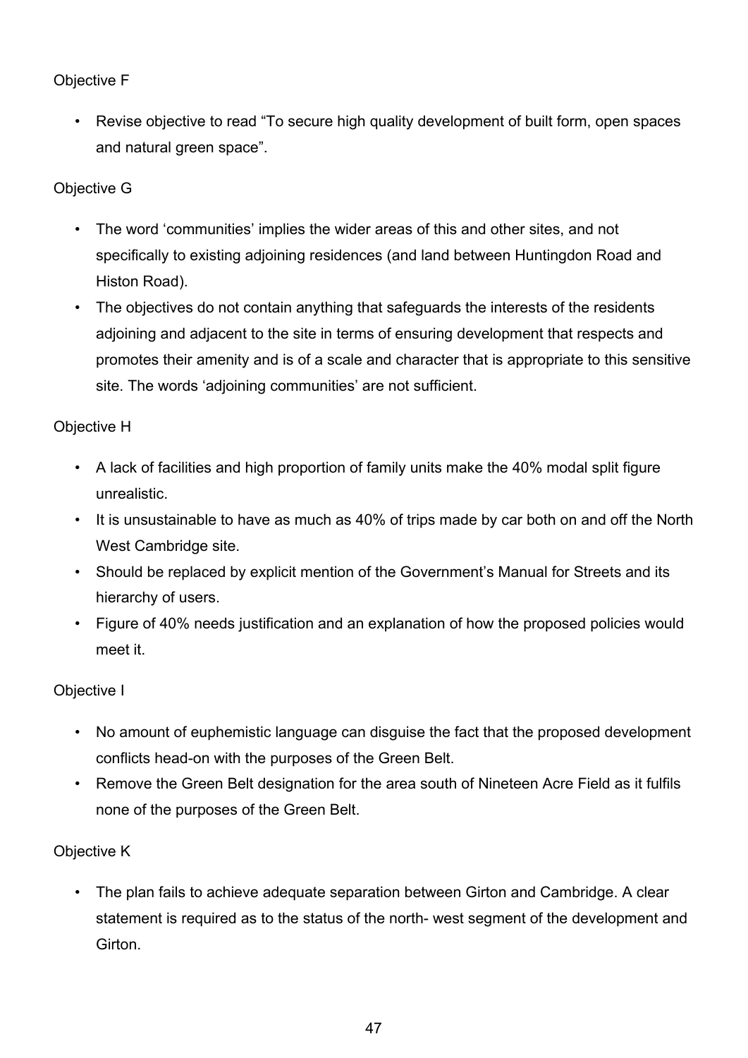Objective F

- Revise objective to read “To secure high quality development of built form, open spaces and natural green space”.

Objective G

- The word ‘communities’ implies the wider areas of this and other sites, and not specifically to existing adjoining residences (and land between Huntingdon Road and Histon Road).
- The objectives do not contain anything that safeguards the interests of the residents adjoining and adjacent to the site in terms of ensuring development that respects and promotes their amenity and is of a scale and character that is appropriate to this sensitive site. The words ‘adjoining communities’ are not sufficient.

Objective H

- A lack of facilities and high proportion of family units make the 40% modal split figure unrealistic.
- It is unsustainable to have as much as 40% of trips made by car both on and off the North West Cambridge site.
- Should be replaced by explicit mention of the Government’s Manual for Streets and its hierarchy of users.
- Figure of 40% needs justification and an explanation of how the proposed policies would meet it.

Objective I

- No amount of euphemistic language can disguise the fact that the proposed development conflicts head-on with the purposes of the Green Belt.
- Remove the Green Belt designation for the area south of Nineteen Acre Field as it fulfils none of the purposes of the Green Belt.

Objective K

- The plan fails to achieve adequate separation between Girton and Cambridge. A clear statement is required as to the status of the north- west segment of the development and Girton.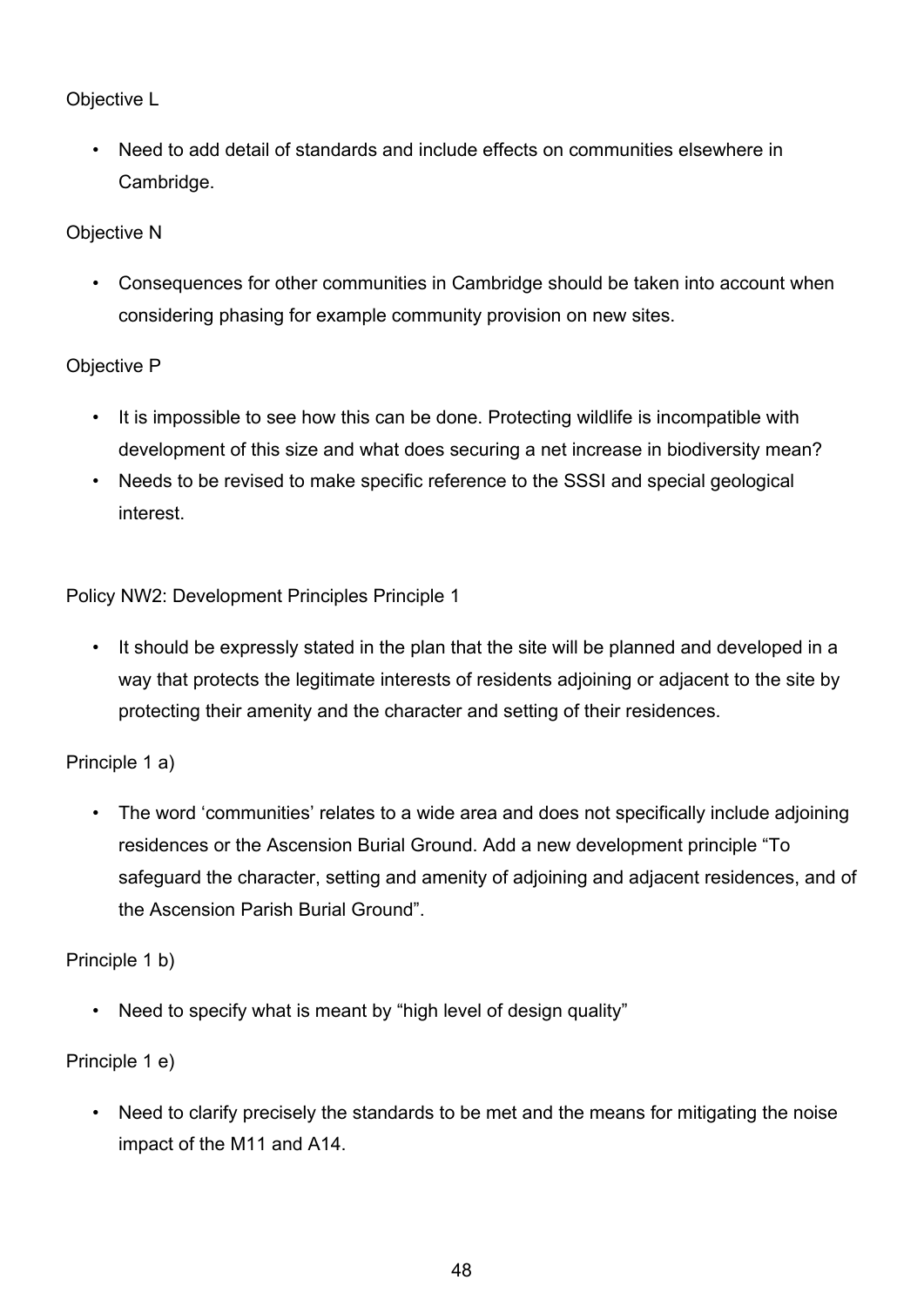Objective L

- Need to add detail of standards and include effects on communities elsewhere in Cambridge.

Objective N

- Consequences for other communities in Cambridge should be taken into account when considering phasing for example community provision on new sites.

Objective P

- It is impossible to see how this can be done. Protecting wildlife is incompatible with development of this size and what does securing a net increase in biodiversity mean?
- Needs to be revised to make specific reference to the SSSI and special geological interest.

Policy NW2: Development Principles Principle 1

- It should be expressly stated in the plan that the site will be planned and developed in a way that protects the legitimate interests of residents adjoining or adjacent to the site by protecting their amenity and the character and setting of their residences.

Principle 1 a)

- The word 'communities' relates to a wide area and does not specifically include adjoining residences or the Ascension Burial Ground. Add a new development principle "To safeguard the character, setting and amenity of adjoining and adjacent residences, and of the Ascension Parish Burial Ground".

Principle 1 b)

- Need to specify what is meant by "high level of design quality"

Principle 1 e)

- Need to clarify precisely the standards to be met and the means for mitigating the noise impact of the M11 and A14.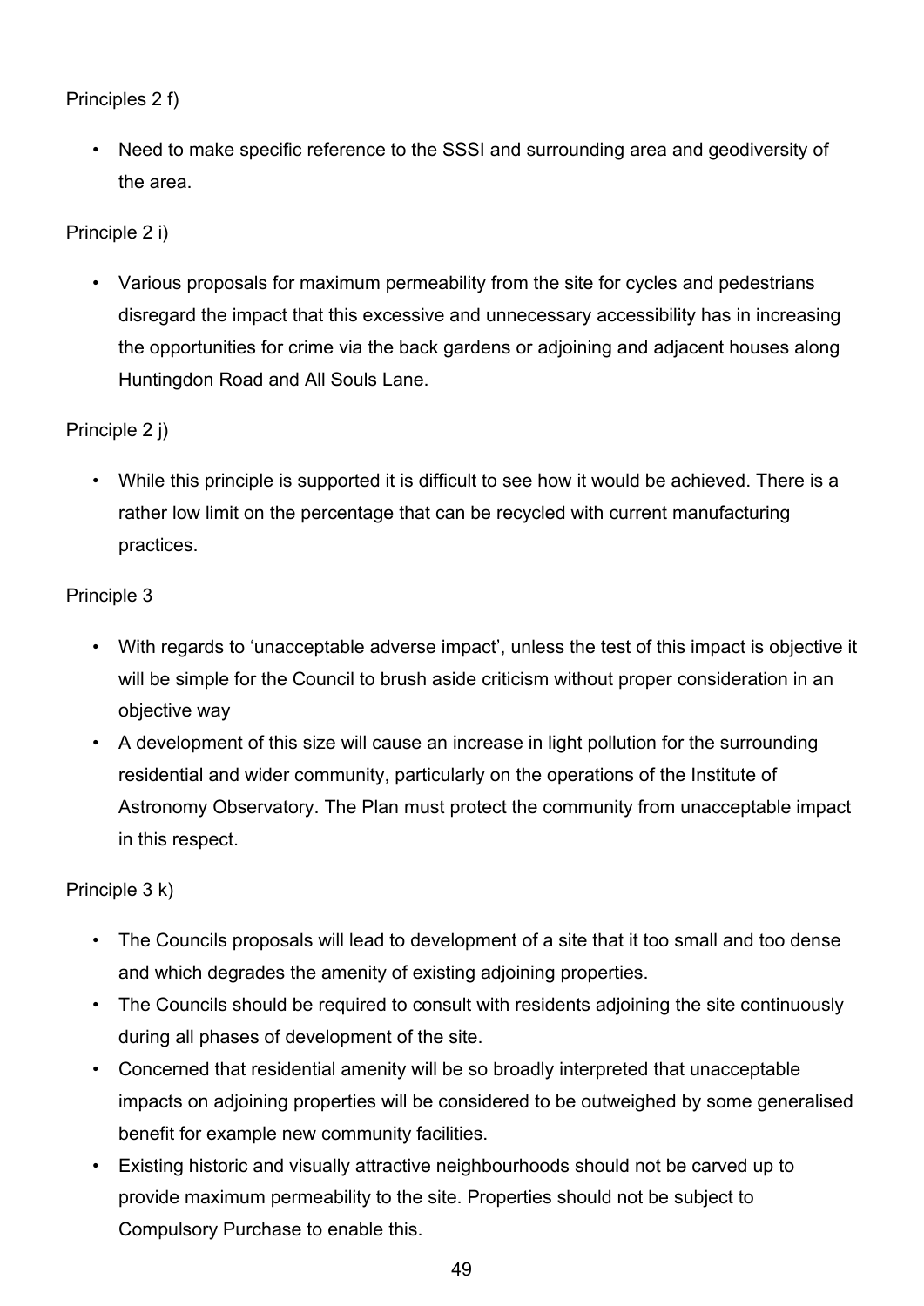Principles 2 f)

- Need to make specific reference to the SSSI and surrounding area and geodiversity of the area.

Principle 2 i)

- Various proposals for maximum permeability from the site for cycles and pedestrians disregard the impact that this excessive and unnecessary accessibility has in increasing the opportunities for crime via the back gardens or adjoining and adjacent houses along Huntingdon Road and All Souls Lane.

Principle 2 j)

- While this principle is supported it is difficult to see how it would be achieved. There is a rather low limit on the percentage that can be recycled with current manufacturing practices.

Principle 3

- With regards to 'unacceptable adverse impact', unless the test of this impact is objective it will be simple for the Council to brush aside criticism without proper consideration in an objective way
- A development of this size will cause an increase in light pollution for the surrounding residential and wider community, particularly on the operations of the Institute of Astronomy Observatory. The Plan must protect the community from unacceptable impact in this respect.

Principle 3 k)

- The Councils proposals will lead to development of a site that it too small and too dense and which degrades the amenity of existing adjoining properties.
- The Councils should be required to consult with residents adjoining the site continuously during all phases of development of the site.
- Concerned that residential amenity will be so broadly interpreted that unacceptable impacts on adjoining properties will be considered to be outweighed by some generalised benefit for example new community facilities.
- Existing historic and visually attractive neighbourhoods should not be carved up to provide maximum permeability to the site. Properties should not be subject to Compulsory Purchase to enable this.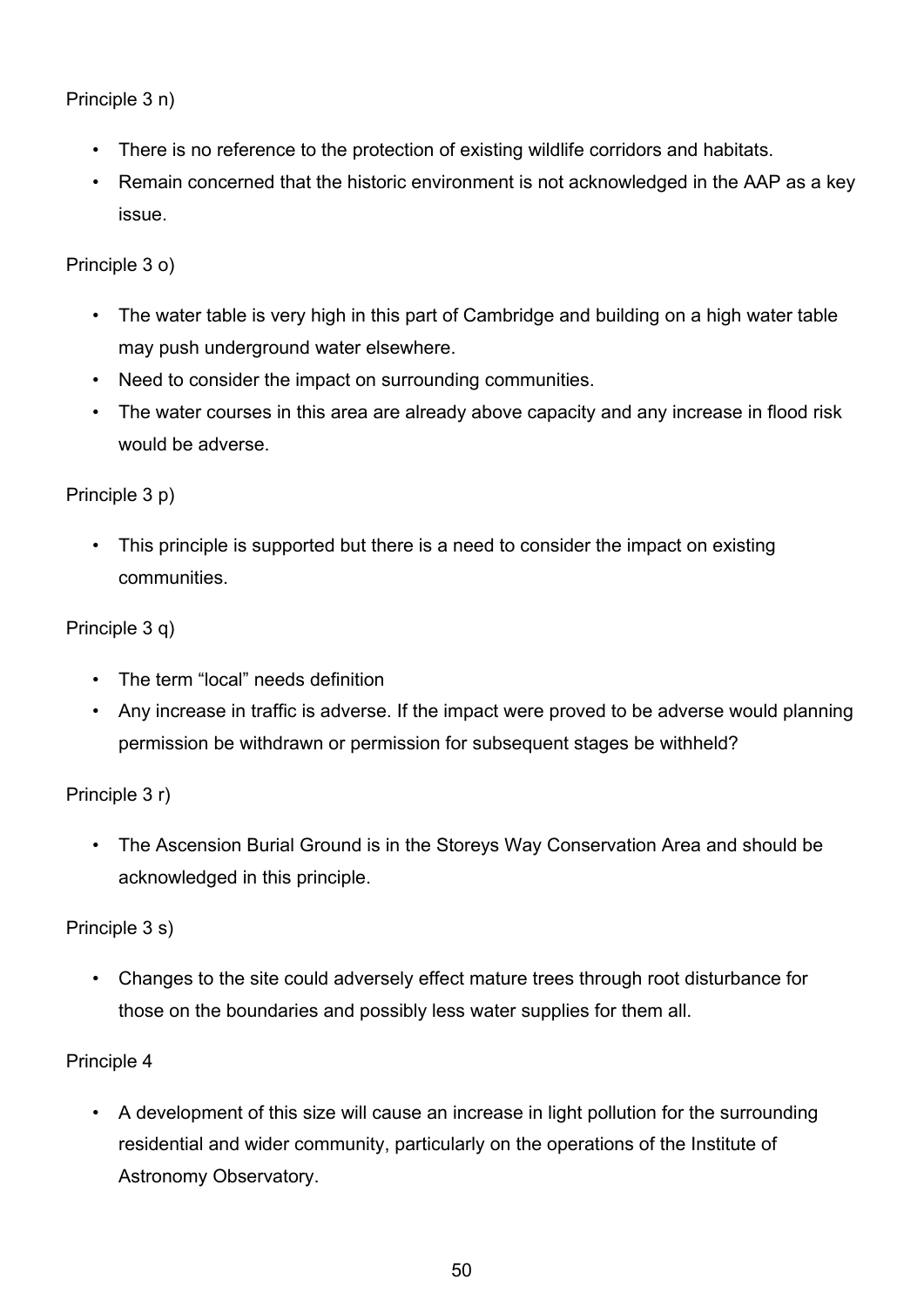Principle 3 n)

- There is no reference to the protection of existing wildlife corridors and habitats.
- Remain concerned that the historic environment is not acknowledged in the AAP as a key issue.

Principle 3 o)

- The water table is very high in this part of Cambridge and building on a high water table may push underground water elsewhere.
- Need to consider the impact on surrounding communities.
- The water courses in this area are already above capacity and any increase in flood risk would be adverse.

Principle 3 p)

- This principle is supported but there is a need to consider the impact on existing communities.

Principle 3 q)

- The term "local" needs definition
- Any increase in traffic is adverse. If the impact were proved to be adverse would planning permission be withdrawn or permission for subsequent stages be withheld?

Principle 3 r)

- The Ascension Burial Ground is in the Storeys Way Conservation Area and should be acknowledged in this principle.

Principle 3 s)

- Changes to the site could adversely effect mature trees through root disturbance for those on the boundaries and possibly less water supplies for them all.

Principle 4

- A development of this size will cause an increase in light pollution for the surrounding residential and wider community, particularly on the operations of the Institute of Astronomy Observatory.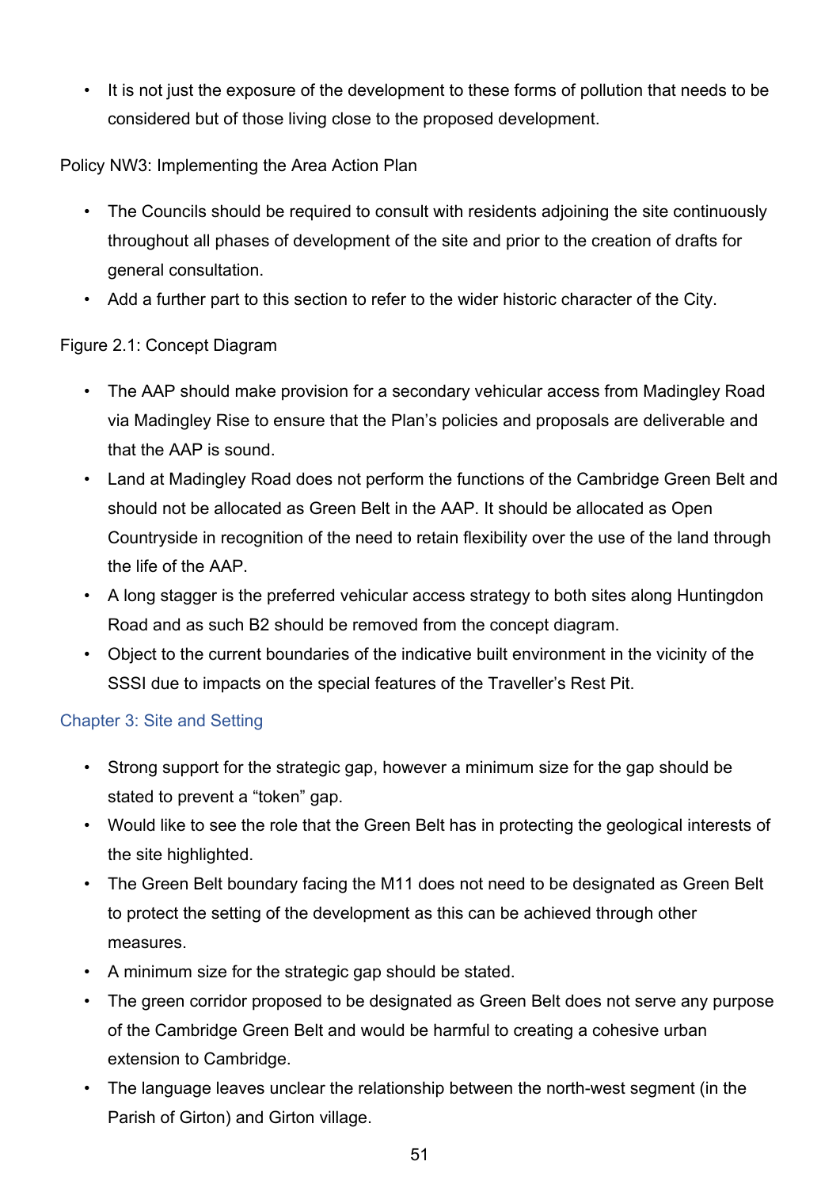- It is not just the exposure of the development to these forms of pollution that needs to be considered but of those living close to the proposed development.

Policy NW3: Implementing the Area Action Plan

- The Councils should be required to consult with residents adjoining the site continuously throughout all phases of development of the site and prior to the creation of drafts for general consultation.
- Add a further part to this section to refer to the wider historic character of the City.

Figure 2.1: Concept Diagram

- The AAP should make provision for a secondary vehicular access from Madingley Road via Madingley Rise to ensure that the Plan's policies and proposals are deliverable and that the AAP is sound.
- Land at Madingley Road does not perform the functions of the Cambridge Green Belt and should not be allocated as Green Belt in the AAP. It should be allocated as Open Countryside in recognition of the need to retain flexibility over the use of the land through the life of the AAP.
- A long stagger is the preferred vehicular access strategy to both sites along Huntingdon Road and as such B2 should be removed from the concept diagram.
- Object to the current boundaries of the indicative built environment in the vicinity of the SSSI due to impacts on the special features of the Traveller's Rest Pit.

## Chapter 3: Site and Setting

- Strong support for the strategic gap, however a minimum size for the gap should be stated to prevent a "token" gap.
- Would like to see the role that the Green Belt has in protecting the geological interests of the site highlighted.
- The Green Belt boundary facing the M11 does not need to be designated as Green Belt to protect the setting of the development as this can be achieved through other measures.
- A minimum size for the strategic gap should be stated.
- The green corridor proposed to be designated as Green Belt does not serve any purpose of the Cambridge Green Belt and would be harmful to creating a cohesive urban extension to Cambridge.
- The language leaves unclear the relationship between the north-west segment (in the Parish of Girton) and Girton village.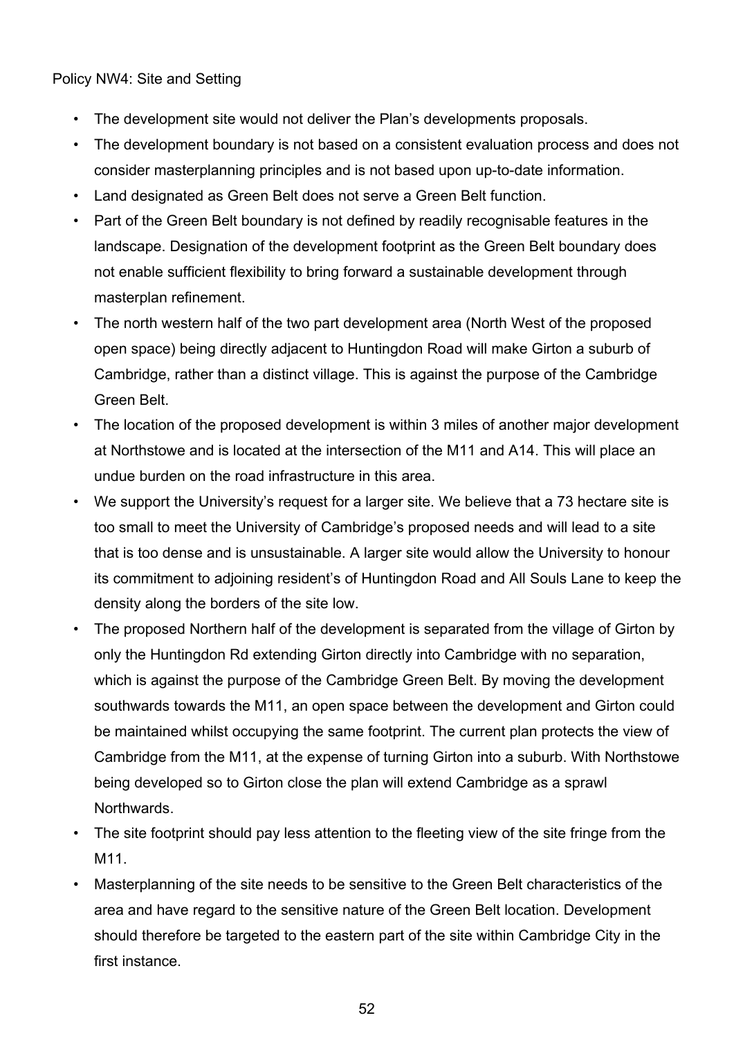Policy NW4: Site and Setting

- The development site would not deliver the Plan's developments proposals.
- The development boundary is not based on a consistent evaluation process and does not consider masterplanning principles and is not based upon up-to-date information.
- Land designated as Green Belt does not serve a Green Belt function.
- Part of the Green Belt boundary is not defined by readily recognisable features in the landscape. Designation of the development footprint as the Green Belt boundary does not enable sufficient flexibility to bring forward a sustainable development through masterplan refinement.
- The north western half of the two part development area (North West of the proposed open space) being directly adjacent to Huntingdon Road will make Girton a suburb of Cambridge, rather than a distinct village. This is against the purpose of the Cambridge Green Belt.
- The location of the proposed development is within 3 miles of another major development at Northstowe and is located at the intersection of the M11 and A14. This will place an undue burden on the road infrastructure in this area.
- We support the University's request for a larger site. We believe that a 73 hectare site is too small to meet the University of Cambridge's proposed needs and will lead to a site that is too dense and is unsustainable. A larger site would allow the University to honour its commitment to adjoining resident's of Huntingdon Road and All Souls Lane to keep the density along the borders of the site low.
- The proposed Northern half of the development is separated from the village of Girton by only the Huntingdon Rd extending Girton directly into Cambridge with no separation, which is against the purpose of the Cambridge Green Belt. By moving the development southwards towards the M11, an open space between the development and Girton could be maintained whilst occupying the same footprint. The current plan protects the view of Cambridge from the M11, at the expense of turning Girton into a suburb. With Northstowe being developed so to Girton close the plan will extend Cambridge as a sprawl Northwards.
- The site footprint should pay less attention to the fleeting view of the site fringe from the M11.
- Masterplanning of the site needs to be sensitive to the Green Belt characteristics of the area and have regard to the sensitive nature of the Green Belt location. Development should therefore be targeted to the eastern part of the site within Cambridge City in the first instance.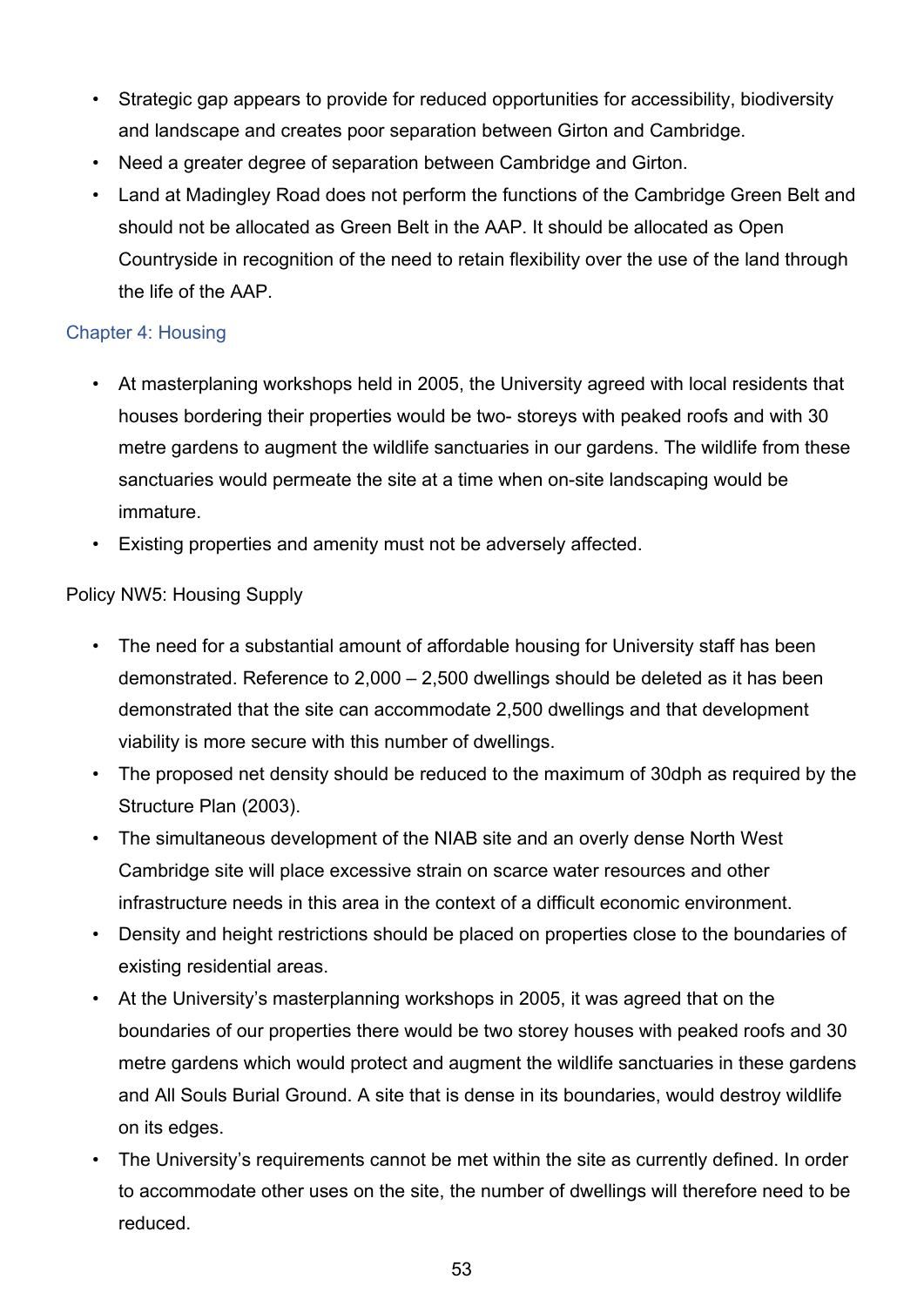- Strategic gap appears to provide for reduced opportunities for accessibility, biodiversity and landscape and creates poor separation between Girton and Cambridge.
- Need a greater degree of separation between Cambridge and Girton.
- Land at Madingley Road does not perform the functions of the Cambridge Green Belt and should not be allocated as Green Belt in the AAP. It should be allocated as Open Countryside in recognition of the need to retain flexibility over the use of the land through the life of the AAP.

## Chapter 4: Housing

- At masterplaning workshops held in 2005, the University agreed with local residents that houses bordering their properties would be two- storeys with peaked roofs and with 30 metre gardens to augment the wildlife sanctuaries in our gardens. The wildlife from these sanctuaries would permeate the site at a time when on-site landscaping would be immature.
- Existing properties and amenity must not be adversely affected.

Policy NW5: Housing Supply

- The need for a substantial amount of affordable housing for University staff has been demonstrated. Reference to 2,000 – 2,500 dwellings should be deleted as it has been demonstrated that the site can accommodate 2,500 dwellings and that development viability is more secure with this number of dwellings.
- The proposed net density should be reduced to the maximum of 30dph as required by the Structure Plan (2003).
- The simultaneous development of the NIAB site and an overly dense North West Cambridge site will place excessive strain on scarce water resources and other infrastructure needs in this area in the context of a difficult economic environment.
- Density and height restrictions should be placed on properties close to the boundaries of existing residential areas.
- At the University's masterplanning workshops in 2005, it was agreed that on the boundaries of our properties there would be two storey houses with peaked roofs and 30 metre gardens which would protect and augment the wildlife sanctuaries in these gardens and All Souls Burial Ground. A site that is dense in its boundaries, would destroy wildlife on its edges.
- The University's requirements cannot be met within the site as currently defined. In order to accommodate other uses on the site, the number of dwellings will therefore need to be reduced.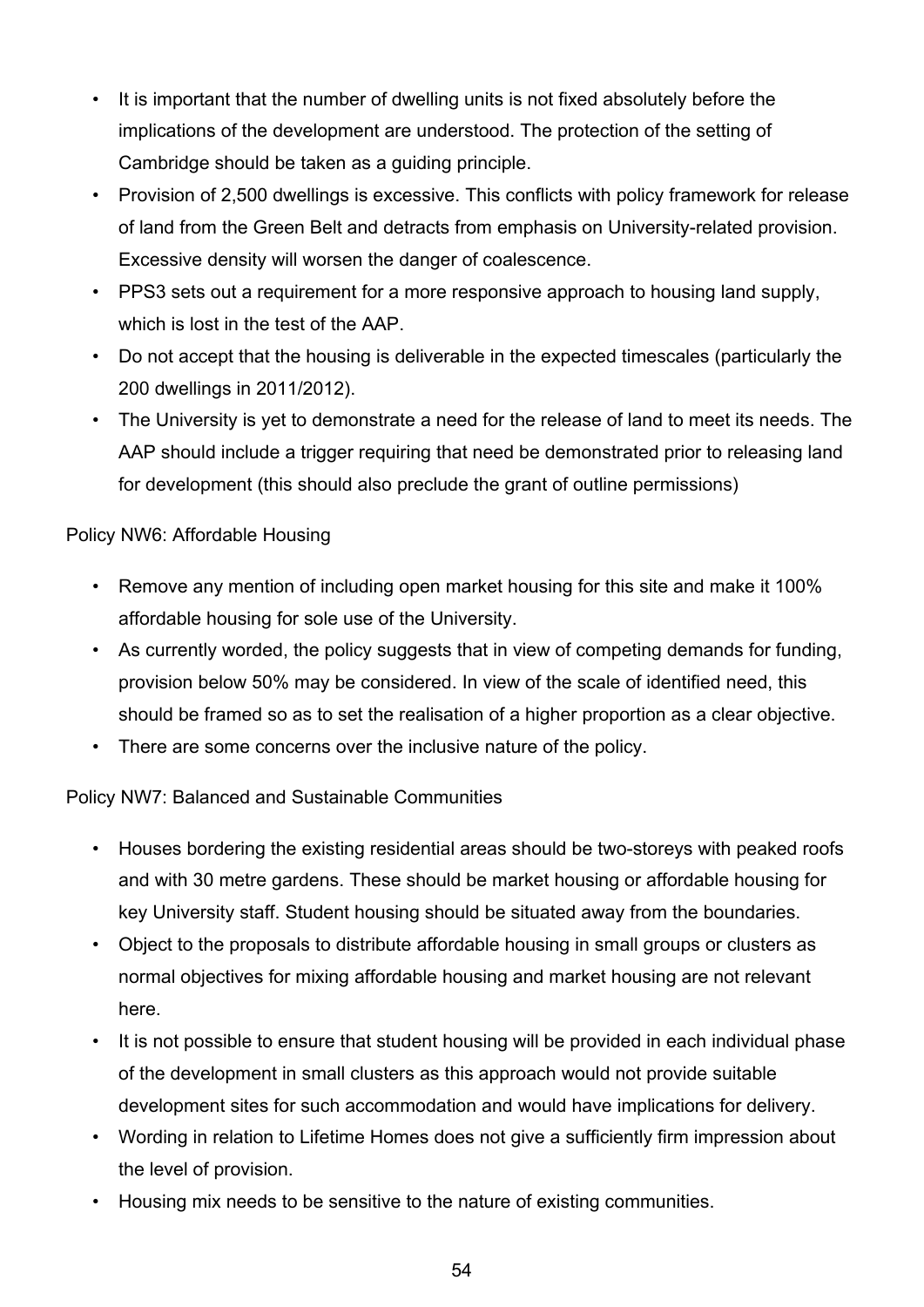- It is important that the number of dwelling units is not fixed absolutely before the implications of the development are understood. The protection of the setting of Cambridge should be taken as a guiding principle.
- Provision of 2,500 dwellings is excessive. This conflicts with policy framework for release of land from the Green Belt and detracts from emphasis on University-related provision. Excessive density will worsen the danger of coalescence.
- PPS3 sets out a requirement for a more responsive approach to housing land supply, which is lost in the test of the AAP.
- Do not accept that the housing is deliverable in the expected timescales (particularly the 200 dwellings in 2011/2012).
- The University is yet to demonstrate a need for the release of land to meet its needs. The AAP should include a trigger requiring that need be demonstrated prior to releasing land for development (this should also preclude the grant of outline permissions)

Policy NW6: Affordable Housing

- Remove any mention of including open market housing for this site and make it 100% affordable housing for sole use of the University.
- As currently worded, the policy suggests that in view of competing demands for funding, provision below 50% may be considered. In view of the scale of identified need, this should be framed so as to set the realisation of a higher proportion as a clear objective.
- There are some concerns over the inclusive nature of the policy.

Policy NW7: Balanced and Sustainable Communities

- Houses bordering the existing residential areas should be two-storeys with peaked roofs and with 30 metre gardens. These should be market housing or affordable housing for key University staff. Student housing should be situated away from the boundaries.
- Object to the proposals to distribute affordable housing in small groups or clusters as normal objectives for mixing affordable housing and market housing are not relevant here.
- It is not possible to ensure that student housing will be provided in each individual phase of the development in small clusters as this approach would not provide suitable development sites for such accommodation and would have implications for delivery.
- Wording in relation to Lifetime Homes does not give a sufficiently firm impression about the level of provision.
- Housing mix needs to be sensitive to the nature of existing communities.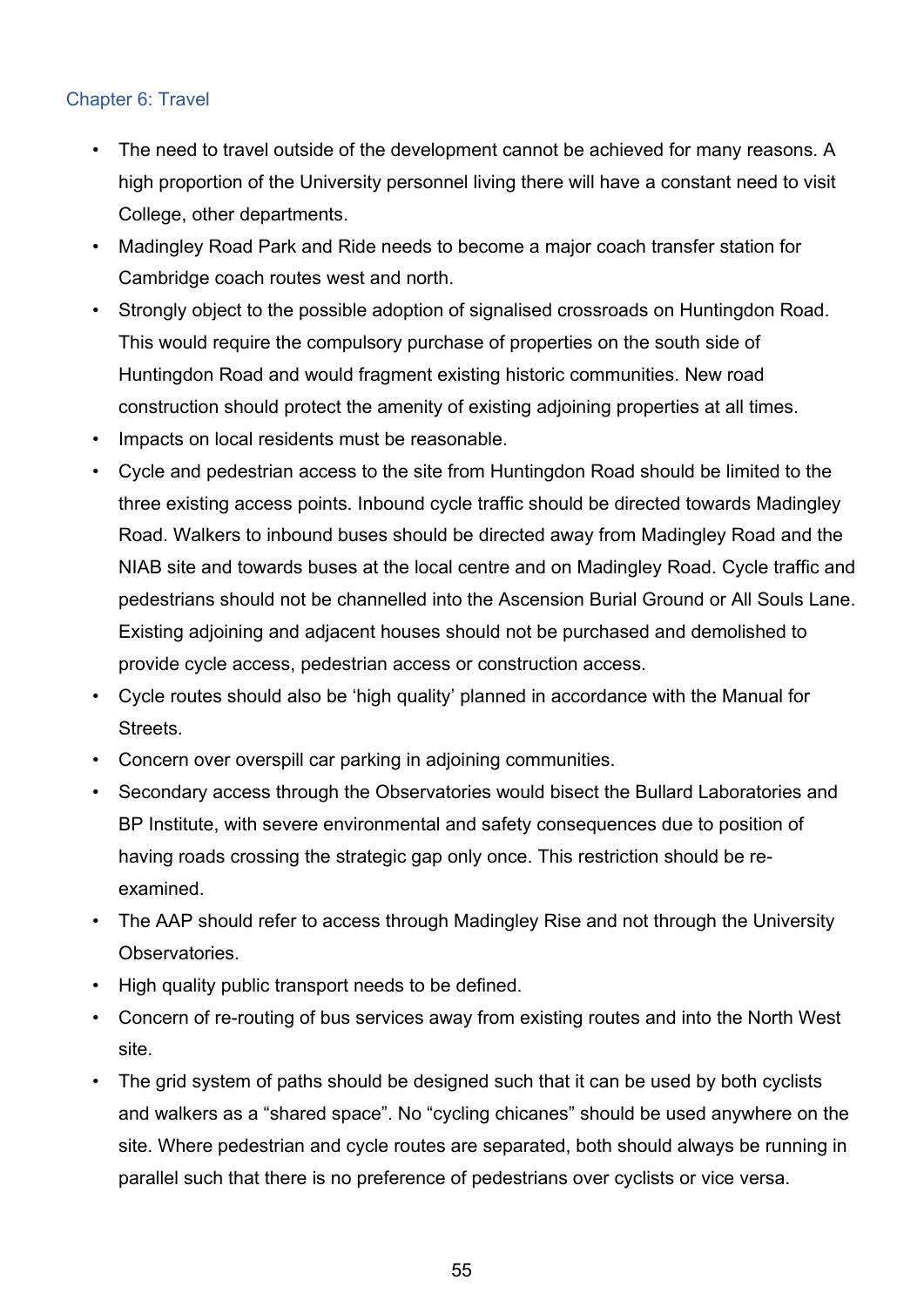## Chapter 6: Travel

- The need to travel outside of the development cannot be achieved for many reasons. A high proportion of the University personnel living there will have a constant need to visit College, other departments.
- Madingley Road Park and Ride needs to become a major coach transfer station for Cambridge coach routes west and north.
- Strongly object to the possible adoption of signalised crossroads on Huntingdon Road. This would require the compulsory purchase of properties on the south side of Huntingdon Road and would fragment existing historic communities. New road construction should protect the amenity of existing adjoining properties at all times.
- Impacts on local residents must be reasonable.
- Cycle and pedestrian access to the site from Huntingdon Road should be limited to the three existing access points. Inbound cycle traffic should be directed towards Madingley Road. Walkers to inbound buses should be directed away from Madingley Road and the NIAB site and towards buses at the local centre and on Madingley Road. Cycle traffic and pedestrians should not be channelled into the Ascension Burial Ground or All Souls Lane. Existing adjoining and adjacent houses should not be purchased and demolished to provide cycle access, pedestrian access or construction access.
- Cycle routes should also be 'high quality' planned in accordance with the Manual for Streets.
- Concern over overspill car parking in adjoining communities.
- Secondary access through the Observatories would bisect the Bullard Laboratories and BP Institute, with severe environmental and safety consequences due to position of having roads crossing the strategic gap only once. This restriction should be re-examined.
- The AAP should refer to access through Madingley Rise and not through the University Observatories.
- High quality public transport needs to be defined.
- Concern of re-routing of bus services away from existing routes and into the North West site.
- The grid system of paths should be designed such that it can be used by both cyclists and walkers as a "shared space". No "cycling chicanes" should be used anywhere on the site. Where pedestrian and cycle routes are separated, both should always be running in parallel such that there is no preference of pedestrians over cyclists or vice versa.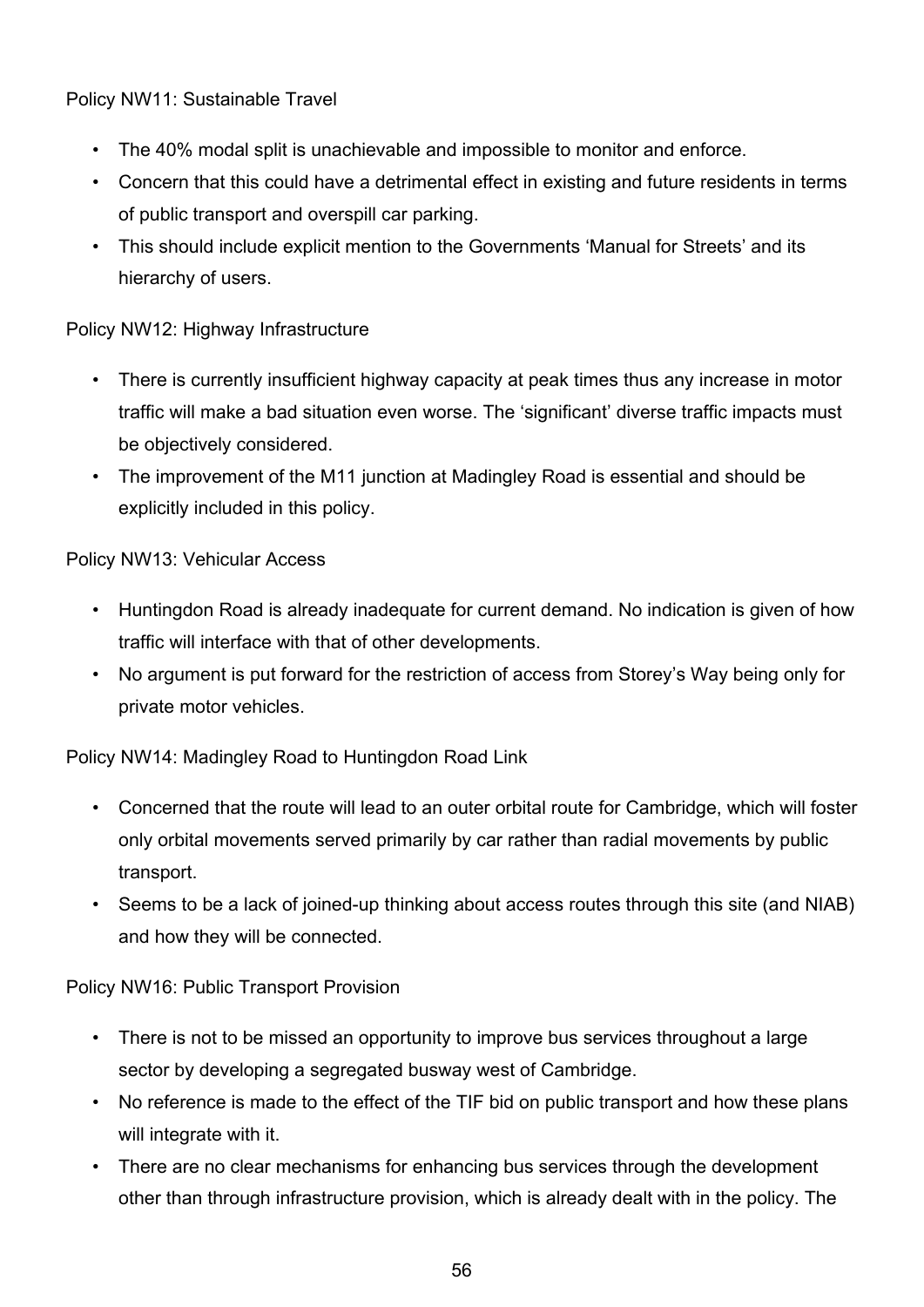Policy NW11: Sustainable Travel

- The 40% modal split is unachievable and impossible to monitor and enforce.
- Concern that this could have a detrimental effect in existing and future residents in terms of public transport and overspill car parking.
- This should include explicit mention to the Governments 'Manual for Streets' and its hierarchy of users.

Policy NW12: Highway Infrastructure

- There is currently insufficient highway capacity at peak times thus any increase in motor traffic will make a bad situation even worse. The 'significant' diverse traffic impacts must be objectively considered.
- The improvement of the M11 junction at Madingley Road is essential and should be explicitly included in this policy.

Policy NW13: Vehicular Access

- Huntingdon Road is already inadequate for current demand. No indication is given of how traffic will interface with that of other developments.
- No argument is put forward for the restriction of access from Storey's Way being only for private motor vehicles.

Policy NW14: Madingley Road to Huntingdon Road Link

- Concerned that the route will lead to an outer orbital route for Cambridge, which will foster only orbital movements served primarily by car rather than radial movements by public transport.
- Seems to be a lack of joined-up thinking about access routes through this site (and NIAB) and how they will be connected.

Policy NW16: Public Transport Provision

- There is not to be missed an opportunity to improve bus services throughout a large sector by developing a segregated busway west of Cambridge.
- No reference is made to the effect of the TIF bid on public transport and how these plans will integrate with it.
- There are no clear mechanisms for enhancing bus services through the development other than through infrastructure provision, which is already dealt with in the policy. The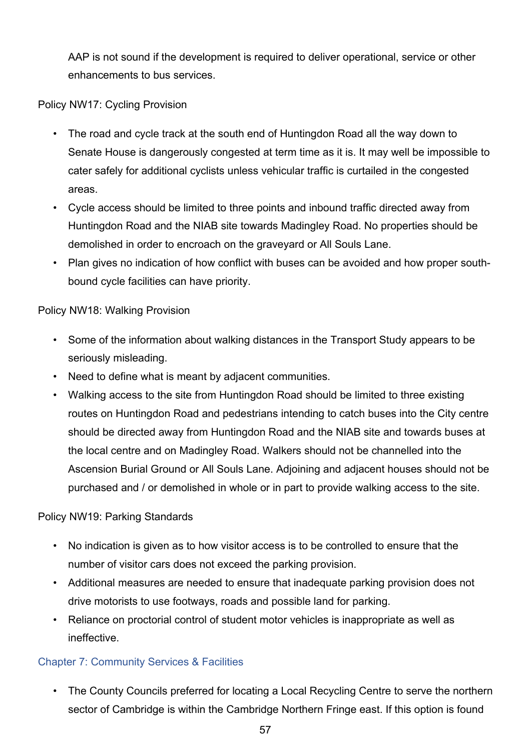AAP is not sound if the development is required to deliver operational, service or other enhancements to bus services.

Policy NW17: Cycling Provision

- The road and cycle track at the south end of Huntingdon Road all the way down to Senate House is dangerously congested at term time as it is. It may well be impossible to cater safely for additional cyclists unless vehicular traffic is curtailed in the congested areas.
- Cycle access should be limited to three points and inbound traffic directed away from Huntingdon Road and the NIAB site towards Madingley Road. No properties should be demolished in order to encroach on the graveyard or All Souls Lane.
- Plan gives no indication of how conflict with buses can be avoided and how proper south-bound cycle facilities can have priority.

Policy NW18: Walking Provision

- Some of the information about walking distances in the Transport Study appears to be seriously misleading.
- Need to define what is meant by adjacent communities.
- Walking access to the site from Huntingdon Road should be limited to three existing routes on Huntingdon Road and pedestrians intending to catch buses into the City centre should be directed away from Huntingdon Road and the NIAB site and towards buses at the local centre and on Madingley Road. Walkers should not be channelled into the Ascension Burial Ground or All Souls Lane. Adjoining and adjacent houses should not be purchased and / or demolished in whole or in part to provide walking access to the site.

Policy NW19: Parking Standards

- No indication is given as to how visitor access is to be controlled to ensure that the number of visitor cars does not exceed the parking provision.
- Additional measures are needed to ensure that inadequate parking provision does not drive motorists to use footways, roads and possible land for parking.
- Reliance on proctorial control of student motor vehicles is inappropriate as well as ineffective.

## Chapter 7: Community Services & Facilities

- The County Councils preferred for locating a Local Recycling Centre to serve the northern sector of Cambridge is within the Cambridge Northern Fringe east. If this option is found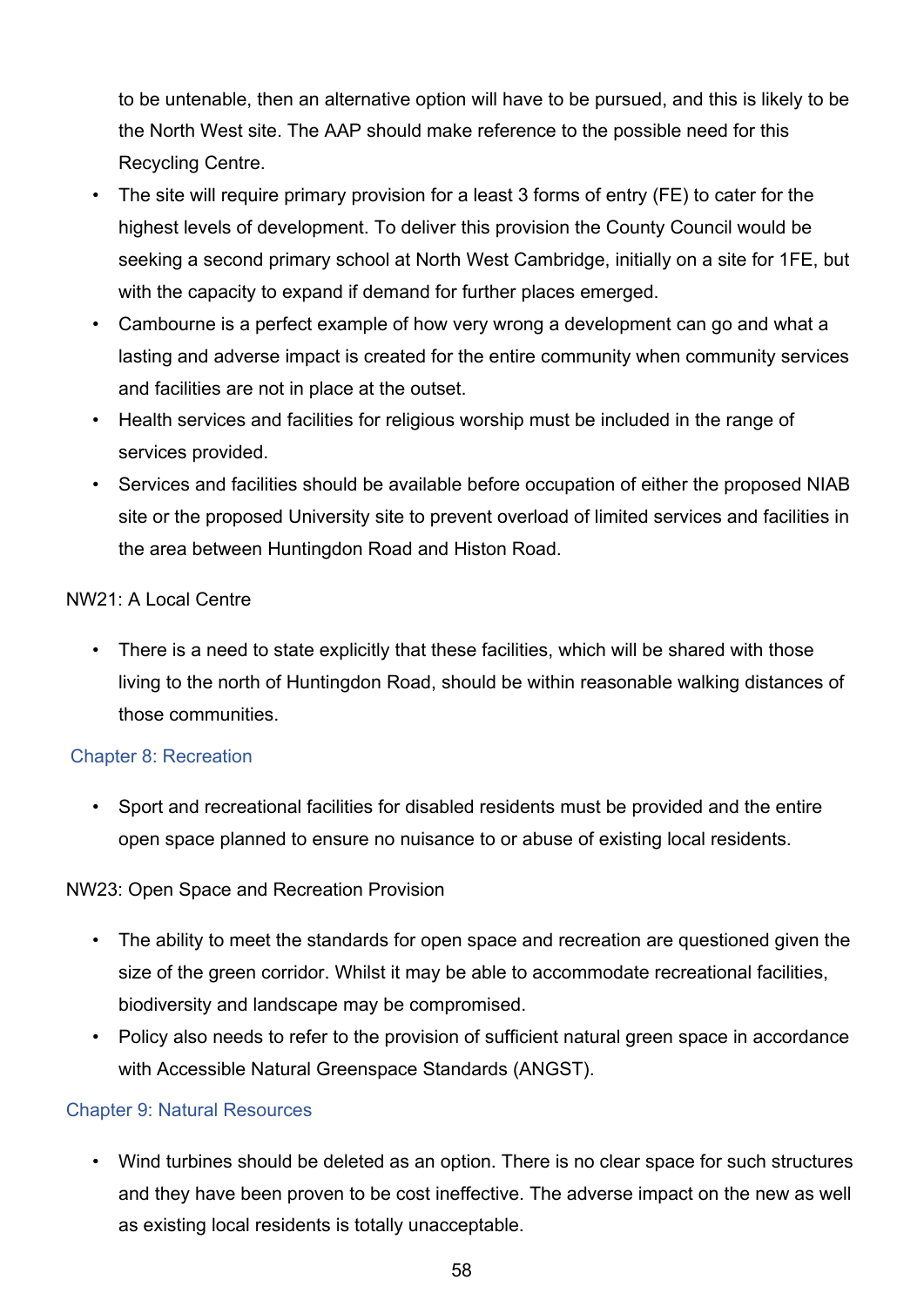to be untenable, then an alternative option will have to be pursued, and this is likely to be the North West site. The AAP should make reference to the possible need for this Recycling Centre.

- The site will require primary provision for a least 3 forms of entry (FE) to cater for the highest levels of development. To deliver this provision the County Council would be seeking a second primary school at North West Cambridge, initially on a site for 1FE, but with the capacity to expand if demand for further places emerged.
- Cambourne is a perfect example of how very wrong a development can go and what a lasting and adverse impact is created for the entire community when community services and facilities are not in place at the outset.
- Health services and facilities for religious worship must be included in the range of services provided.
- Services and facilities should be available before occupation of either the proposed NIAB site or the proposed University site to prevent overload of limited services and facilities in the area between Huntingdon Road and Histon Road.

NW21: A Local Centre

- There is a need to state explicitly that these facilities, which will be shared with those living to the north of Huntingdon Road, should be within reasonable walking distances of those communities.

## Chapter 8: Recreation

- Sport and recreational facilities for disabled residents must be provided and the entire open space planned to ensure no nuisance to or abuse of existing local residents.

NW23: Open Space and Recreation Provision

- The ability to meet the standards for open space and recreation are questioned given the size of the green corridor. Whilst it may be able to accommodate recreational facilities, biodiversity and landscape may be compromised.
- Policy also needs to refer to the provision of sufficient natural green space in accordance with Accessible Natural Greenspace Standards (ANGST).

## Chapter 9: Natural Resources

- Wind turbines should be deleted as an option. There is no clear space for such structures and they have been proven to be cost ineffective. The adverse impact on the new as well as existing local residents is totally unacceptable.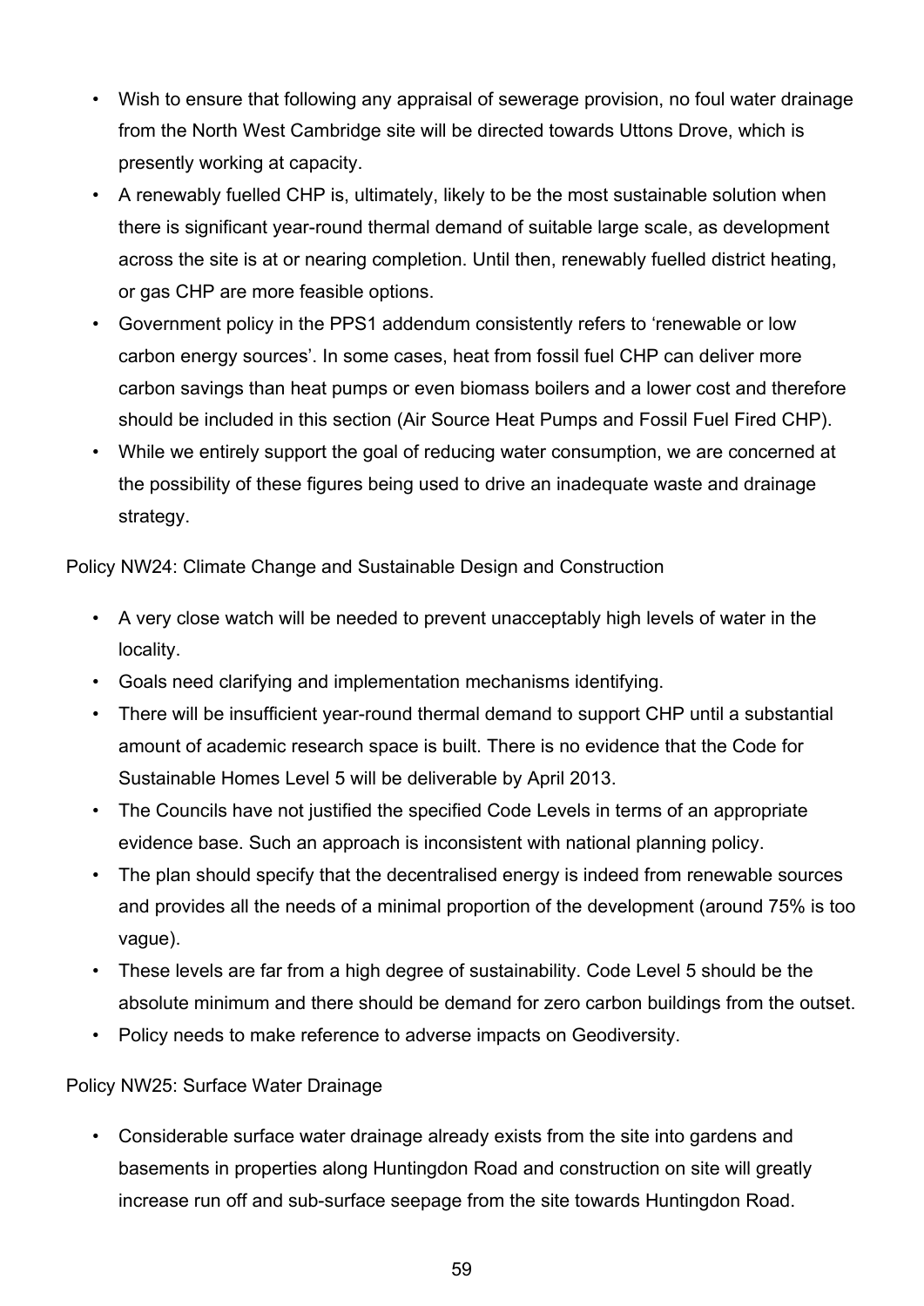- Wish to ensure that following any appraisal of sewerage provision, no foul water drainage from the North West Cambridge site will be directed towards Uttons Drove, which is presently working at capacity.
- A renewably fuelled CHP is, ultimately, likely to be the most sustainable solution when there is significant year-round thermal demand of suitable large scale, as development across the site is at or nearing completion. Until then, renewably fuelled district heating, or gas CHP are more feasible options.
- Government policy in the PPS1 addendum consistently refers to 'renewable or low carbon energy sources'. In some cases, heat from fossil fuel CHP can deliver more carbon savings than heat pumps or even biomass boilers and a lower cost and therefore should be included in this section (Air Source Heat Pumps and Fossil Fuel Fired CHP).
- While we entirely support the goal of reducing water consumption, we are concerned at the possibility of these figures being used to drive an inadequate waste and drainage strategy.

Policy NW24: Climate Change and Sustainable Design and Construction

- A very close watch will be needed to prevent unacceptably high levels of water in the locality.
- Goals need clarifying and implementation mechanisms identifying.
- There will be insufficient year-round thermal demand to support CHP until a substantial amount of academic research space is built. There is no evidence that the Code for Sustainable Homes Level 5 will be deliverable by April 2013.
- The Councils have not justified the specified Code Levels in terms of an appropriate evidence base. Such an approach is inconsistent with national planning policy.
- The plan should specify that the decentralised energy is indeed from renewable sources and provides all the needs of a minimal proportion of the development (around 75% is too vague).
- These levels are far from a high degree of sustainability. Code Level 5 should be the absolute minimum and there should be demand for zero carbon buildings from the outset.
- Policy needs to make reference to adverse impacts on Geodiversity.

Policy NW25: Surface Water Drainage

- Considerable surface water drainage already exists from the site into gardens and basements in properties along Huntingdon Road and construction on site will greatly increase run off and sub-surface seepage from the site towards Huntingdon Road.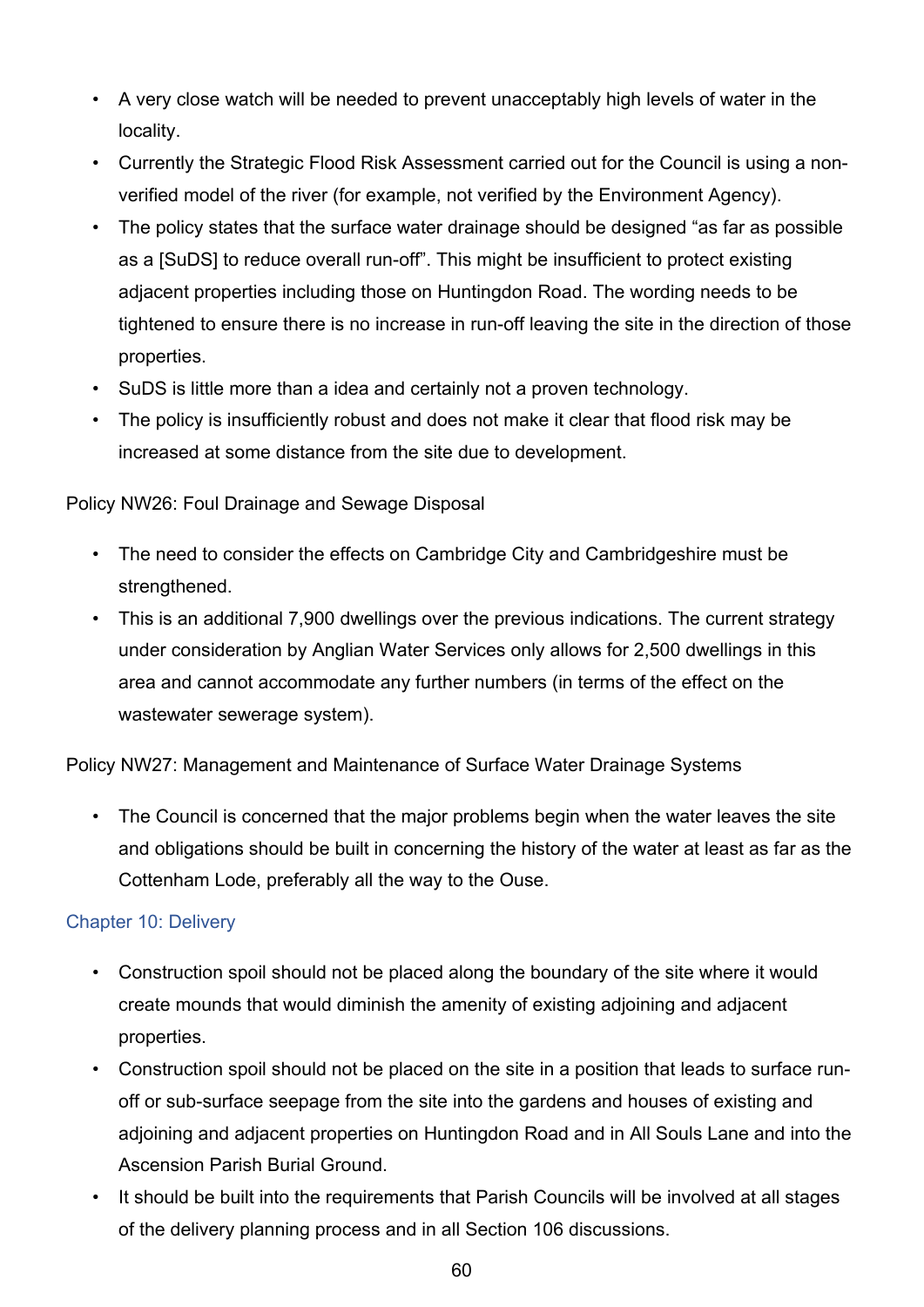- A very close watch will be needed to prevent unacceptably high levels of water in the locality.
- Currently the Strategic Flood Risk Assessment carried out for the Council is using a non-verified model of the river (for example, not verified by the Environment Agency).
- The policy states that the surface water drainage should be designed "as far as possible as a [SuDS] to reduce overall run-off". This might be insufficient to protect existing adjacent properties including those on Huntingdon Road. The wording needs to be tightened to ensure there is no increase in run-off leaving the site in the direction of those properties.
- SuDS is little more than a idea and certainly not a proven technology.
- The policy is insufficiently robust and does not make it clear that flood risk may be increased at some distance from the site due to development.

Policy NW26: Foul Drainage and Sewage Disposal

- The need to consider the effects on Cambridge City and Cambridgeshire must be strengthened.
- This is an additional 7,900 dwellings over the previous indications. The current strategy under consideration by Anglian Water Services only allows for 2,500 dwellings in this area and cannot accommodate any further numbers (in terms of the effect on the wastewater sewerage system).

Policy NW27: Management and Maintenance of Surface Water Drainage Systems

- The Council is concerned that the major problems begin when the water leaves the site and obligations should be built in concerning the history of the water at least as far as the Cottenham Lode, preferably all the way to the Ouse.

### Chapter 10: Delivery

- Construction spoil should not be placed along the boundary of the site where it would create mounds that would diminish the amenity of existing adjoining and adjacent properties.
- Construction spoil should not be placed on the site in a position that leads to surface run-off or sub-surface seepage from the site into the gardens and houses of existing and adjoining and adjacent properties on Huntingdon Road and in All Souls Lane and into the Ascension Parish Burial Ground.
- It should be built into the requirements that Parish Councils will be involved at all stages of the delivery planning process and in all Section 106 discussions.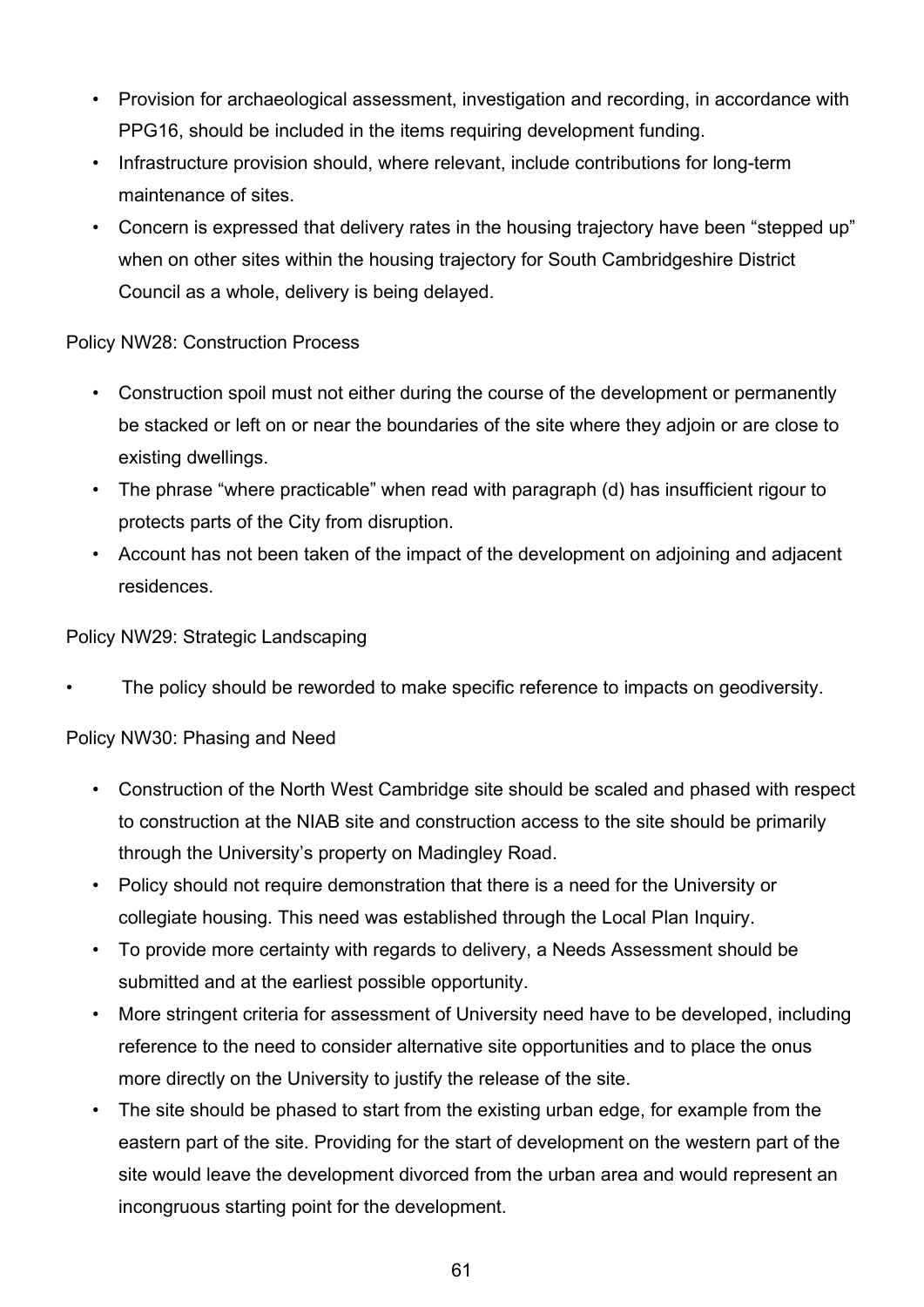- Provision for archaeological assessment, investigation and recording, in accordance with PPG16, should be included in the items requiring development funding.
- Infrastructure provision should, where relevant, include contributions for long-term maintenance of sites.
- Concern is expressed that delivery rates in the housing trajectory have been "stepped up" when on other sites within the housing trajectory for South Cambridgeshire District Council as a whole, delivery is being delayed.

Policy NW28: Construction Process

- Construction spoil must not either during the course of the development or permanently be stacked or left on or near the boundaries of the site where they adjoin or are close to existing dwellings.
- The phrase "where practicable" when read with paragraph (d) has insufficient rigour to protects parts of the City from disruption.
- Account has not been taken of the impact of the development on adjoining and adjacent residences.

Policy NW29: Strategic Landscaping

- The policy should be reworded to make specific reference to impacts on geodiversity.

Policy NW30: Phasing and Need

- Construction of the North West Cambridge site should be scaled and phased with respect to construction at the NIAB site and construction access to the site should be primarily through the University's property on Madingley Road.
- Policy should not require demonstration that there is a need for the University or collegiate housing. This need was established through the Local Plan Inquiry.
- To provide more certainty with regards to delivery, a Needs Assessment should be submitted and at the earliest possible opportunity.
- More stringent criteria for assessment of University need have to be developed, including reference to the need to consider alternative site opportunities and to place the onus more directly on the University to justify the release of the site.
- The site should be phased to start from the existing urban edge, for example from the eastern part of the site. Providing for the start of development on the western part of the site would leave the development divorced from the urban area and would represent an incongruous starting point for the development.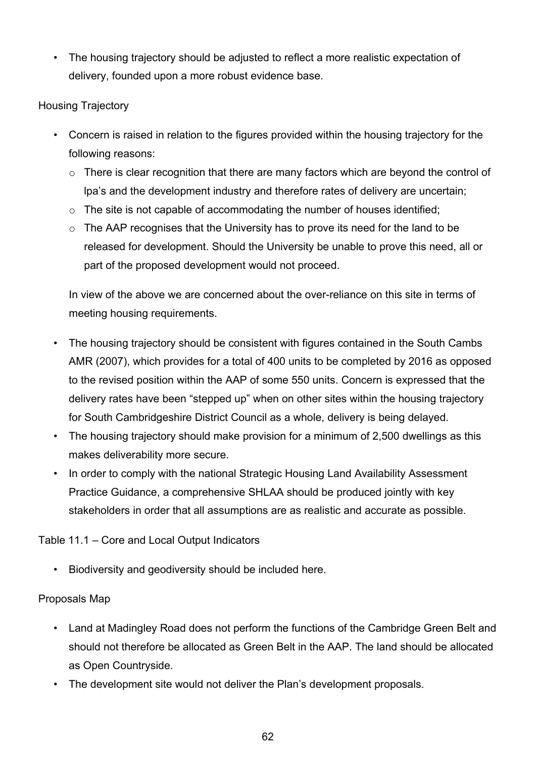- The housing trajectory should be adjusted to reflect a more realistic expectation of delivery, founded upon a more robust evidence base.

Housing Trajectory

- Concern is raised in relation to the figures provided within the housing trajectory for the following reasons:
  - There is clear recognition that there are many factors which are beyond the control of lpa's and the development industry and therefore rates of delivery are uncertain;
  - The site is not capable of accommodating the number of houses identified;
  - The AAP recognises that the University has to prove its need for the land to be released for development. Should the University be unable to prove this need, all or part of the proposed development would not proceed.

  In view of the above we are concerned about the over-reliance on this site in terms of meeting housing requirements.

- The housing trajectory should be consistent with figures contained in the South Cambs AMR (2007), which provides for a total of 400 units to be completed by 2016 as opposed to the revised position within the AAP of some 550 units. Concern is expressed that the delivery rates have been "stepped up" when on other sites within the housing trajectory for South Cambridgeshire District Council as a whole, delivery is being delayed.
- The housing trajectory should make provision for a minimum of 2,500 dwellings as this makes deliverability more secure.
- In order to comply with the national Strategic Housing Land Availability Assessment Practice Guidance, a comprehensive SHLAA should be produced jointly with key stakeholders in order that all assumptions are as realistic and accurate as possible.

Table 11.1 – Core and Local Output Indicators

- Biodiversity and geodiversity should be included here.

Proposals Map

- Land at Madingley Road does not perform the functions of the Cambridge Green Belt and should not therefore be allocated as Green Belt in the AAP. The land should be allocated as Open Countryside.
- The development site would not deliver the Plan's development proposals.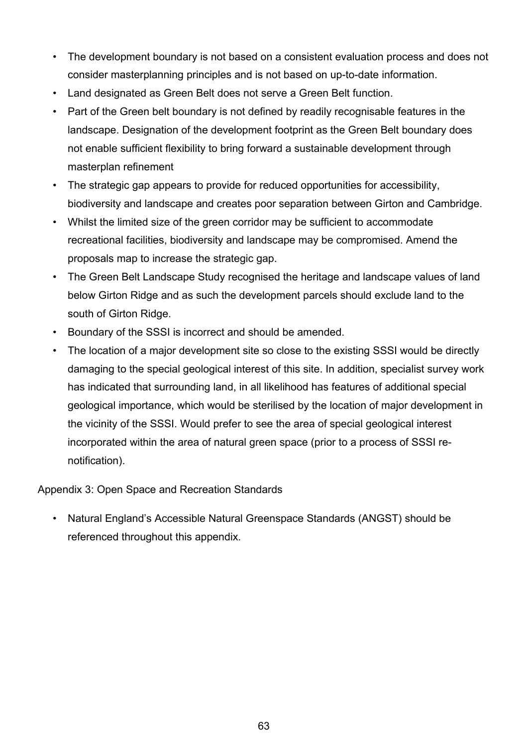- The development boundary is not based on a consistent evaluation process and does not consider masterplanning principles and is not based on up-to-date information.
- Land designated as Green Belt does not serve a Green Belt function.
- Part of the Green belt boundary is not defined by readily recognisable features in the landscape. Designation of the development footprint as the Green Belt boundary does not enable sufficient flexibility to bring forward a sustainable development through masterplan refinement
- The strategic gap appears to provide for reduced opportunities for accessibility, biodiversity and landscape and creates poor separation between Girton and Cambridge.
- Whilst the limited size of the green corridor may be sufficient to accommodate recreational facilities, biodiversity and landscape may be compromised. Amend the proposals map to increase the strategic gap.
- The Green Belt Landscape Study recognised the heritage and landscape values of land below Girton Ridge and as such the development parcels should exclude land to the south of Girton Ridge.
- Boundary of the SSSI is incorrect and should be amended.
- The location of a major development site so close to the existing SSSI would be directly damaging to the special geological interest of this site. In addition, specialist survey work has indicated that surrounding land, in all likelihood has features of additional special geological importance, which would be sterilised by the location of major development in the vicinity of the SSSI. Would prefer to see the area of special geological interest incorporated within the area of natural green space (prior to a process of SSSI re-notification).

Appendix 3: Open Space and Recreation Standards

- Natural England's Accessible Natural Greenspace Standards (ANGST) should be referenced throughout this appendix.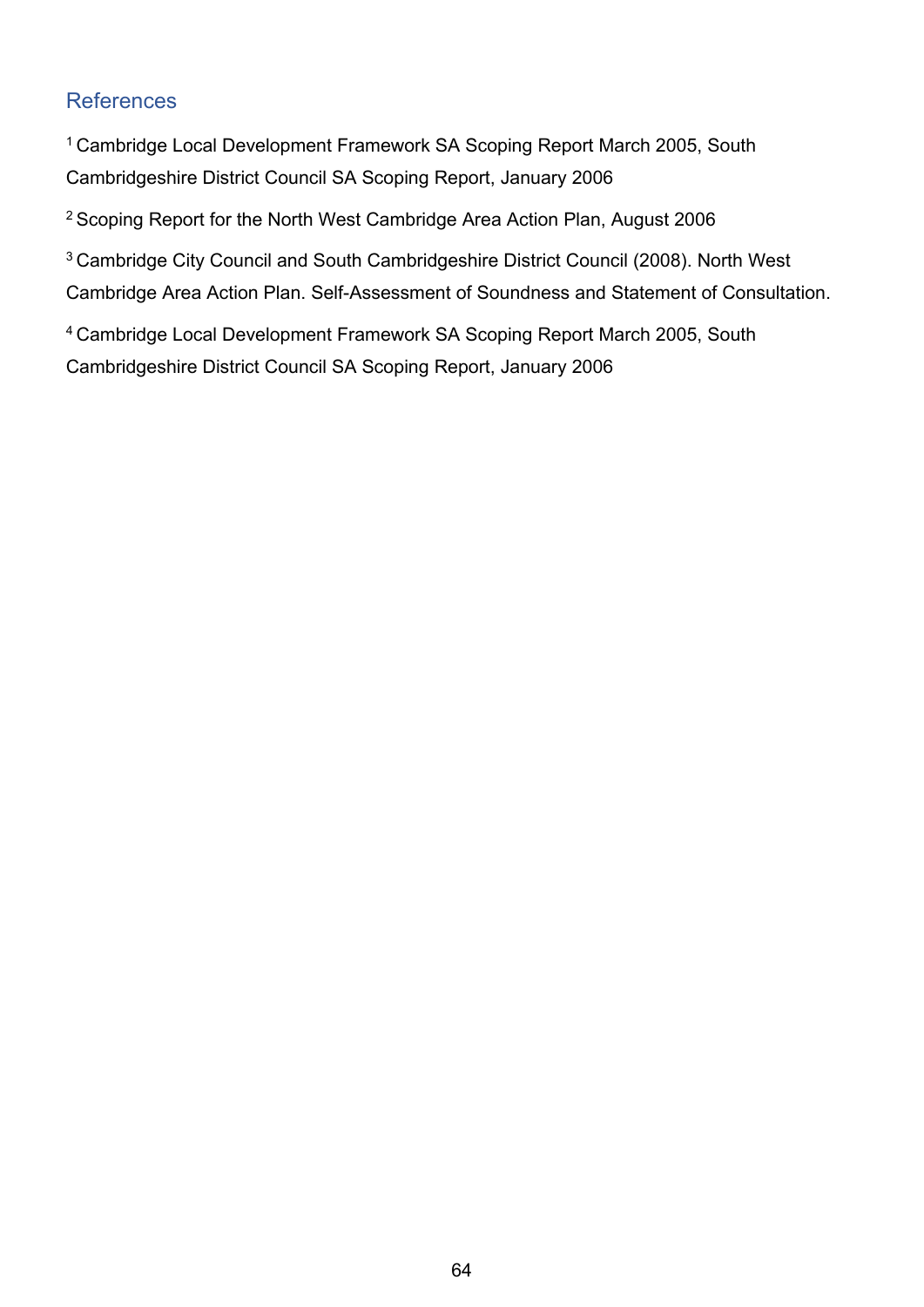## References

[1] Cambridge Local Development Framework SA Scoping Report March 2005, South Cambridgeshire District Council SA Scoping Report, January 2006

[2] Scoping Report for the North West Cambridge Area Action Plan, August 2006

[3] Cambridge City Council and South Cambridgeshire District Council (2008). North West Cambridge Area Action Plan. Self-Assessment of Soundness and Statement of Consultation.

[4] Cambridge Local Development Framework SA Scoping Report March 2005, South Cambridgeshire District Council SA Scoping Report, January 2006